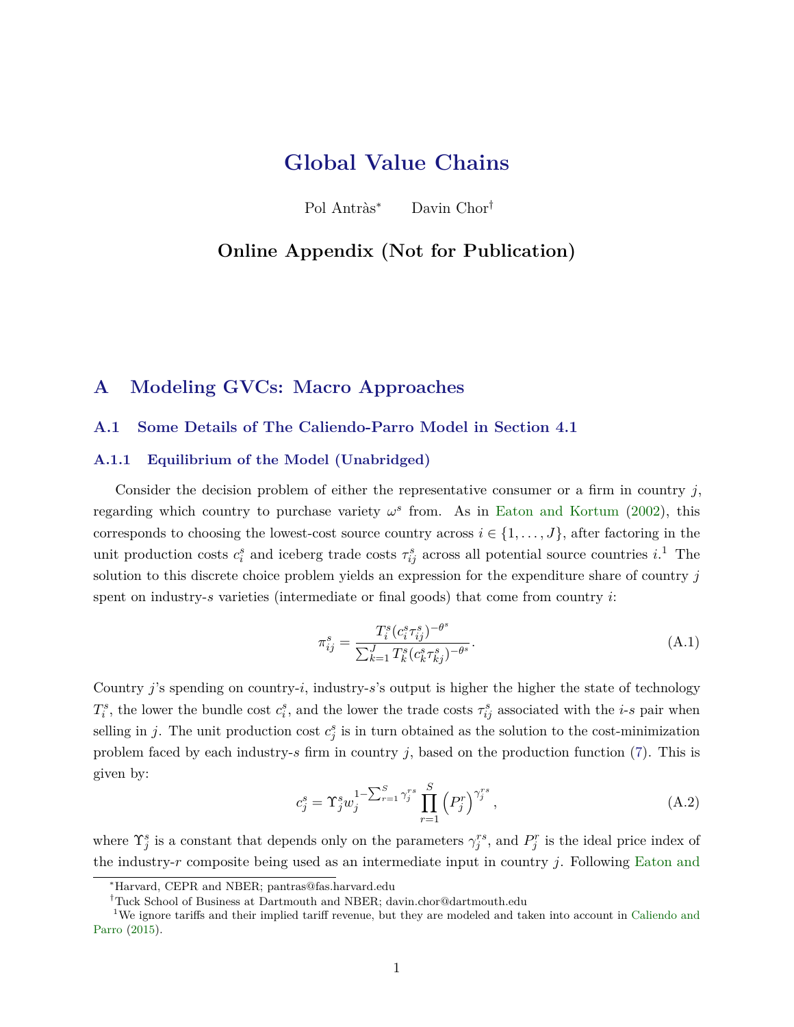# Global Value Chains

Pol Antràs[*] Davin Chor[†]

## Online Appendix (Not for Publication)

## A Modeling GVCs: Macro Approaches

### A.1 Some Details of The Caliendo-Parro Model in Section 4.1

#### A.1.1 Equilibrium of the Model (Unabridged)

Consider the decision problem of either the representative consumer or a firm in country $j$, regarding which country to purchase variety $\omega^s$ from. As in Eaton and Kortum (2002), this corresponds to choosing the lowest-cost source country across $i \in \{1, \ldots, J\}$, after factoring in the unit production costs $c_i^s$ and iceberg trade costs $\tau_{ij}^s$ across all potential source countries $i$.[1] The solution to this discrete choice problem yields an expression for the expenditure share of country $j$ spent on industry-$s$ varieties (intermediate or final goods) that come from country $i$:

$$\pi_{ij}^s = \frac{T_i^s (c_i^s \tau_{ij}^s)^{-\theta^s}}{\sum_{k=1}^J T_k^s (c_k^s \tau_{kj}^s)^{-\theta^s}}. \tag{A.1}$$

Country $j$'s spending on country-$i$, industry-$s$'s output is higher the higher the state of technology $T_i^s$, the lower the bundle cost $c_i^s$, and the lower the trade costs $\tau_{ij}^s$ associated with the $i$-$s$ pair when selling in $j$. The unit production cost $c_j^s$ is in turn obtained as the solution to the cost-minimization problem faced by each industry-$s$ firm in country $j$, based on the production function (7). This is given by:

$$c_j^s = \Upsilon_j^s w_j^{1-\sum_{r=1}^S \gamma_j^{rs}} \prod_{r=1}^S \left(P_j^r\right)^{\gamma_j^{rs}}, \tag{A.2}$$

where $\Upsilon_j^s$ is a constant that depends only on the parameters $\gamma_j^{rs}$, and $P_j^r$ is the ideal price index of the industry-$r$ composite being used as an intermediate input in country $j$. Following Eaton and

---

[*] Harvard, CEPR and NBER; pantras@fas.harvard.edu

[†] Tuck School of Business at Dartmouth and NBER; davin.chor@dartmouth.edu

[1] We ignore tariffs and their implied tariff revenue, but they are modeled and taken into account in Caliendo and Parro (2015).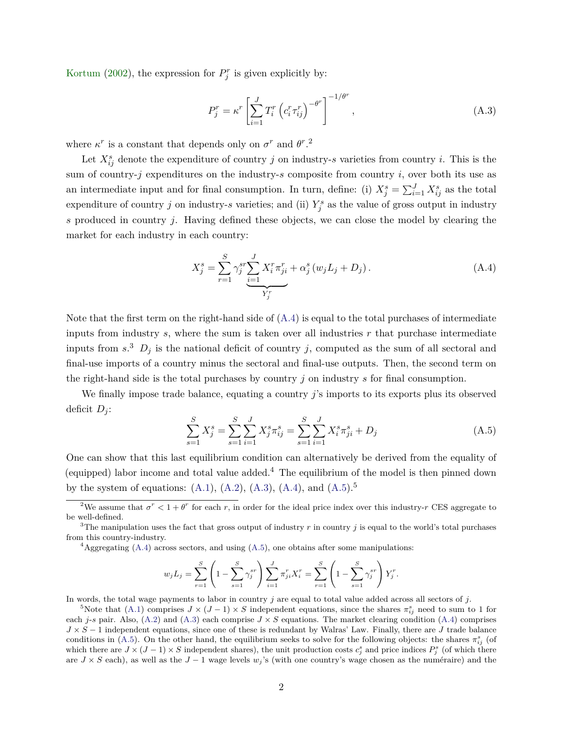Kortum (2002), the expression for $P_j^r$ is given explicitly by:

$$P_j^r = \kappa^r \left[ \sum_{i=1}^{J} T_i^r \left( c_i^r \tau_{ij}^r \right)^{-\theta^r} \right]^{-1/\theta^r}, \tag{A.3}$$

where $\kappa^r$ is a constant that depends only on $\sigma^r$ and $\theta^r$.[2]

Let $X_{ij}^s$ denote the expenditure of country $j$ on industry-$s$ varieties from country $i$. This is the sum of country-$j$ expenditures on the industry-$s$ composite from country $i$, over both its use as an intermediate input and for final consumption. In turn, define: (i) $X_j^s = \sum_{i=1}^{J} X_{ij}^s$ as the total expenditure of country $j$ on industry-$s$ varieties; and (ii) $Y_j^s$ as the value of gross output in industry $s$ produced in country $j$. Having defined these objects, we can close the model by clearing the market for each industry in each country:

$$X_j^s = \sum_{r=1}^{S} \gamma_j^{sr} \underbrace{\sum_{i=1}^{J} X_i^r \pi_{ji}^r}_{Y_j^r} + \alpha_j^s \left( w_j L_j + D_j \right). \tag{A.4}$$

Note that the first term on the right-hand side of (A.4) is equal to the total purchases of intermediate inputs from industry $s$, where the sum is taken over all industries $r$ that purchase intermediate inputs from $s$.[3] $D_j$ is the national deficit of country $j$, computed as the sum of all sectoral and final-use imports of a country minus the sectoral and final-use outputs. Then, the second term on the right-hand side is the total purchases by country $j$ on industry $s$ for final consumption.

We finally impose trade balance, equating a country $j$'s imports to its exports plus its observed deficit $D_j$:

$$\sum_{s=1}^{S} X_j^s = \sum_{s=1}^{S} \sum_{i=1}^{J} X_j^s \pi_{ij}^s = \sum_{s=1}^{S} \sum_{i=1}^{J} X_i^s \pi_{ji}^s + D_j \tag{A.5}$$

One can show that this last equilibrium condition can alternatively be derived from the equality of (equipped) labor income and total value added.[4] The equilibrium of the model is then pinned down by the system of equations: (A.1), (A.2), (A.3), (A.4), and (A.5).[5]

---

[2] We assume that $\sigma^r < 1 + \theta^r$ for each $r$, in order for the ideal price index over this industry-$r$ CES aggregate to be well-defined.

[3] The manipulation uses the fact that gross output of industry $r$ in country $j$ is equal to the world's total purchases from this country-industry.

[4] Aggregating (A.4) across sectors, and using (A.5), one obtains after some manipulations:

$$w_j L_j = \sum_{r=1}^{S} \left( 1 - \sum_{s=1}^{S} \gamma_j^{sr} \right) \sum_{i=1}^{J} \pi_{ji}^r X_i^r = \sum_{r=1}^{S} \left( 1 - \sum_{s=1}^{S} \gamma_j^{sr} \right) Y_j^r.$$

In words, the total wage payments to labor in country $j$ are equal to total value added across all sectors of $j$.

[5] Note that (A.1) comprises $J \times (J-1) \times S$ independent equations, since the shares $\pi_{ij}^s$ need to sum to 1 for each $j$-$s$ pair. Also, (A.2) and (A.3) each comprise $J \times S$ equations. The market clearing condition (A.4) comprises $J \times S - 1$ independent equations, since one of these is redundant by Walras' Law. Finally, there are $J$ trade balance conditions in (A.5). On the other hand, the equilibrium seeks to solve for the following objects: the shares $\pi_{ij}^s$ (of which there are $J \times (J-1) \times S$ independent shares), the unit production costs $c_j^s$ and price indices $P_j^s$ (of which there are $J \times S$ each), as well as the $J-1$ wage levels $w_j$'s (with one country's wage chosen as the numéraire) and the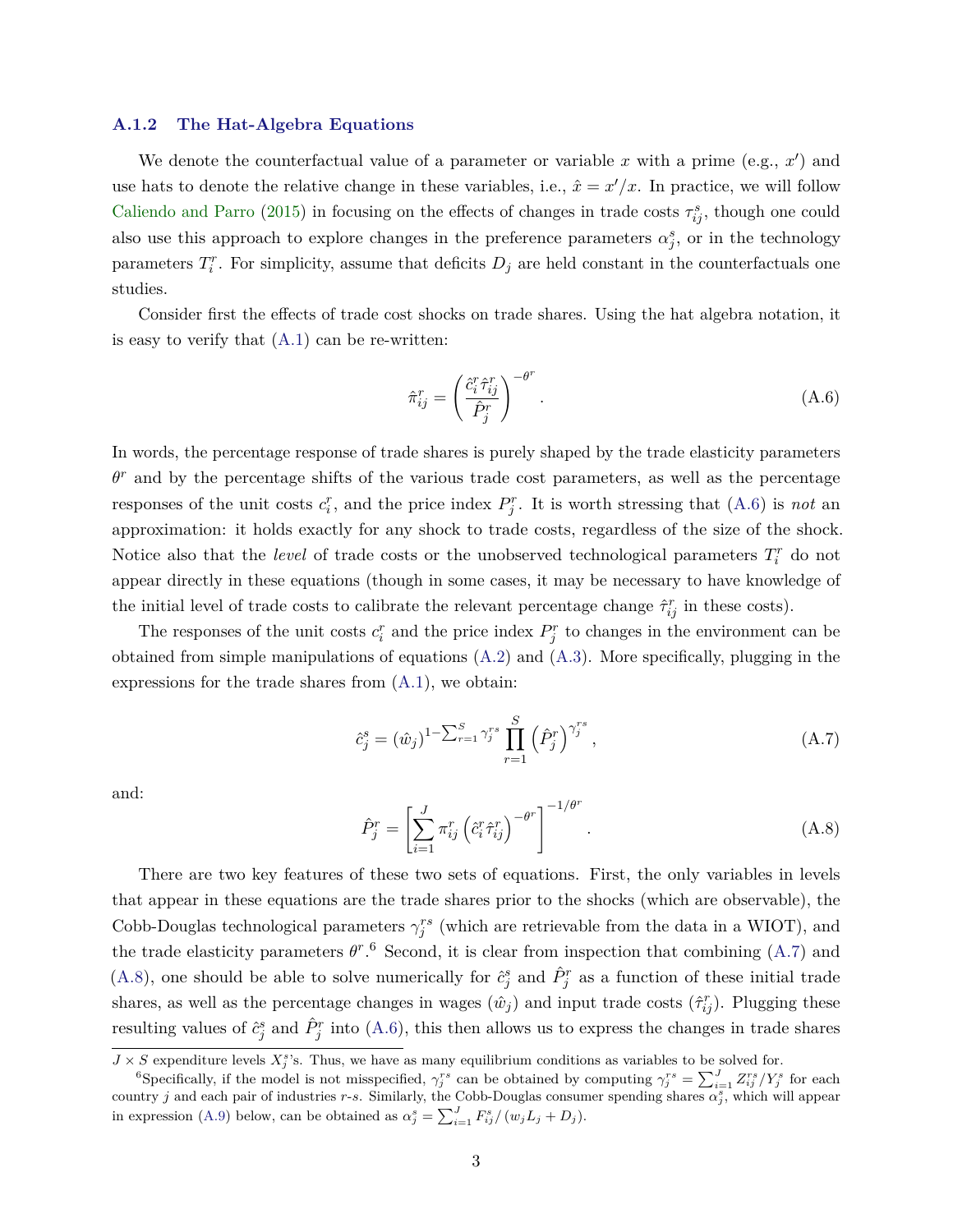### A.1.2 The Hat-Algebra Equations

We denote the counterfactual value of a parameter or variable $x$ with a prime (e.g., $x'$) and use hats to denote the relative change in these variables, i.e., $\hat{x} = x'/x$. In practice, we will follow Caliendo and Parro (2015) in focusing on the effects of changes in trade costs $\tau_{ij}^{s}$, though one could also use this approach to explore changes in the preference parameters $\alpha_j^s$, or in the technology parameters $T_i^r$. For simplicity, assume that deficits $D_j$ are held constant in the counterfactuals one studies.

Consider first the effects of trade cost shocks on trade shares. Using the hat algebra notation, it is easy to verify that (A.1) can be re-written:

$$\hat{\pi}_{ij}^{r} = \left( \frac{\hat{c}_i^r \hat{\tau}_{ij}^r}{\hat{P}_j^r} \right)^{-\theta^r}. \tag{A.6}$$

In words, the percentage response of trade shares is purely shaped by the trade elasticity parameters $\theta^r$ and by the percentage shifts of the various trade cost parameters, as well as the percentage responses of the unit costs $c_i^r$, and the price index $P_j^r$. It is worth stressing that (A.6) is *not* an approximation: it holds exactly for any shock to trade costs, regardless of the size of the shock. Notice also that the *level* of trade costs or the unobserved technological parameters $T_i^r$ do not appear directly in these equations (though in some cases, it may be necessary to have knowledge of the initial level of trade costs to calibrate the relevant percentage change $\hat{\tau}_{ij}^r$ in these costs).

The responses of the unit costs $c_i^r$ and the price index $P_j^r$ to changes in the environment can be obtained from simple manipulations of equations (A.2) and (A.3). More specifically, plugging in the expressions for the trade shares from (A.1), we obtain:

$$\hat{c}_j^s = (\hat{w}_j)^{1-\sum_{r=1}^{S}\gamma_j^{rs}} \prod_{r=1}^{S} \left(\hat{P}_j^r\right)^{\gamma_j^{rs}}, \tag{A.7}$$

and:

$$\hat{P}_j^r = \left[ \sum_{i=1}^{J} \pi_{ij}^r \left(\hat{c}_i^r \hat{\tau}_{ij}^r\right)^{-\theta^r} \right]^{-1/\theta^r}. \tag{A.8}$$

There are two key features of these two sets of equations. First, the only variables in levels that appear in these equations are the trade shares prior to the shocks (which are observable), the Cobb-Douglas technological parameters $\gamma_j^{rs}$ (which are retrievable from the data in a WIOT), and the trade elasticity parameters $\theta^r$.[6] Second, it is clear from inspection that combining (A.7) and (A.8), one should be able to solve numerically for $\hat{c}_j^s$ and $\hat{P}_j^r$ as a function of these initial trade shares, as well as the percentage changes in wages ($\hat{w}_j$) and input trade costs ($\hat{\tau}_{ij}^r$). Plugging these resulting values of $\hat{c}_j^s$ and $\hat{P}_j^r$ into (A.6), this then allows us to express the changes in trade shares

---

$J \times S$ expenditure levels $X_j^s$'s. Thus, we have as many equilibrium conditions as variables to be solved for.

[6] Specifically, if the model is not misspecified, $\gamma_j^{rs}$ can be obtained by computing $\gamma_j^{rs} = \sum_{i=1}^{J} Z_{ij}^{rs}/Y_j^s$ for each country $j$ and each pair of industries $r$-$s$. Similarly, the Cobb-Douglas consumer spending shares $\alpha_j^s$, which will appear in expression (A.9) below, can be obtained as $\alpha_j^s = \sum_{i=1}^{J} F_{ij}^s/(w_j L_j + D_j)$.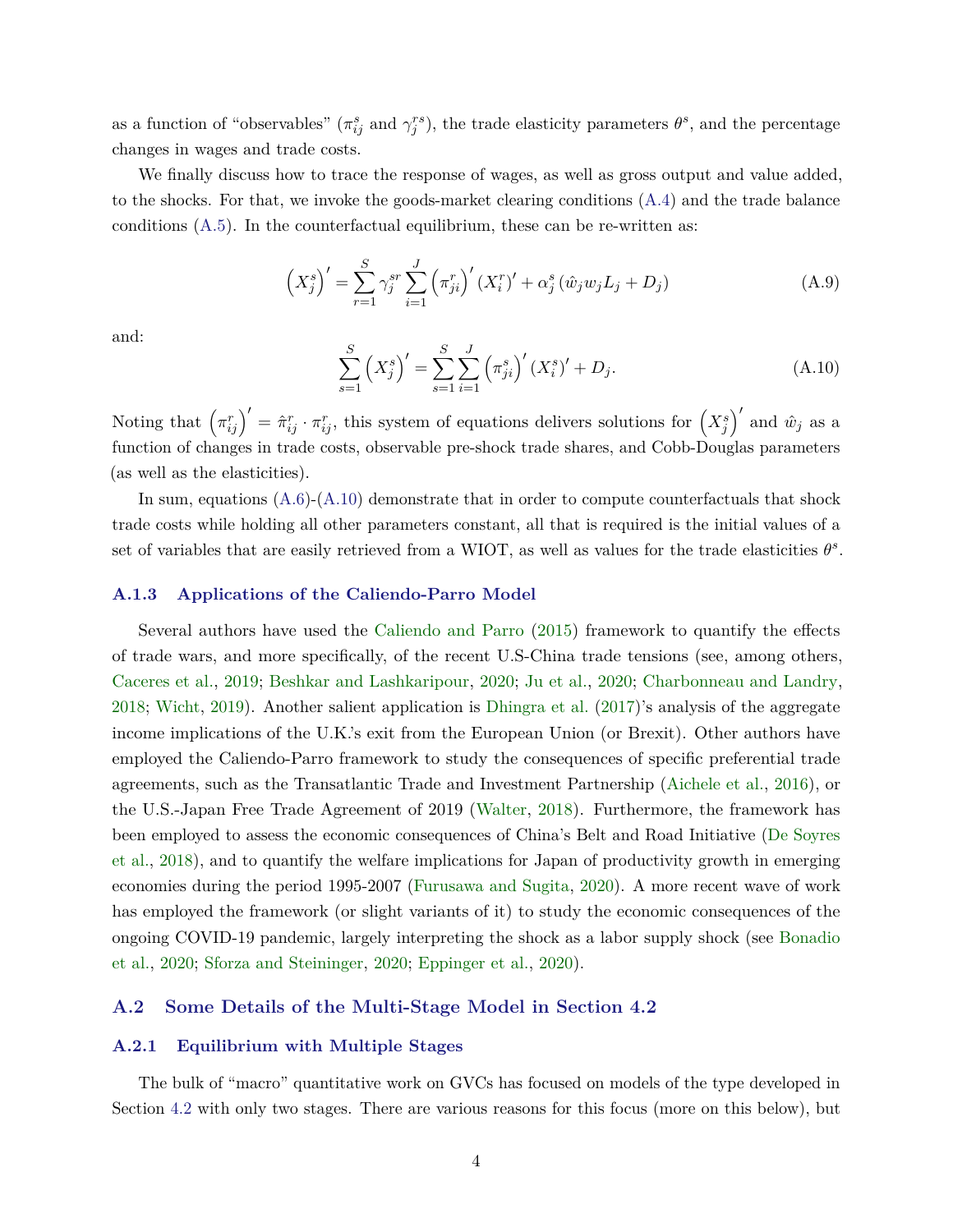as a function of "observables" ($\pi_{ij}^{s}$ and $\gamma_{j}^{rs}$), the trade elasticity parameters $\theta^{s}$, and the percentage changes in wages and trade costs.

We finally discuss how to trace the response of wages, as well as gross output and value added, to the shocks. For that, we invoke the goods-market clearing conditions (A.4) and the trade balance conditions (A.5). In the counterfactual equilibrium, these can be re-written as:

$$\left(X_{j}^{s}\right)' = \sum_{r=1}^{S} \gamma_{j}^{sr} \sum_{i=1}^{J} \left(\pi_{ji}^{r}\right)' (X_{i}^{r})' + \alpha_{j}^{s} \left(\hat{w}_{j} w_{j} L_{j} + D_{j}\right) \tag{A.9}$$

and:

$$\sum_{s=1}^{S} \left(X_{j}^{s}\right)' = \sum_{s=1}^{S} \sum_{i=1}^{J} \left(\pi_{ji}^{s}\right)' (X_{i}^{s})' + D_{j}. \tag{A.10}$$

Noting that $\left(\pi_{ij}^{r}\right)' = \hat{\pi}_{ij}^{r} \cdot \pi_{ij}^{r}$, this system of equations delivers solutions for $\left(X_{j}^{s}\right)'$ and $\hat{w}_{j}$ as a function of changes in trade costs, observable pre-shock trade shares, and Cobb-Douglas parameters (as well as the elasticities).

In sum, equations (A.6)-(A.10) demonstrate that in order to compute counterfactuals that shock trade costs while holding all other parameters constant, all that is required is the initial values of a set of variables that are easily retrieved from a WIOT, as well as values for the trade elasticities $\theta^{s}$.

### A.1.3 Applications of the Caliendo-Parro Model

Several authors have used the Caliendo and Parro (2015) framework to quantify the effects of trade wars, and more specifically, of the recent U.S-China trade tensions (see, among others, Caceres et al., 2019; Beshkar and Lashkaripour, 2020; Ju et al., 2020; Charbonneau and Landry, 2018; Wicht, 2019). Another salient application is Dhingra et al. (2017)'s analysis of the aggregate income implications of the U.K.'s exit from the European Union (or Brexit). Other authors have employed the Caliendo-Parro framework to study the consequences of specific preferential trade agreements, such as the Transatlantic Trade and Investment Partnership (Aichele et al., 2016), or the U.S.-Japan Free Trade Agreement of 2019 (Walter, 2018). Furthermore, the framework has been employed to assess the economic consequences of China's Belt and Road Initiative (De Soyres et al., 2018), and to quantify the welfare implications for Japan of productivity growth in emerging economies during the period 1995-2007 (Furusawa and Sugita, 2020). A more recent wave of work has employed the framework (or slight variants of it) to study the economic consequences of the ongoing COVID-19 pandemic, largely interpreting the shock as a labor supply shock (see Bonadio et al., 2020; Sforza and Steininger, 2020; Eppinger et al., 2020).

## A.2 Some Details of the Multi-Stage Model in Section 4.2

### A.2.1 Equilibrium with Multiple Stages

The bulk of "macro" quantitative work on GVCs has focused on models of the type developed in Section 4.2 with only two stages. There are various reasons for this focus (more on this below), but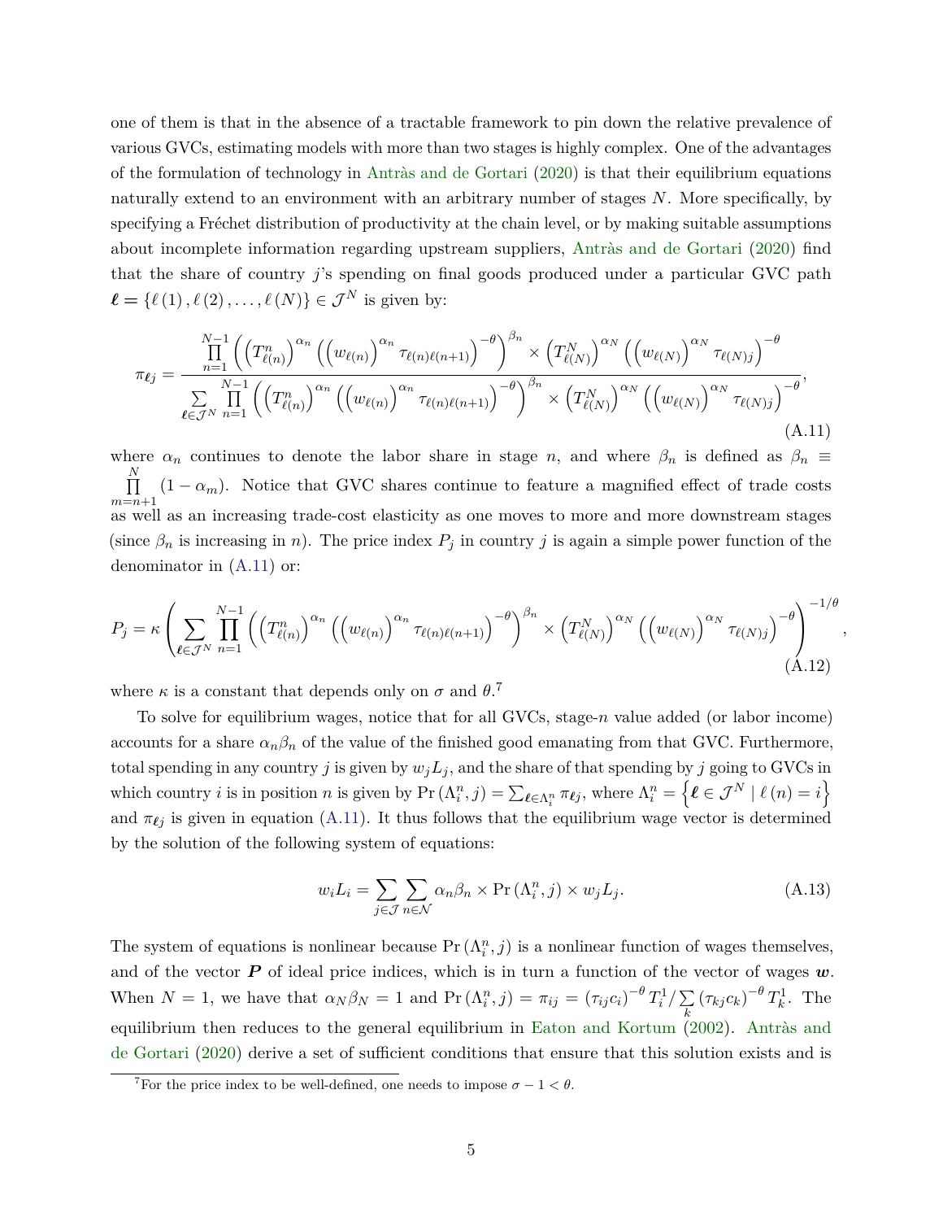one of them is that in the absence of a tractable framework to pin down the relative prevalence of various GVCs, estimating models with more than two stages is highly complex. One of the advantages of the formulation of technology in Antràs and de Gortari (2020) is that their equilibrium equations naturally extend to an environment with an arbitrary number of stages $N$. More specifically, by specifying a Fréchet distribution of productivity at the chain level, or by making suitable assumptions about incomplete information regarding upstream suppliers, Antràs and de Gortari (2020) find that the share of country $j$'s spending on final goods produced under a particular GVC path $\boldsymbol{\ell} = \{\ell(1), \ell(2), \ldots, \ell(N)\} \in \mathcal{J}^N$ is given by:

$$\pi_{\boldsymbol{\ell}j} = \frac{\prod\limits_{n=1}^{N-1} \left( \left(T^n_{\ell(n)}\right)^{\alpha_n} \left( \left(w_{\ell(n)}\right)^{\alpha_n} \tau_{\ell(n)\ell(n+1)} \right)^{-\theta} \right)^{\beta_n} \times \left(T^N_{\ell(N)}\right)^{\alpha_N} \left( \left(w_{\ell(N)}\right)^{\alpha_N} \tau_{\ell(N)j} \right)^{-\theta}}{\sum\limits_{\boldsymbol{\ell} \in \mathcal{J}^N} \prod\limits_{n=1}^{N-1} \left( \left(T^n_{\ell(n)}\right)^{\alpha_n} \left( \left(w_{\ell(n)}\right)^{\alpha_n} \tau_{\ell(n)\ell(n+1)} \right)^{-\theta} \right)^{\beta_n} \times \left(T^N_{\ell(N)}\right)^{\alpha_N} \left( \left(w_{\ell(N)}\right)^{\alpha_N} \tau_{\ell(N)j} \right)^{-\theta}}, \tag{A.11}$$

where $\alpha_n$ continues to denote the labor share in stage $n$, and where $\beta_n$ is defined as $\beta_n \equiv \prod\limits_{m=n+1}^{N} (1 - \alpha_m)$. Notice that GVC shares continue to feature a magnified effect of trade costs as well as an increasing trade-cost elasticity as one moves to more and more downstream stages (since $\beta_n$ is increasing in $n$). The price index $P_j$ in country $j$ is again a simple power function of the denominator in (A.11) or:

$$P_j = \kappa \left( \sum_{\boldsymbol{\ell} \in \mathcal{J}^N} \prod_{n=1}^{N-1} \left( \left(T^n_{\ell(n)}\right)^{\alpha_n} \left( \left(w_{\ell(n)}\right)^{\alpha_n} \tau_{\ell(n)\ell(n+1)} \right)^{-\theta} \right)^{\beta_n} \times \left(T^N_{\ell(N)}\right)^{\alpha_N} \left( \left(w_{\ell(N)}\right)^{\alpha_N} \tau_{\ell(N)j} \right)^{-\theta} \right)^{-1/\theta}, \tag{A.12}$$

where $\kappa$ is a constant that depends only on $\sigma$ and $\theta$.[7]

To solve for equilibrium wages, notice that for all GVCs, stage-$n$ value added (or labor income) accounts for a share $\alpha_n \beta_n$ of the value of the finished good emanating from that GVC. Furthermore, total spending in any country $j$ is given by $w_j L_j$, and the share of that spending by $j$ going to GVCs in which country $i$ is in position $n$ is given by $\Pr(\Lambda^n_i, j) = \sum_{\boldsymbol{\ell} \in \Lambda^n_i} \pi_{\boldsymbol{\ell}j}$, where $\Lambda^n_i = \left\{ \boldsymbol{\ell} \in \mathcal{J}^N \mid \ell(n) = i \right\}$ and $\pi_{\boldsymbol{\ell}j}$ is given in equation (A.11). It thus follows that the equilibrium wage vector is determined by the solution of the following system of equations:

$$w_i L_i = \sum_{j \in \mathcal{J}} \sum_{n \in \mathcal{N}} \alpha_n \beta_n \times \Pr(\Lambda^n_i, j) \times w_j L_j. \tag{A.13}$$

The system of equations is nonlinear because $\Pr(\Lambda^n_i, j)$ is a nonlinear function of wages themselves, and of the vector $\boldsymbol{P}$ of ideal price indices, which is in turn a function of the vector of wages $\boldsymbol{w}$. When $N = 1$, we have that $\alpha_N \beta_N = 1$ and $\Pr(\Lambda^n_i, j) = \pi_{ij} = (\tau_{ij} c_i)^{-\theta} T^1_i / \sum\limits_k (\tau_{kj} c_k)^{-\theta} T^1_k$. The equilibrium then reduces to the general equilibrium in Eaton and Kortum (2002). Antràs and de Gortari (2020) derive a set of sufficient conditions that ensure that this solution exists and is

[7] For the price index to be well-defined, one needs to impose $\sigma - 1 < \theta$.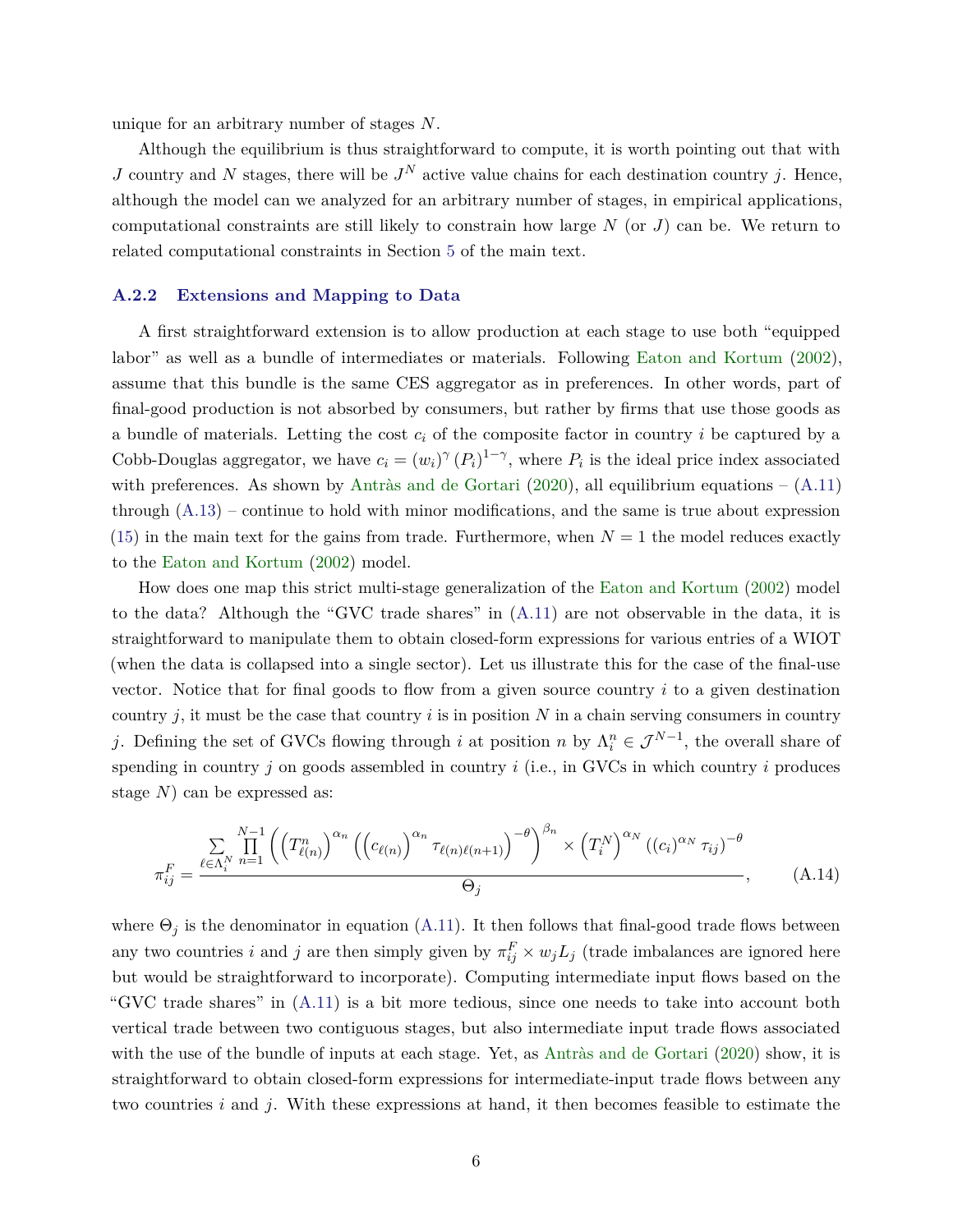unique for an arbitrary number of stages $N$.

Although the equilibrium is thus straightforward to compute, it is worth pointing out that with $J$ country and $N$ stages, there will be $J^N$ active value chains for each destination country $j$. Hence, although the model can we analyzed for an arbitrary number of stages, in empirical applications, computational constraints are still likely to constrain how large $N$ (or $J$) can be. We return to related computational constraints in Section 5 of the main text.

### A.2.2 Extensions and Mapping to Data

A first straightforward extension is to allow production at each stage to use both "equipped labor" as well as a bundle of intermediates or materials. Following Eaton and Kortum (2002), assume that this bundle is the same CES aggregator as in preferences. In other words, part of final-good production is not absorbed by consumers, but rather by firms that use those goods as a bundle of materials. Letting the cost $c_i$ of the composite factor in country $i$ be captured by a Cobb-Douglas aggregator, we have $c_i = (w_i)^{\gamma} (P_i)^{1-\gamma}$, where $P_i$ is the ideal price index associated with preferences. As shown by Antràs and de Gortari (2020), all equilibrium equations – (A.11) through (A.13) – continue to hold with minor modifications, and the same is true about expression (15) in the main text for the gains from trade. Furthermore, when $N = 1$ the model reduces exactly to the Eaton and Kortum (2002) model.

How does one map this strict multi-stage generalization of the Eaton and Kortum (2002) model to the data? Although the "GVC trade shares" in (A.11) are not observable in the data, it is straightforward to manipulate them to obtain closed-form expressions for various entries of a WIOT (when the data is collapsed into a single sector). Let us illustrate this for the case of the final-use vector. Notice that for final goods to flow from a given source country $i$ to a given destination country $j$, it must be the case that country $i$ is in position $N$ in a chain serving consumers in country $j$. Defining the set of GVCs flowing through $i$ at position $n$ by $\Lambda_i^n \in \mathcal{J}^{N-1}$, the overall share of spending in country $j$ on goods assembled in country $i$ (i.e., in GVCs in which country $i$ produces stage $N$) can be expressed as:

$$\pi_{ij}^F = \frac{\sum_{\ell \in \Lambda_i^N} \prod_{n=1}^{N-1} \left( \left( T_{\ell(n)}^n \right)^{\alpha_n} \left( \left( c_{\ell(n)} \right)^{\alpha_n} \tau_{\ell(n)\ell(n+1)} \right)^{-\theta} \right)^{\beta_n} \times \left( T_i^N \right)^{\alpha_N} \left( (c_i)^{\alpha_N} \tau_{ij} \right)^{-\theta}}{\Theta_j}, \tag{A.14}$$

where $\Theta_j$ is the denominator in equation (A.11). It then follows that final-good trade flows between any two countries $i$ and $j$ are then simply given by $\pi_{ij}^F \times w_j L_j$ (trade imbalances are ignored here but would be straightforward to incorporate). Computing intermediate input flows based on the "GVC trade shares" in (A.11) is a bit more tedious, since one needs to take into account both vertical trade between two contiguous stages, but also intermediate input trade flows associated with the use of the bundle of inputs at each stage. Yet, as Antràs and de Gortari (2020) show, it is straightforward to obtain closed-form expressions for intermediate-input trade flows between any two countries $i$ and $j$. With these expressions at hand, it then becomes feasible to estimate the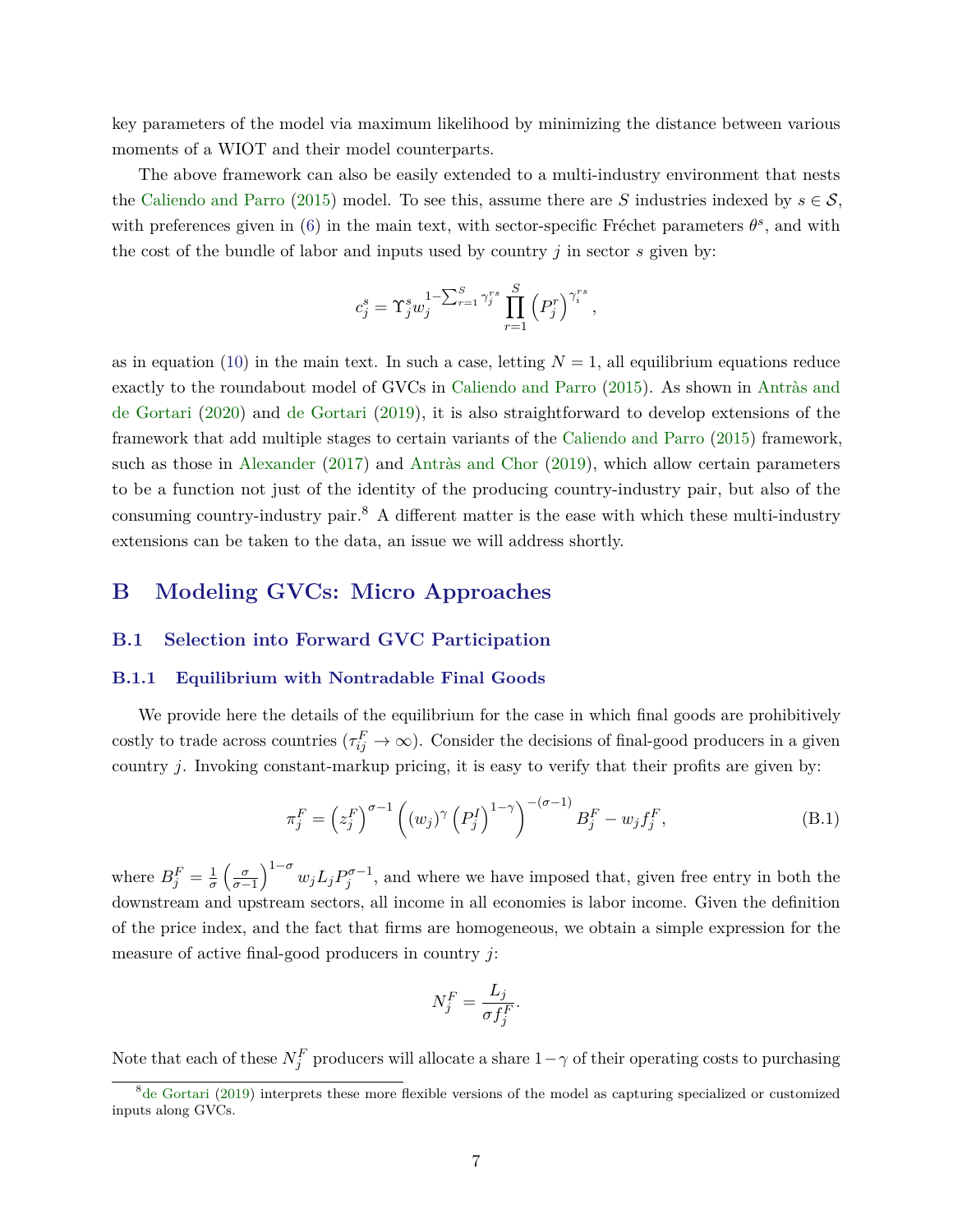key parameters of the model via maximum likelihood by minimizing the distance between various moments of a WIOT and their model counterparts.

The above framework can also be easily extended to a multi-industry environment that nests the Caliendo and Parro (2015) model. To see this, assume there are $S$ industries indexed by $s \in \mathcal{S}$, with preferences given in (6) in the main text, with sector-specific Fréchet parameters $\theta^s$, and with the cost of the bundle of labor and inputs used by country $j$ in sector $s$ given by:

$$c_j^s = \Upsilon_j^s w_j^{1-\sum_{r=1}^S \gamma_j^{rs}} \prod_{r=1}^S \left(P_j^r\right)^{\gamma_i^{rs}},$$

as in equation (10) in the main text. In such a case, letting $N = 1$, all equilibrium equations reduce exactly to the roundabout model of GVCs in Caliendo and Parro (2015). As shown in Antràs and de Gortari (2020) and de Gortari (2019), it is also straightforward to develop extensions of the framework that add multiple stages to certain variants of the Caliendo and Parro (2015) framework, such as those in Alexander (2017) and Antràs and Chor (2019), which allow certain parameters to be a function not just of the identity of the producing country-industry pair, but also of the consuming country-industry pair.[8] A different matter is the ease with which these multi-industry extensions can be taken to the data, an issue we will address shortly.

# B Modeling GVCs: Micro Approaches

## B.1 Selection into Forward GVC Participation

### B.1.1 Equilibrium with Nontradable Final Goods

We provide here the details of the equilibrium for the case in which final goods are prohibitively costly to trade across countries ($\tau_{ij}^F \to \infty$). Consider the decisions of final-good producers in a given country $j$. Invoking constant-markup pricing, it is easy to verify that their profits are given by:

$$\pi_j^F = \left(z_j^F\right)^{\sigma-1} \left(\left(w_j\right)^{\gamma} \left(P_j^I\right)^{1-\gamma}\right)^{-(\sigma-1)} B_j^F - w_j f_j^F, \tag{B.1}$$

where $B_j^F = \frac{1}{\sigma}\left(\frac{\sigma}{\sigma-1}\right)^{1-\sigma} w_j L_j P_j^{\sigma-1}$, and where we have imposed that, given free entry in both the downstream and upstream sectors, all income in all economies is labor income. Given the definition of the price index, and the fact that firms are homogeneous, we obtain a simple expression for the measure of active final-good producers in country $j$:

$$N_j^F = \frac{L_j}{\sigma f_j^F}.$$

Note that each of these $N_j^F$ producers will allocate a share $1-\gamma$ of their operating costs to purchasing

[8] de Gortari (2019) interprets these more flexible versions of the model as capturing specialized or customized inputs along GVCs.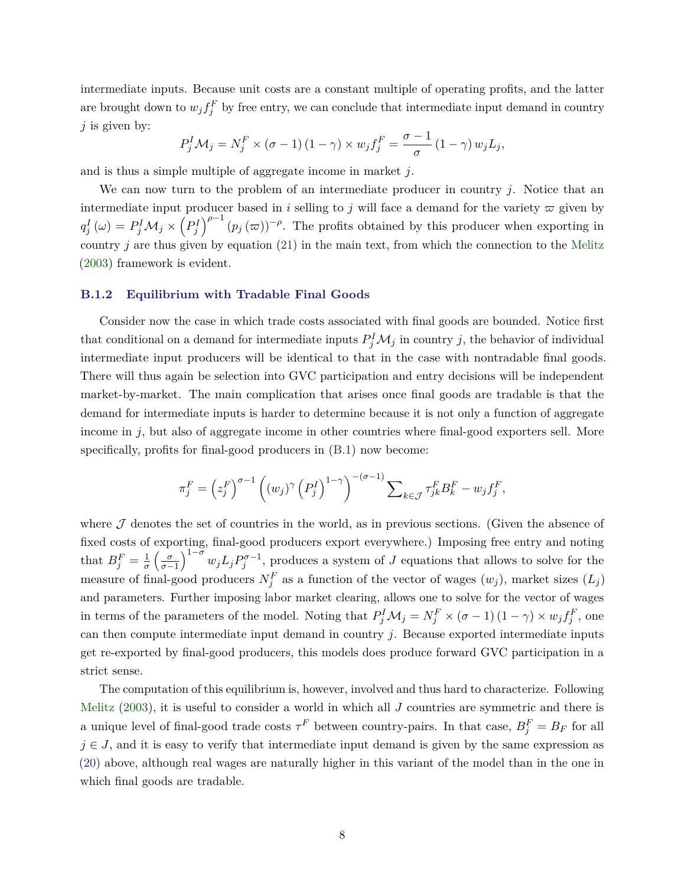intermediate inputs. Because unit costs are a constant multiple of operating profits, and the latter are brought down to $w_j f_j^F$ by free entry, we can conclude that intermediate input demand in country $j$ is given by:

$$P_j^I \mathcal{M}_j = N_j^F \times (\sigma - 1)(1-\gamma) \times w_j f_j^F = \frac{\sigma - 1}{\sigma}(1-\gamma) w_j L_j,$$

and is thus a simple multiple of aggregate income in market $j$.

We can now turn to the problem of an intermediate producer in country $j$. Notice that an intermediate input producer based in $i$ selling to $j$ will face a demand for the variety $\varpi$ given by $q_j^I(\omega) = P_j^I \mathcal{M}_j \times \left(P_j^I\right)^{\rho-1} (p_j(\varpi))^{-\rho}$. The profits obtained by this producer when exporting in country $j$ are thus given by equation (21) in the main text, from which the connection to the Melitz (2003) framework is evident.

### B.1.2 Equilibrium with Tradable Final Goods

Consider now the case in which trade costs associated with final goods are bounded. Notice first that conditional on a demand for intermediate inputs $P_j^I \mathcal{M}_j$ in country $j$, the behavior of individual intermediate input producers will be identical to that in the case with nontradable final goods. There will thus again be selection into GVC participation and entry decisions will be independent market-by-market. The main complication that arises once final goods are tradable is that the demand for intermediate inputs is harder to determine because it is not only a function of aggregate income in $j$, but also of aggregate income in other countries where final-good exporters sell. More specifically, profits for final-good producers in (B.1) now become:

$$\pi_j^F = \left(z_j^F\right)^{\sigma-1} \left((w_j)^{\gamma} \left(P_j^I\right)^{1-\gamma}\right)^{-(\sigma-1)} \sum\nolimits_{k \in \mathcal{J}} \tau_{jk}^F B_k^F - w_j f_j^F,$$

where $\mathcal{J}$ denotes the set of countries in the world, as in previous sections. (Given the absence of fixed costs of exporting, final-good producers export everywhere.) Imposing free entry and noting that $B_j^F = \frac{1}{\sigma}\left(\frac{\sigma}{\sigma-1}\right)^{1-\sigma} w_j L_j P_j^{\sigma-1}$, produces a system of $J$ equations that allows to solve for the measure of final-good producers $N_j^F$ as a function of the vector of wages $(w_j)$, market sizes $(L_j)$ and parameters. Further imposing labor market clearing, allows one to solve for the vector of wages in terms of the parameters of the model. Noting that $P_j^I \mathcal{M}_j = N_j^F \times (\sigma - 1)(1-\gamma) \times w_j f_j^F$, one can then compute intermediate input demand in country $j$. Because exported intermediate inputs get re-exported by final-good producers, this models does produce forward GVC participation in a strict sense.

The computation of this equilibrium is, however, involved and thus hard to characterize. Following Melitz (2003), it is useful to consider a world in which all $J$ countries are symmetric and there is a unique level of final-good trade costs $\tau^F$ between country-pairs. In that case, $B_j^F = B_F$ for all $j \in J$, and it is easy to verify that intermediate input demand is given by the same expression as (20) above, although real wages are naturally higher in this variant of the model than in the one in which final goods are tradable.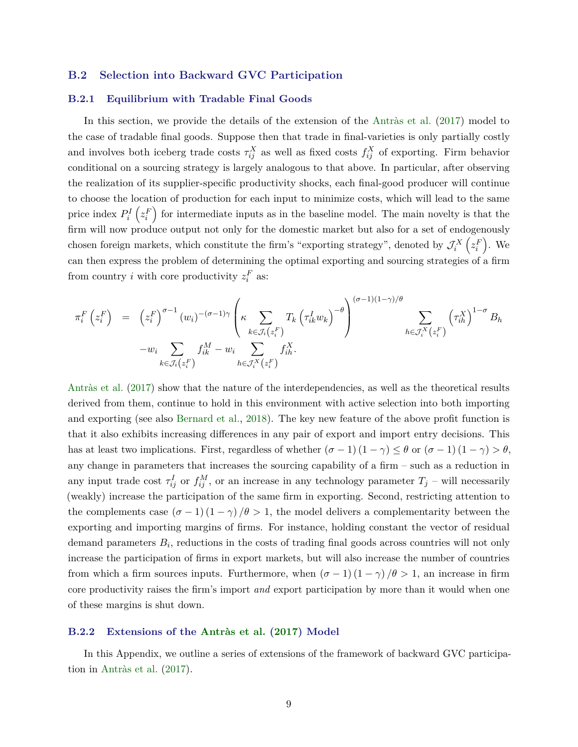### B.2 Selection into Backward GVC Participation

#### B.2.1 Equilibrium with Tradable Final Goods

In this section, we provide the details of the extension of the Antràs et al. (2017) model to the case of tradable final goods. Suppose then that trade in final-varieties is only partially costly and involves both iceberg trade costs $\tau_{ij}^{X}$ as well as fixed costs $f_{ij}^{X}$ of exporting. Firm behavior conditional on a sourcing strategy is largely analogous to that above. In particular, after observing the realization of its supplier-specific productivity shocks, each final-good producer will continue to choose the location of production for each input to minimize costs, which will lead to the same price index $P_i^I\left(z_i^F\right)$ for intermediate inputs as in the baseline model. The main novelty is that the firm will now produce output not only for the domestic market but also for a set of endogenously chosen foreign markets, which constitute the firm's "exporting strategy", denoted by $\mathcal{J}_i^X\left(z_i^F\right)$. We can then express the problem of determining the optimal exporting and sourcing strategies of a firm from country $i$ with core productivity $z_i^F$ as:

$$
\begin{aligned}
\pi_i^F\left(z_i^F\right) \;=\; & \left(z_i^F\right)^{\sigma-1}\left(w_i\right)^{-(\sigma-1)\gamma}\left(\kappa\sum_{k\in\mathcal{J}_i\left(z_i^F\right)}T_k\left(\tau_{ik}^I w_k\right)^{-\theta}\right)^{(\sigma-1)(1-\gamma)/\theta}\sum_{h\in\mathcal{J}_i^X\left(z_i^F\right)}\left(\tau_{ih}^X\right)^{1-\sigma}B_h \\
& -w_i\sum_{k\in\mathcal{J}_i\left(z_i^F\right)}f_{ik}^M - w_i\sum_{h\in\mathcal{J}_i^X\left(z_i^F\right)}f_{ih}^X.
\end{aligned}
$$

Antràs et al. (2017) show that the nature of the interdependencies, as well as the theoretical results derived from them, continue to hold in this environment with active selection into both importing and exporting (see also Bernard et al., 2018). The key new feature of the above profit function is that it also exhibits increasing differences in any pair of export and import entry decisions. This has at least two implications. First, regardless of whether $(\sigma-1)(1-\gamma)\leq\theta$ or $(\sigma-1)(1-\gamma)>\theta$, any change in parameters that increases the sourcing capability of a firm – such as a reduction in any input trade cost $\tau_{ij}^I$ or $f_{ij}^M$, or an increase in any technology parameter $T_j$ – will necessarily (weakly) increase the participation of the same firm in exporting. Second, restricting attention to the complements case $(\sigma-1)(1-\gamma)/\theta>1$, the model delivers a complementarity between the exporting and importing margins of firms. For instance, holding constant the vector of residual demand parameters $B_i$, reductions in the costs of trading final goods across countries will not only increase the participation of firms in export markets, but will also increase the number of countries from which a firm sources inputs. Furthermore, when $(\sigma-1)(1-\gamma)/\theta>1$, an increase in firm core productivity raises the firm's import *and* export participation by more than it would when one of these margins is shut down.

#### B.2.2 Extensions of the Antràs et al. (2017) Model

In this Appendix, we outline a series of extensions of the framework of backward GVC participation in Antràs et al. (2017).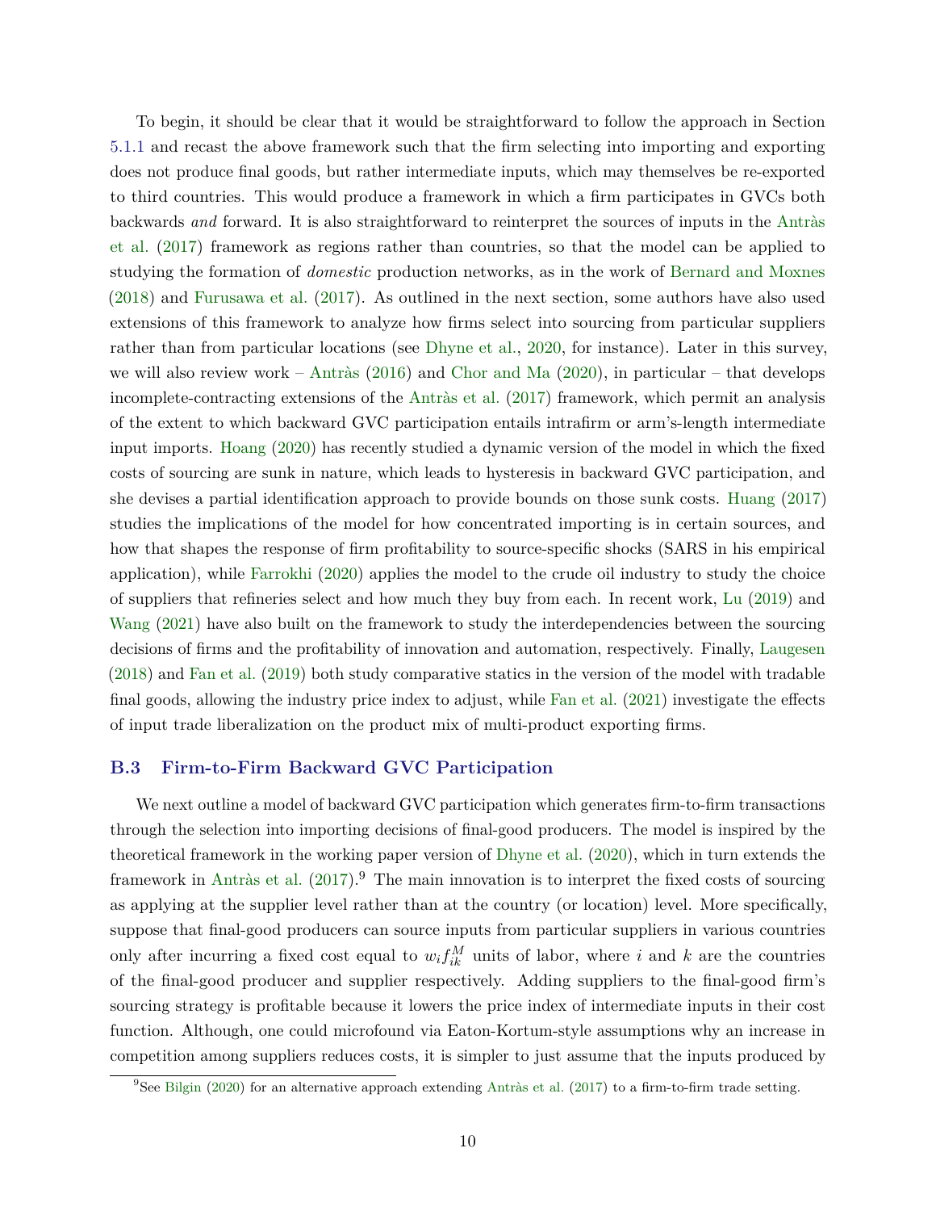To begin, it should be clear that it would be straightforward to follow the approach in Section 5.1.1 and recast the above framework such that the firm selecting into importing and exporting does not produce final goods, but rather intermediate inputs, which may themselves be re-exported to third countries. This would produce a framework in which a firm participates in GVCs both backwards *and* forward. It is also straightforward to reinterpret the sources of inputs in the Antràs et al. (2017) framework as regions rather than countries, so that the model can be applied to studying the formation of *domestic* production networks, as in the work of Bernard and Moxnes (2018) and Furusawa et al. (2017). As outlined in the next section, some authors have also used extensions of this framework to analyze how firms select into sourcing from particular suppliers rather than from particular locations (see Dhyne et al., 2020, for instance). Later in this survey, we will also review work – Antràs (2016) and Chor and Ma (2020), in particular – that develops incomplete-contracting extensions of the Antràs et al. (2017) framework, which permit an analysis of the extent to which backward GVC participation entails intrafirm or arm's-length intermediate input imports. Hoang (2020) has recently studied a dynamic version of the model in which the fixed costs of sourcing are sunk in nature, which leads to hysteresis in backward GVC participation, and she devises a partial identification approach to provide bounds on those sunk costs. Huang (2017) studies the implications of the model for how concentrated importing is in certain sources, and how that shapes the response of firm profitability to source-specific shocks (SARS in his empirical application), while Farrokhi (2020) applies the model to the crude oil industry to study the choice of suppliers that refineries select and how much they buy from each. In recent work, Lu (2019) and Wang (2021) have also built on the framework to study the interdependencies between the sourcing decisions of firms and the profitability of innovation and automation, respectively. Finally, Laugesen (2018) and Fan et al. (2019) both study comparative statics in the version of the model with tradable final goods, allowing the industry price index to adjust, while Fan et al. (2021) investigate the effects of input trade liberalization on the product mix of multi-product exporting firms.

## B.3 Firm-to-Firm Backward GVC Participation

We next outline a model of backward GVC participation which generates firm-to-firm transactions through the selection into importing decisions of final-good producers. The model is inspired by the theoretical framework in the working paper version of Dhyne et al. (2020), which in turn extends the framework in Antràs et al. (2017).[9] The main innovation is to interpret the fixed costs of sourcing as applying at the supplier level rather than at the country (or location) level. More specifically, suppose that final-good producers can source inputs from particular suppliers in various countries only after incurring a fixed cost equal to $w_i f_{ik}^M$ units of labor, where $i$ and $k$ are the countries of the final-good producer and supplier respectively. Adding suppliers to the final-good firm's sourcing strategy is profitable because it lowers the price index of intermediate inputs in their cost function. Although, one could microfound via Eaton-Kortum-style assumptions why an increase in competition among suppliers reduces costs, it is simpler to just assume that the inputs produced by

[9] See Bilgin (2020) for an alternative approach extending Antràs et al. (2017) to a firm-to-firm trade setting.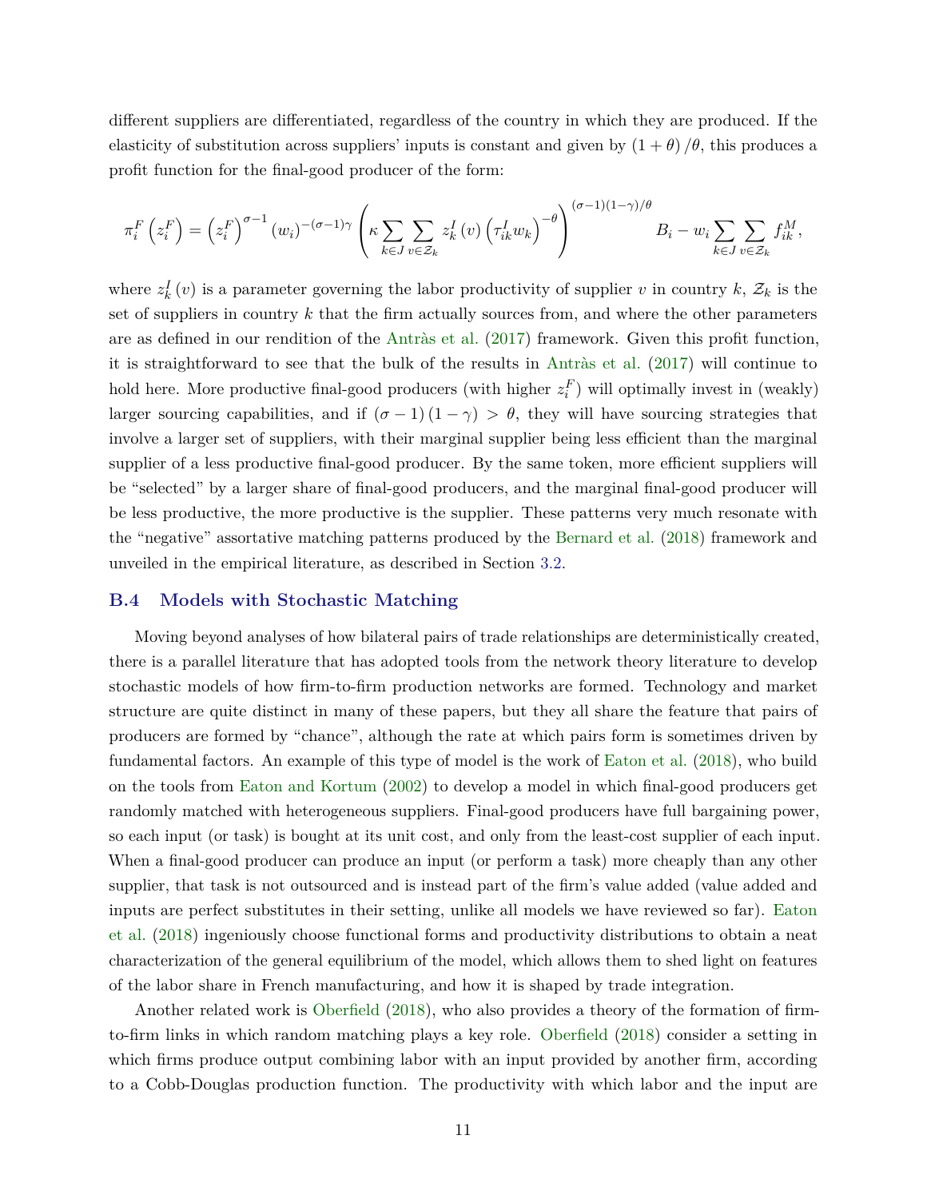different suppliers are differentiated, regardless of the country in which they are produced. If the elasticity of substitution across suppliers' inputs is constant and given by $(1+\theta)/\theta$, this produces a profit function for the final-good producer of the form:

$$\pi_i^F\left(z_i^F\right) = \left(z_i^F\right)^{\sigma-1}(w_i)^{-(\sigma-1)\gamma}\left(\kappa\sum_{k\in J}\sum_{v\in\mathcal{Z}_k} z_k^I(v)\left(\tau_{ik}^I w_k\right)^{-\theta}\right)^{(\sigma-1)(1-\gamma)/\theta} B_i - w_i\sum_{k\in J}\sum_{v\in\mathcal{Z}_k} f_{ik}^M,$$

where $z_k^I(v)$ is a parameter governing the labor productivity of supplier $v$ in country $k$, $\mathcal{Z}_k$ is the set of suppliers in country $k$ that the firm actually sources from, and where the other parameters are as defined in our rendition of the Antràs et al. (2017) framework. Given this profit function, it is straightforward to see that the bulk of the results in Antràs et al. (2017) will continue to hold here. More productive final-good producers (with higher $z_i^F$) will optimally invest in (weakly) larger sourcing capabilities, and if $(\sigma-1)(1-\gamma) > \theta$, they will have sourcing strategies that involve a larger set of suppliers, with their marginal supplier being less efficient than the marginal supplier of a less productive final-good producer. By the same token, more efficient suppliers will be "selected" by a larger share of final-good producers, and the marginal final-good producer will be less productive, the more productive is the supplier. These patterns very much resonate with the "negative" assortative matching patterns produced by the Bernard et al. (2018) framework and unveiled in the empirical literature, as described in Section 3.2.

### B.4 Models with Stochastic Matching

Moving beyond analyses of how bilateral pairs of trade relationships are deterministically created, there is a parallel literature that has adopted tools from the network theory literature to develop stochastic models of how firm-to-firm production networks are formed. Technology and market structure are quite distinct in many of these papers, but they all share the feature that pairs of producers are formed by "chance", although the rate at which pairs form is sometimes driven by fundamental factors. An example of this type of model is the work of Eaton et al. (2018), who build on the tools from Eaton and Kortum (2002) to develop a model in which final-good producers get randomly matched with heterogeneous suppliers. Final-good producers have full bargaining power, so each input (or task) is bought at its unit cost, and only from the least-cost supplier of each input. When a final-good producer can produce an input (or perform a task) more cheaply than any other supplier, that task is not outsourced and is instead part of the firm's value added (value added and inputs are perfect substitutes in their setting, unlike all models we have reviewed so far). Eaton et al. (2018) ingeniously choose functional forms and productivity distributions to obtain a neat characterization of the general equilibrium of the model, which allows them to shed light on features of the labor share in French manufacturing, and how it is shaped by trade integration.

Another related work is Oberfield (2018), who also provides a theory of the formation of firm-to-firm links in which random matching plays a key role. Oberfield (2018) consider a setting in which firms produce output combining labor with an input provided by another firm, according to a Cobb-Douglas production function. The productivity with which labor and the input are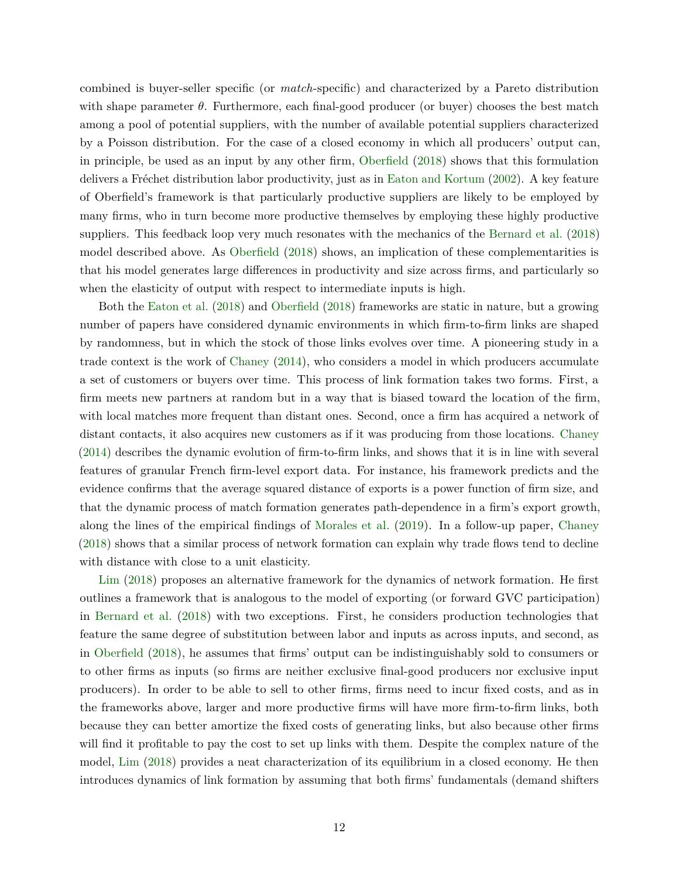combined is buyer-seller specific (or *match*-specific) and characterized by a Pareto distribution with shape parameter $\theta$. Furthermore, each final-good producer (or buyer) chooses the best match among a pool of potential suppliers, with the number of available potential suppliers characterized by a Poisson distribution. For the case of a closed economy in which all producers' output can, in principle, be used as an input by any other firm, Oberfield (2018) shows that this formulation delivers a Fréchet distribution labor productivity, just as in Eaton and Kortum (2002). A key feature of Oberfield's framework is that particularly productive suppliers are likely to be employed by many firms, who in turn become more productive themselves by employing these highly productive suppliers. This feedback loop very much resonates with the mechanics of the Bernard et al. (2018) model described above. As Oberfield (2018) shows, an implication of these complementarities is that his model generates large differences in productivity and size across firms, and particularly so when the elasticity of output with respect to intermediate inputs is high.

Both the Eaton et al. (2018) and Oberfield (2018) frameworks are static in nature, but a growing number of papers have considered dynamic environments in which firm-to-firm links are shaped by randomness, but in which the stock of those links evolves over time. A pioneering study in a trade context is the work of Chaney (2014), who considers a model in which producers accumulate a set of customers or buyers over time. This process of link formation takes two forms. First, a firm meets new partners at random but in a way that is biased toward the location of the firm, with local matches more frequent than distant ones. Second, once a firm has acquired a network of distant contacts, it also acquires new customers as if it was producing from those locations. Chaney (2014) describes the dynamic evolution of firm-to-firm links, and shows that it is in line with several features of granular French firm-level export data. For instance, his framework predicts and the evidence confirms that the average squared distance of exports is a power function of firm size, and that the dynamic process of match formation generates path-dependence in a firm's export growth, along the lines of the empirical findings of Morales et al. (2019). In a follow-up paper, Chaney (2018) shows that a similar process of network formation can explain why trade flows tend to decline with distance with close to a unit elasticity.

Lim (2018) proposes an alternative framework for the dynamics of network formation. He first outlines a framework that is analogous to the model of exporting (or forward GVC participation) in Bernard et al. (2018) with two exceptions. First, he considers production technologies that feature the same degree of substitution between labor and inputs as across inputs, and second, as in Oberfield (2018), he assumes that firms' output can be indistinguishably sold to consumers or to other firms as inputs (so firms are neither exclusive final-good producers nor exclusive input producers). In order to be able to sell to other firms, firms need to incur fixed costs, and as in the frameworks above, larger and more productive firms will have more firm-to-firm links, both because they can better amortize the fixed costs of generating links, but also because other firms will find it profitable to pay the cost to set up links with them. Despite the complex nature of the model, Lim (2018) provides a neat characterization of its equilibrium in a closed economy. He then introduces dynamics of link formation by assuming that both firms' fundamentals (demand shifters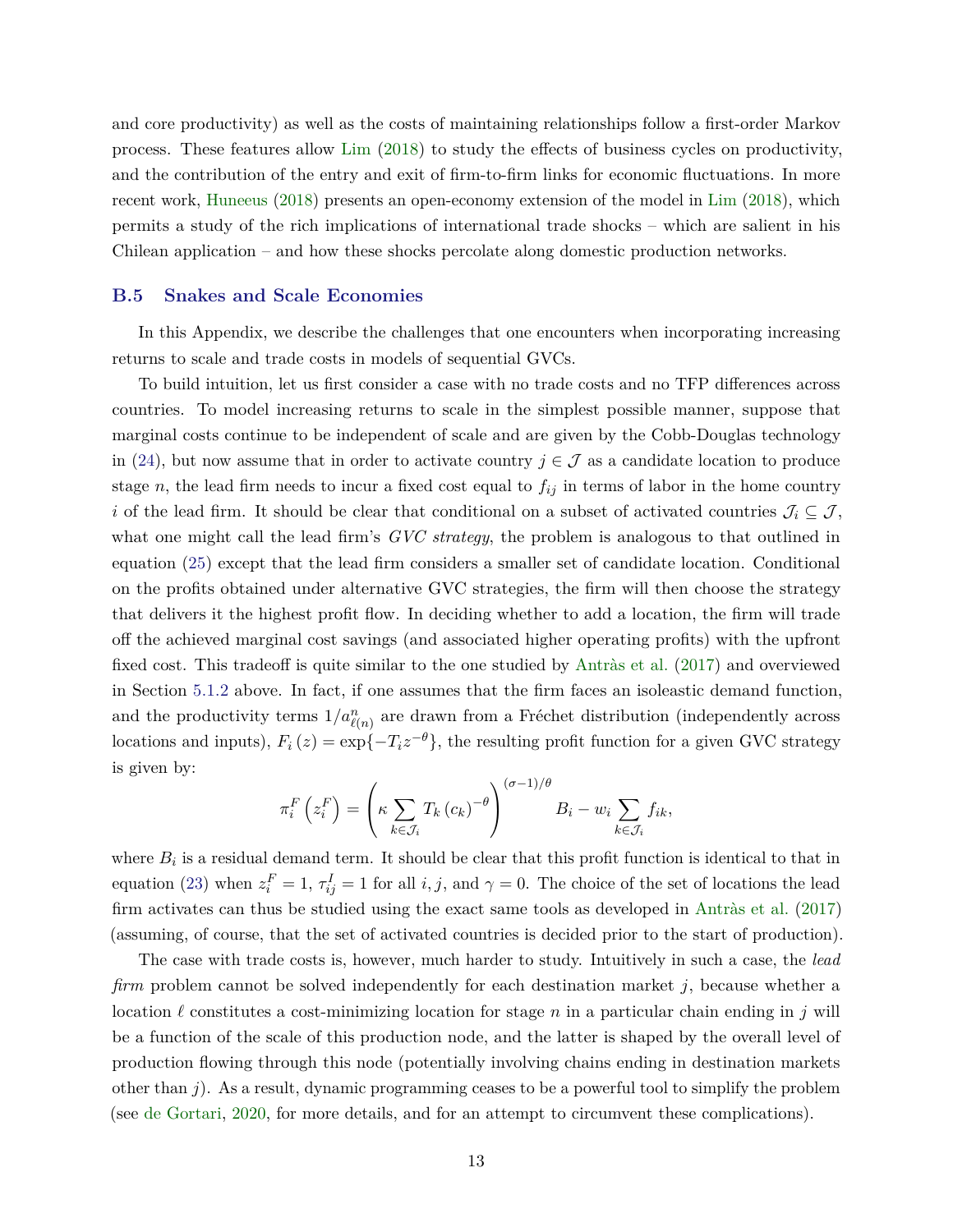and core productivity) as well as the costs of maintaining relationships follow a first-order Markov process. These features allow Lim (2018) to study the effects of business cycles on productivity, and the contribution of the entry and exit of firm-to-firm links for economic fluctuations. In more recent work, Huneeus (2018) presents an open-economy extension of the model in Lim (2018), which permits a study of the rich implications of international trade shocks – which are salient in his Chilean application – and how these shocks percolate along domestic production networks.

### B.5 Snakes and Scale Economies

In this Appendix, we describe the challenges that one encounters when incorporating increasing returns to scale and trade costs in models of sequential GVCs.

To build intuition, let us first consider a case with no trade costs and no TFP differences across countries. To model increasing returns to scale in the simplest possible manner, suppose that marginal costs continue to be independent of scale and are given by the Cobb-Douglas technology in (24), but now assume that in order to activate country $j \in \mathcal{J}$ as a candidate location to produce stage $n$, the lead firm needs to incur a fixed cost equal to $f_{ij}$ in terms of labor in the home country $i$ of the lead firm. It should be clear that conditional on a subset of activated countries $\mathcal{J}_i \subseteq \mathcal{J}$, what one might call the lead firm's *GVC strategy*, the problem is analogous to that outlined in equation (25) except that the lead firm considers a smaller set of candidate location. Conditional on the profits obtained under alternative GVC strategies, the firm will then choose the strategy that delivers it the highest profit flow. In deciding whether to add a location, the firm will trade off the achieved marginal cost savings (and associated higher operating profits) with the upfront fixed cost. This tradeoff is quite similar to the one studied by Antràs et al. (2017) and overviewed in Section 5.1.2 above. In fact, if one assumes that the firm faces an isoleastic demand function, and the productivity terms $1/a^n_{\ell(n)}$ are drawn from a Fréchet distribution (independently across locations and inputs), $F_i(z) = \exp\{-T_i z^{-\theta}\}$, the resulting profit function for a given GVC strategy is given by:

$$\pi_i^F\left(z_i^F\right) = \left(\kappa \sum_{k\in\mathcal{J}_i} T_k \left(c_k\right)^{-\theta}\right)^{(\sigma-1)/\theta} B_i - w_i \sum_{k\in\mathcal{J}_i} f_{ik},$$

where $B_i$ is a residual demand term. It should be clear that this profit function is identical to that in equation (23) when $z_i^F = 1$, $\tau_{ij}^I = 1$ for all $i, j$, and $\gamma = 0$. The choice of the set of locations the lead firm activates can thus be studied using the exact same tools as developed in Antràs et al. (2017) (assuming, of course, that the set of activated countries is decided prior to the start of production).

The case with trade costs is, however, much harder to study. Intuitively in such a case, the *lead firm* problem cannot be solved independently for each destination market $j$, because whether a location $\ell$ constitutes a cost-minimizing location for stage $n$ in a particular chain ending in $j$ will be a function of the scale of this production node, and the latter is shaped by the overall level of production flowing through this node (potentially involving chains ending in destination markets other than $j$). As a result, dynamic programming ceases to be a powerful tool to simplify the problem (see de Gortari, 2020, for more details, and for an attempt to circumvent these complications).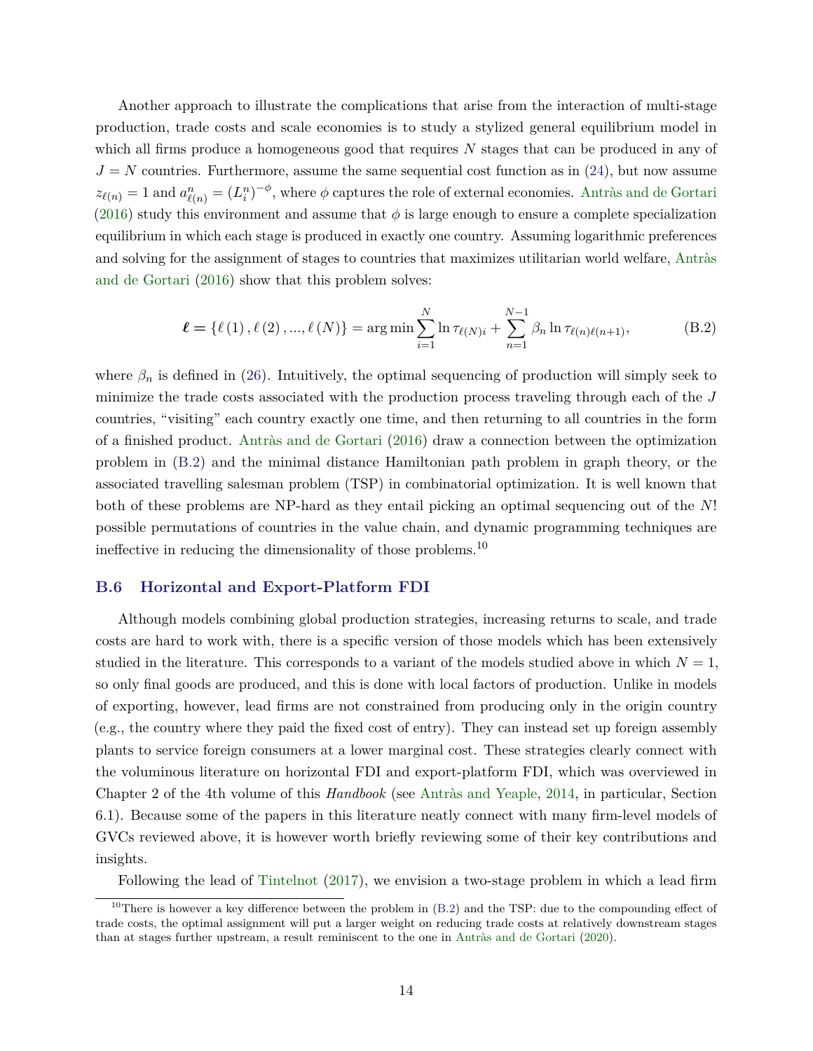Another approach to illustrate the complications that arise from the interaction of multi-stage production, trade costs and scale economies is to study a stylized general equilibrium model in which all firms produce a homogeneous good that requires $N$ stages that can be produced in any of $J = N$ countries. Furthermore, assume the same sequential cost function as in (24), but now assume $z_{\ell(n)} = 1$ and $a^n_{\ell(n)} = (L^n_i)^{-\phi}$, where $\phi$ captures the role of external economies. Antràs and de Gortari (2016) study this environment and assume that $\phi$ is large enough to ensure a complete specialization equilibrium in which each stage is produced in exactly one country. Assuming logarithmic preferences and solving for the assignment of stages to countries that maximizes utilitarian world welfare, Antràs and de Gortari (2016) show that this problem solves:

$$\boldsymbol{\ell} = \{\ell(1), \ell(2), ..., \ell(N)\} = \arg\min \sum_{i=1}^{N} \ln \tau_{\ell(N)i} + \sum_{n=1}^{N-1} \beta_n \ln \tau_{\ell(n)\ell(n+1)}, \tag{B.2}$$

where $\beta_n$ is defined in (26). Intuitively, the optimal sequencing of production will simply seek to minimize the trade costs associated with the production process traveling through each of the $J$ countries, "visiting" each country exactly one time, and then returning to all countries in the form of a finished product. Antràs and de Gortari (2016) draw a connection between the optimization problem in (B.2) and the minimal distance Hamiltonian path problem in graph theory, or the associated travelling salesman problem (TSP) in combinatorial optimization. It is well known that both of these problems are NP-hard as they entail picking an optimal sequencing out of the $N!$ possible permutations of countries in the value chain, and dynamic programming techniques are ineffective in reducing the dimensionality of those problems.[10]

### B.6 Horizontal and Export-Platform FDI

Although models combining global production strategies, increasing returns to scale, and trade costs are hard to work with, there is a specific version of those models which has been extensively studied in the literature. This corresponds to a variant of the models studied above in which $N = 1$, so only final goods are produced, and this is done with local factors of production. Unlike in models of exporting, however, lead firms are not constrained from producing only in the origin country (e.g., the country where they paid the fixed cost of entry). They can instead set up foreign assembly plants to service foreign consumers at a lower marginal cost. These strategies clearly connect with the voluminous literature on horizontal FDI and export-platform FDI, which was overviewed in Chapter 2 of the 4th volume of this *Handbook* (see Antràs and Yeaple, 2014, in particular, Section 6.1). Because some of the papers in this literature neatly connect with many firm-level models of GVCs reviewed above, it is however worth briefly reviewing some of their key contributions and insights.

Following the lead of Tintelnot (2017), we envision a two-stage problem in which a lead firm

[10] There is however a key difference between the problem in (B.2) and the TSP: due to the compounding effect of trade costs, the optimal assignment will put a larger weight on reducing trade costs at relatively downstream stages than at stages further upstream, a result reminiscent to the one in Antràs and de Gortari (2020).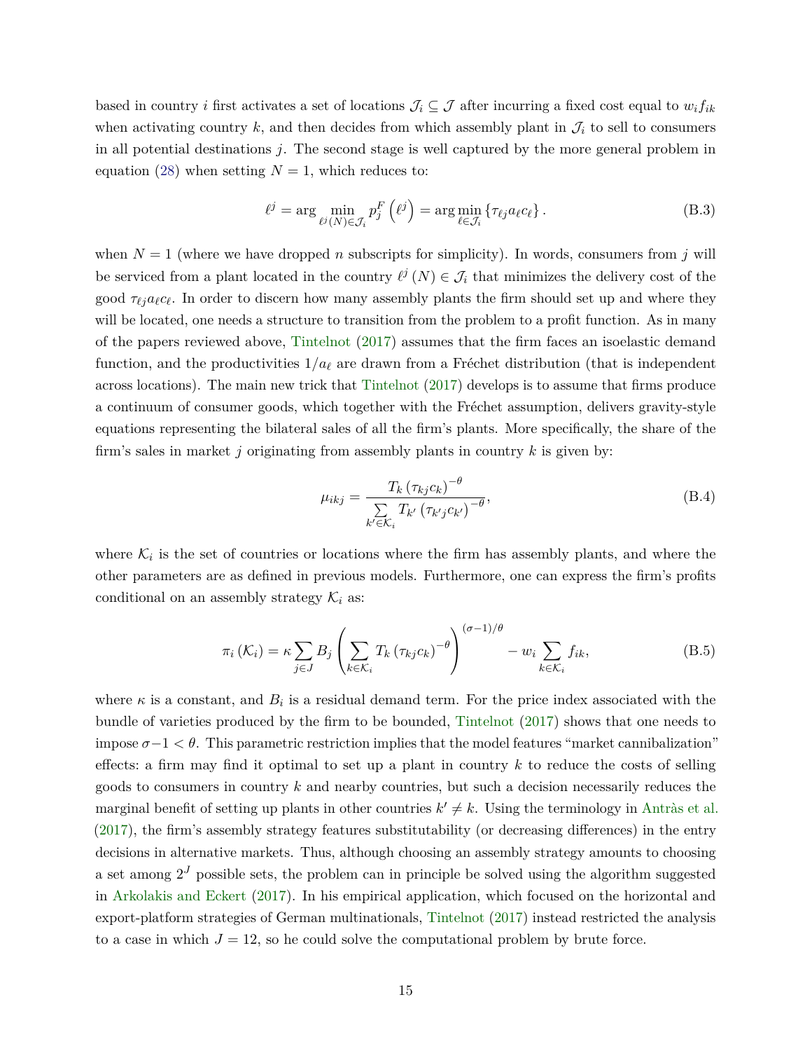based in country $i$ first activates a set of locations $\mathcal{J}_i \subseteq \mathcal{J}$ after incurring a fixed cost equal to $w_i f_{ik}$ when activating country $k$, and then decides from which assembly plant in $\mathcal{J}_i$ to sell to consumers in all potential destinations $j$. The second stage is well captured by the more general problem in equation (28) when setting $N = 1$, which reduces to:

$$\ell^j = \arg\min_{\ell^j(N)\in\mathcal{J}_i} p_j^F\left(\ell^j\right) = \arg\min_{\ell\in\mathcal{J}_i}\left\{\tau_{\ell j} a_\ell c_\ell\right\}. \tag{B.3}$$

when $N = 1$ (where we have dropped $n$ subscripts for simplicity). In words, consumers from $j$ will be serviced from a plant located in the country $\ell^j(N) \in \mathcal{J}_i$ that minimizes the delivery cost of the good $\tau_{\ell j} a_\ell c_\ell$. In order to discern how many assembly plants the firm should set up and where they will be located, one needs a structure to transition from the problem to a profit function. As in many of the papers reviewed above, Tintelnot (2017) assumes that the firm faces an isoelastic demand function, and the productivities $1/a_\ell$ are drawn from a Fréchet distribution (that is independent across locations). The main new trick that Tintelnot (2017) develops is to assume that firms produce a continuum of consumer goods, which together with the Fréchet assumption, delivers gravity-style equations representing the bilateral sales of all the firm's plants. More specifically, the share of the firm's sales in market $j$ originating from assembly plants in country $k$ is given by:

$$\mu_{ikj} = \frac{T_k\left(\tau_{kj}c_k\right)^{-\theta}}{\sum\limits_{k'\in\mathcal{K}_i} T_{k'}\left(\tau_{k'j}c_{k'}\right)^{-\theta}}, \tag{B.4}$$

where $\mathcal{K}_i$ is the set of countries or locations where the firm has assembly plants, and where the other parameters are as defined in previous models. Furthermore, one can express the firm's profits conditional on an assembly strategy $\mathcal{K}_i$ as:

$$\pi_i\left(\mathcal{K}_i\right) = \kappa \sum_{j\in J} B_j \left(\sum_{k\in\mathcal{K}_i} T_k\left(\tau_{kj}c_k\right)^{-\theta}\right)^{(\sigma-1)/\theta} - w_i \sum_{k\in\mathcal{K}_i} f_{ik}, \tag{B.5}$$

where $\kappa$ is a constant, and $B_i$ is a residual demand term. For the price index associated with the bundle of varieties produced by the firm to be bounded, Tintelnot (2017) shows that one needs to impose $\sigma - 1 < \theta$. This parametric restriction implies that the model features "market cannibalization" effects: a firm may find it optimal to set up a plant in country $k$ to reduce the costs of selling goods to consumers in country $k$ and nearby countries, but such a decision necessarily reduces the marginal benefit of setting up plants in other countries $k' \neq k$. Using the terminology in Antràs et al. (2017), the firm's assembly strategy features substitutability (or decreasing differences) in the entry decisions in alternative markets. Thus, although choosing an assembly strategy amounts to choosing a set among $2^J$ possible sets, the problem can in principle be solved using the algorithm suggested in Arkolakis and Eckert (2017). In his empirical application, which focused on the horizontal and export-platform strategies of German multinationals, Tintelnot (2017) instead restricted the analysis to a case in which $J = 12$, so he could solve the computational problem by brute force.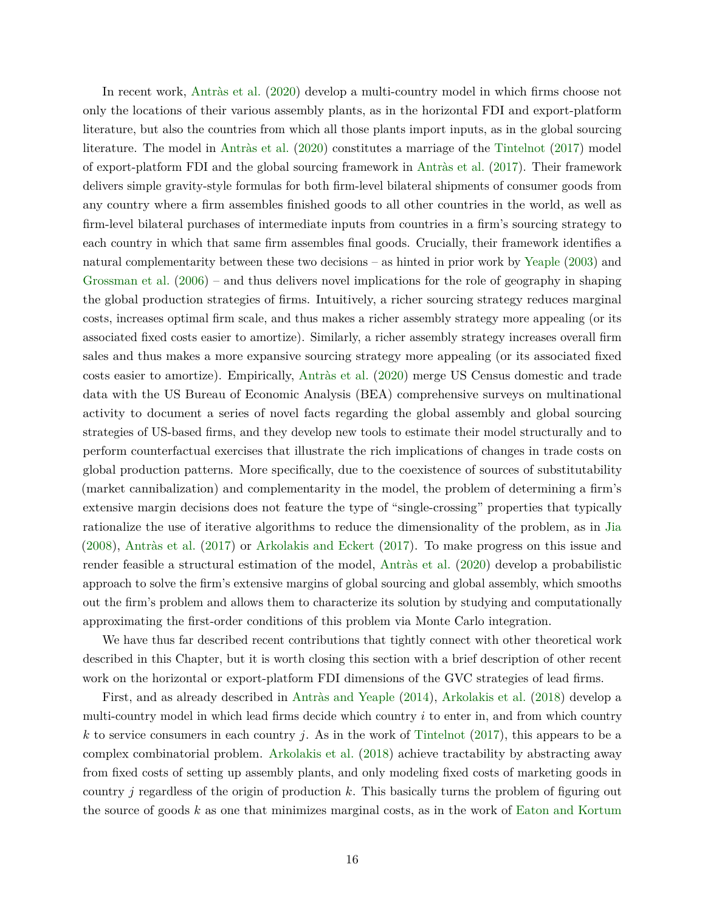In recent work, Antràs et al. (2020) develop a multi-country model in which firms choose not only the locations of their various assembly plants, as in the horizontal FDI and export-platform literature, but also the countries from which all those plants import inputs, as in the global sourcing literature. The model in Antràs et al. (2020) constitutes a marriage of the Tintelnot (2017) model of export-platform FDI and the global sourcing framework in Antràs et al. (2017). Their framework delivers simple gravity-style formulas for both firm-level bilateral shipments of consumer goods from any country where a firm assembles finished goods to all other countries in the world, as well as firm-level bilateral purchases of intermediate inputs from countries in a firm's sourcing strategy to each country in which that same firm assembles final goods. Crucially, their framework identifies a natural complementarity between these two decisions – as hinted in prior work by Yeaple (2003) and Grossman et al. (2006) – and thus delivers novel implications for the role of geography in shaping the global production strategies of firms. Intuitively, a richer sourcing strategy reduces marginal costs, increases optimal firm scale, and thus makes a richer assembly strategy more appealing (or its associated fixed costs easier to amortize). Similarly, a richer assembly strategy increases overall firm sales and thus makes a more expansive sourcing strategy more appealing (or its associated fixed costs easier to amortize). Empirically, Antràs et al. (2020) merge US Census domestic and trade data with the US Bureau of Economic Analysis (BEA) comprehensive surveys on multinational activity to document a series of novel facts regarding the global assembly and global sourcing strategies of US-based firms, and they develop new tools to estimate their model structurally and to perform counterfactual exercises that illustrate the rich implications of changes in trade costs on global production patterns. More specifically, due to the coexistence of sources of substitutability (market cannibalization) and complementarity in the model, the problem of determining a firm's extensive margin decisions does not feature the type of "single-crossing" properties that typically rationalize the use of iterative algorithms to reduce the dimensionality of the problem, as in Jia (2008), Antràs et al. (2017) or Arkolakis and Eckert (2017). To make progress on this issue and render feasible a structural estimation of the model, Antràs et al. (2020) develop a probabilistic approach to solve the firm's extensive margins of global sourcing and global assembly, which smooths out the firm's problem and allows them to characterize its solution by studying and computationally approximating the first-order conditions of this problem via Monte Carlo integration.

We have thus far described recent contributions that tightly connect with other theoretical work described in this Chapter, but it is worth closing this section with a brief description of other recent work on the horizontal or export-platform FDI dimensions of the GVC strategies of lead firms.

First, and as already described in Antràs and Yeaple (2014), Arkolakis et al. (2018) develop a multi-country model in which lead firms decide which country $i$ to enter in, and from which country $k$ to service consumers in each country $j$. As in the work of Tintelnot (2017), this appears to be a complex combinatorial problem. Arkolakis et al. (2018) achieve tractability by abstracting away from fixed costs of setting up assembly plants, and only modeling fixed costs of marketing goods in country $j$ regardless of the origin of production $k$. This basically turns the problem of figuring out the source of goods $k$ as one that minimizes marginal costs, as in the work of Eaton and Kortum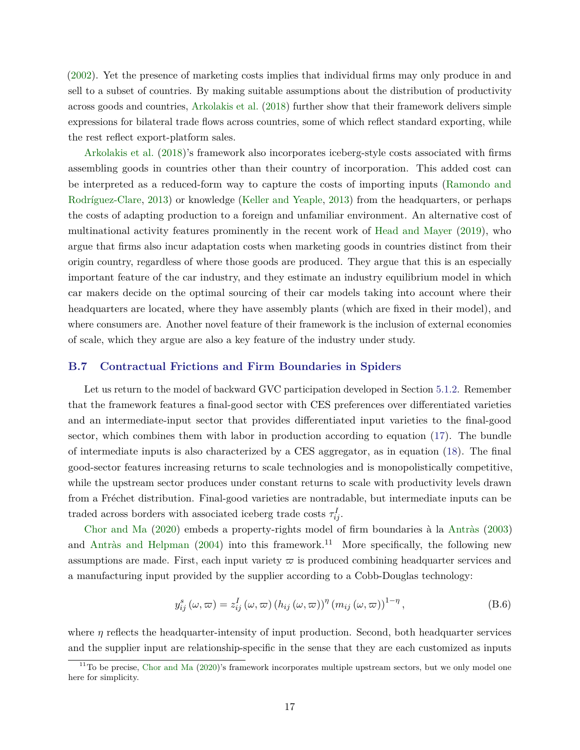(2002). Yet the presence of marketing costs implies that individual firms may only produce in and sell to a subset of countries. By making suitable assumptions about the distribution of productivity across goods and countries, Arkolakis et al. (2018) further show that their framework delivers simple expressions for bilateral trade flows across countries, some of which reflect standard exporting, while the rest reflect export-platform sales.

Arkolakis et al. (2018)'s framework also incorporates iceberg-style costs associated with firms assembling goods in countries other than their country of incorporation. This added cost can be interpreted as a reduced-form way to capture the costs of importing inputs (Ramondo and Rodríguez-Clare, 2013) or knowledge (Keller and Yeaple, 2013) from the headquarters, or perhaps the costs of adapting production to a foreign and unfamiliar environment. An alternative cost of multinational activity features prominently in the recent work of Head and Mayer (2019), who argue that firms also incur adaptation costs when marketing goods in countries distinct from their origin country, regardless of where those goods are produced. They argue that this is an especially important feature of the car industry, and they estimate an industry equilibrium model in which car makers decide on the optimal sourcing of their car models taking into account where their headquarters are located, where they have assembly plants (which are fixed in their model), and where consumers are. Another novel feature of their framework is the inclusion of external economies of scale, which they argue are also a key feature of the industry under study.

### B.7 Contractual Frictions and Firm Boundaries in Spiders

Let us return to the model of backward GVC participation developed in Section 5.1.2. Remember that the framework features a final-good sector with CES preferences over differentiated varieties and an intermediate-input sector that provides differentiated input varieties to the final-good sector, which combines them with labor in production according to equation (17). The bundle of intermediate inputs is also characterized by a CES aggregator, as in equation (18). The final good-sector features increasing returns to scale technologies and is monopolistically competitive, while the upstream sector produces under constant returns to scale with productivity levels drawn from a Fréchet distribution. Final-good varieties are nontradable, but intermediate inputs can be traded across borders with associated iceberg trade costs $\tau_{ij}^{I}$.

Chor and Ma (2020) embeds a property-rights model of firm boundaries à la Antràs (2003) and Antràs and Helpman (2004) into this framework.[11] More specifically, the following new assumptions are made. First, each input variety $\varpi$ is produced combining headquarter services and a manufacturing input provided by the supplier according to a Cobb-Douglas technology:

$$y_{ij}^{s}(\omega,\varpi) = z_{ij}^{I}(\omega,\varpi)\left(h_{ij}(\omega,\varpi)\right)^{\eta}\left(m_{ij}(\omega,\varpi)\right)^{1-\eta}, \tag{B.6}$$

where $\eta$ reflects the headquarter-intensity of input production. Second, both headquarter services and the supplier input are relationship-specific in the sense that they are each customized as inputs

[11] To be precise, Chor and Ma (2020)'s framework incorporates multiple upstream sectors, but we only model one here for simplicity.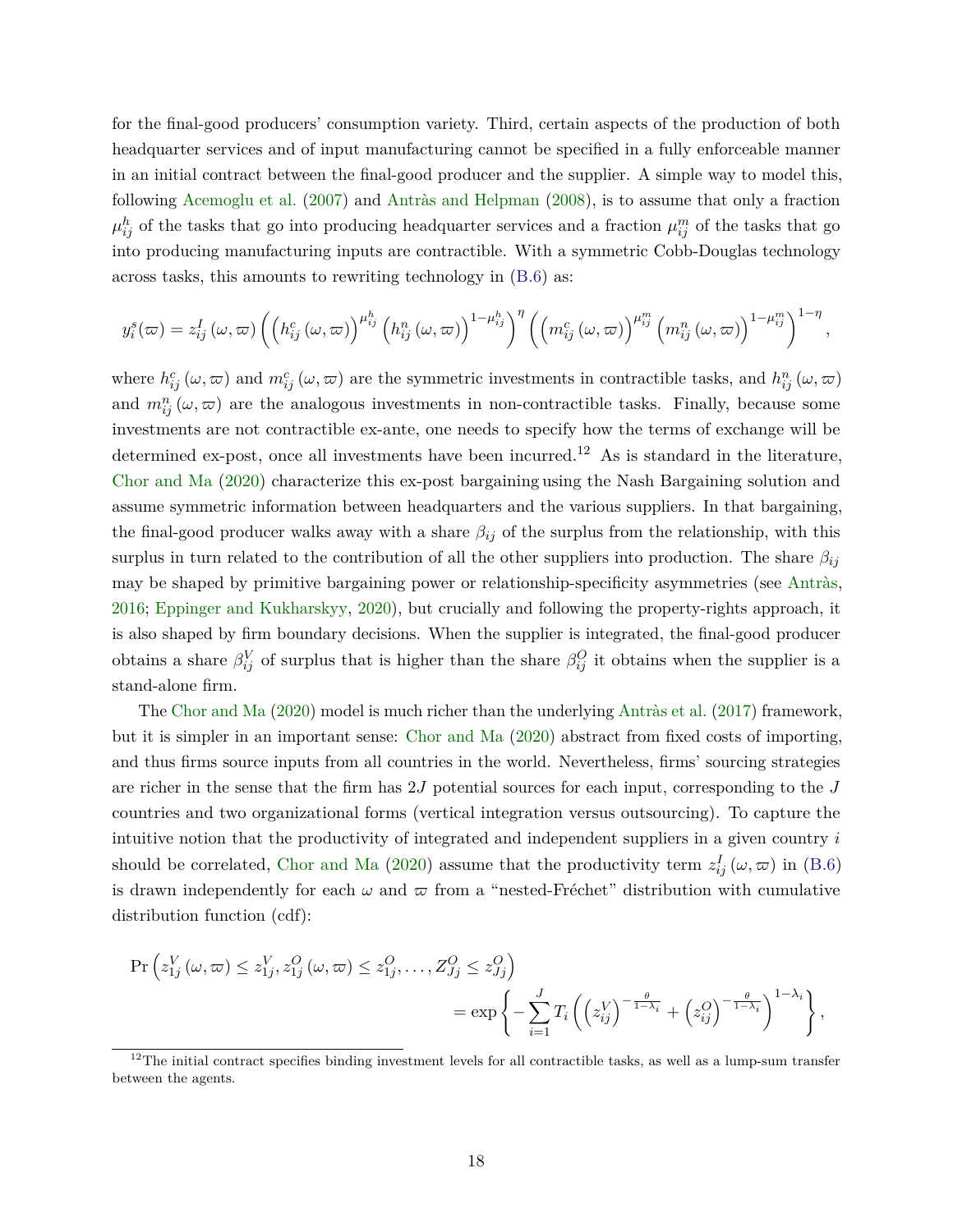for the final-good producers' consumption variety. Third, certain aspects of the production of both headquarter services and of input manufacturing cannot be specified in a fully enforceable manner in an initial contract between the final-good producer and the supplier. A simple way to model this, following Acemoglu et al. (2007) and Antràs and Helpman (2008), is to assume that only a fraction $\mu_{ij}^{h}$ of the tasks that go into producing headquarter services and a fraction $\mu_{ij}^{m}$ of the tasks that go into producing manufacturing inputs are contractible. With a symmetric Cobb-Douglas technology across tasks, this amounts to rewriting technology in (B.6) as:

$$y_i^s(\varpi) = z_{ij}^I(\omega,\varpi)\left(\left(h_{ij}^c(\omega,\varpi)\right)^{\mu_{ij}^h}\left(h_{ij}^n(\omega,\varpi)\right)^{1-\mu_{ij}^h}\right)^{\eta}\left(\left(m_{ij}^c(\omega,\varpi)\right)^{\mu_{ij}^m}\left(m_{ij}^n(\omega,\varpi)\right)^{1-\mu_{ij}^m}\right)^{1-\eta},$$

where $h_{ij}^c(\omega,\varpi)$ and $m_{ij}^c(\omega,\varpi)$ are the symmetric investments in contractible tasks, and $h_{ij}^n(\omega,\varpi)$ and $m_{ij}^n(\omega,\varpi)$ are the analogous investments in non-contractible tasks. Finally, because some investments are not contractible ex-ante, one needs to specify how the terms of exchange will be determined ex-post, once all investments have been incurred.[12] As is standard in the literature, Chor and Ma (2020) characterize this ex-post bargaining using the Nash Bargaining solution and assume symmetric information between headquarters and the various suppliers. In that bargaining, the final-good producer walks away with a share $\beta_{ij}$ of the surplus from the relationship, with this surplus in turn related to the contribution of all the other suppliers into production. The share $\beta_{ij}$ may be shaped by primitive bargaining power or relationship-specificity asymmetries (see Antràs, 2016; Eppinger and Kukharskyy, 2020), but crucially and following the property-rights approach, it is also shaped by firm boundary decisions. When the supplier is integrated, the final-good producer obtains a share $\beta_{ij}^{V}$ of surplus that is higher than the share $\beta_{ij}^{O}$ it obtains when the supplier is a stand-alone firm.

The Chor and Ma (2020) model is much richer than the underlying Antràs et al. (2017) framework, but it is simpler in an important sense: Chor and Ma (2020) abstract from fixed costs of importing, and thus firms source inputs from all countries in the world. Nevertheless, firms' sourcing strategies are richer in the sense that the firm has $2J$ potential sources for each input, corresponding to the $J$ countries and two organizational forms (vertical integration versus outsourcing). To capture the intuitive notion that the productivity of integrated and independent suppliers in a given country $i$ should be correlated, Chor and Ma (2020) assume that the productivity term $z_{ij}^I(\omega,\varpi)$ in (B.6) is drawn independently for each $\omega$ and $\varpi$ from a "nested-Fréchet" distribution with cumulative distribution function (cdf):

$$\Pr\left(z_{1j}^V(\omega,\varpi) \leq z_{1j}^V, z_{1j}^O(\omega,\varpi) \leq z_{1j}^O, \ldots, Z_{Jj}^O \leq z_{Jj}^O\right) = \exp\left\{-\sum_{i=1}^{J} T_i\left(\left(z_{ij}^V\right)^{-\frac{\theta}{1-\lambda_i}} + \left(z_{ij}^O\right)^{-\frac{\theta}{1-\lambda_i}}\right)^{1-\lambda_i}\right\},$$

[12] The initial contract specifies binding investment levels for all contractible tasks, as well as a lump-sum transfer between the agents.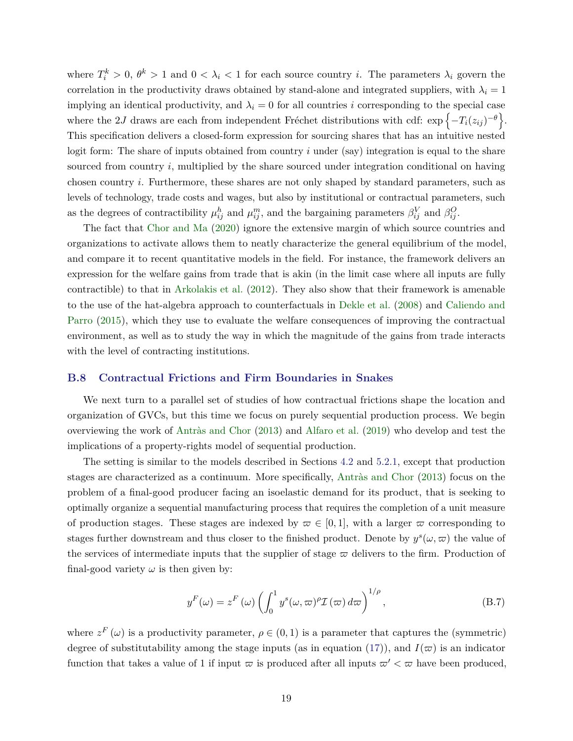where $T_i^k > 0$, $\theta^k > 1$ and $0 < \lambda_i < 1$ for each source country $i$. The parameters $\lambda_i$ govern the correlation in the productivity draws obtained by stand-alone and integrated suppliers, with $\lambda_i = 1$ implying an identical productivity, and $\lambda_i = 0$ for all countries $i$ corresponding to the special case where the $2J$ draws are each from independent Fréchet distributions with cdf: $\exp\left\{-T_i(z_{ij})^{-\theta}\right\}$. This specification delivers a closed-form expression for sourcing shares that has an intuitive nested logit form: The share of inputs obtained from country $i$ under (say) integration is equal to the share sourced from country $i$, multiplied by the share sourced under integration conditional on having chosen country $i$. Furthermore, these shares are not only shaped by standard parameters, such as levels of technology, trade costs and wages, but also by institutional or contractual parameters, such as the degrees of contractibility $\mu_{ij}^h$ and $\mu_{ij}^m$, and the bargaining parameters $\beta_{ij}^V$ and $\beta_{ij}^O$.

The fact that Chor and Ma (2020) ignore the extensive margin of which source countries and organizations to activate allows them to neatly characterize the general equilibrium of the model, and compare it to recent quantitative models in the field. For instance, the framework delivers an expression for the welfare gains from trade that is akin (in the limit case where all inputs are fully contractible) to that in Arkolakis et al. (2012). They also show that their framework is amenable to the use of the hat-algebra approach to counterfactuals in Dekle et al. (2008) and Caliendo and Parro (2015), which they use to evaluate the welfare consequences of improving the contractual environment, as well as to study the way in which the magnitude of the gains from trade interacts with the level of contracting institutions.

## B.8 Contractual Frictions and Firm Boundaries in Snakes

We next turn to a parallel set of studies of how contractual frictions shape the location and organization of GVCs, but this time we focus on purely sequential production process. We begin overviewing the work of Antràs and Chor (2013) and Alfaro et al. (2019) who develop and test the implications of a property-rights model of sequential production.

The setting is similar to the models described in Sections 4.2 and 5.2.1, except that production stages are characterized as a continuum. More specifically, Antràs and Chor (2013) focus on the problem of a final-good producer facing an isoelastic demand for its product, that is seeking to optimally organize a sequential manufacturing process that requires the completion of a unit measure of production stages. These stages are indexed by $\varpi \in [0,1]$, with a larger $\varpi$ corresponding to stages further downstream and thus closer to the finished product. Denote by $y^s(\omega,\varpi)$ the value of the services of intermediate inputs that the supplier of stage $\varpi$ delivers to the firm. Production of final-good variety $\omega$ is then given by:

$$y^F(\omega) = z^F(\omega)\left(\int_0^1 y^s(\omega,\varpi)^\rho \mathcal{I}(\varpi)\, d\varpi\right)^{1/\rho}, \tag{B.7}$$

where $z^F(\omega)$ is a productivity parameter, $\rho \in (0,1)$ is a parameter that captures the (symmetric) degree of substitutability among the stage inputs (as in equation (17)), and $I(\varpi)$ is an indicator function that takes a value of 1 if input $\varpi$ is produced after all inputs $\varpi' < \varpi$ have been produced,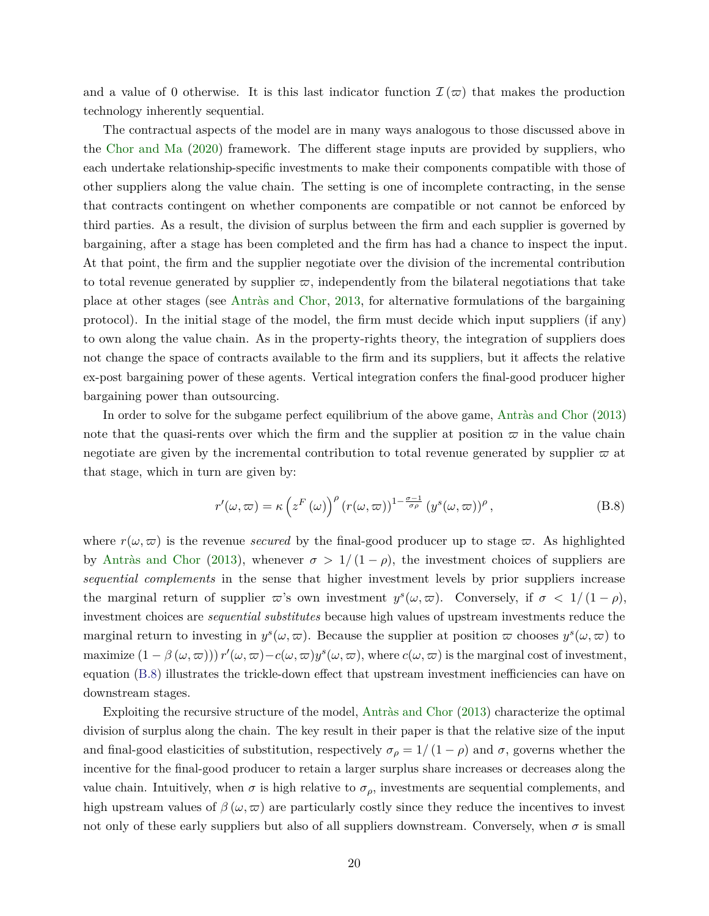and a value of 0 otherwise. It is this last indicator function $\mathcal{I}(\varpi)$ that makes the production technology inherently sequential.

The contractual aspects of the model are in many ways analogous to those discussed above in the Chor and Ma (2020) framework. The different stage inputs are provided by suppliers, who each undertake relationship-specific investments to make their components compatible with those of other suppliers along the value chain. The setting is one of incomplete contracting, in the sense that contracts contingent on whether components are compatible or not cannot be enforced by third parties. As a result, the division of surplus between the firm and each supplier is governed by bargaining, after a stage has been completed and the firm has had a chance to inspect the input. At that point, the firm and the supplier negotiate over the division of the incremental contribution to total revenue generated by supplier $\varpi$, independently from the bilateral negotiations that take place at other stages (see Antràs and Chor, 2013, for alternative formulations of the bargaining protocol). In the initial stage of the model, the firm must decide which input suppliers (if any) to own along the value chain. As in the property-rights theory, the integration of suppliers does not change the space of contracts available to the firm and its suppliers, but it affects the relative ex-post bargaining power of these agents. Vertical integration confers the final-good producer higher bargaining power than outsourcing.

In order to solve for the subgame perfect equilibrium of the above game, Antràs and Chor (2013) note that the quasi-rents over which the firm and the supplier at position $\varpi$ in the value chain negotiate are given by the incremental contribution to total revenue generated by supplier $\varpi$ at that stage, which in turn are given by:

$$r'(\omega, \varpi) = \kappa \left(z^F(\omega)\right)^{\rho} \left(r(\omega, \varpi)\right)^{1-\frac{\sigma-1}{\sigma\rho}} \left(y^s(\omega, \varpi)\right)^{\rho}, \tag{B.8}$$

where $r(\omega, \varpi)$ is the revenue *secured* by the final-good producer up to stage $\varpi$. As highlighted by Antràs and Chor (2013), whenever $\sigma > 1/(1-\rho)$, the investment choices of suppliers are *sequential complements* in the sense that higher investment levels by prior suppliers increase the marginal return of supplier $\varpi$'s own investment $y^s(\omega, \varpi)$. Conversely, if $\sigma < 1/(1-\rho)$, investment choices are *sequential substitutes* because high values of upstream investments reduce the marginal return to investing in $y^s(\omega, \varpi)$. Because the supplier at position $\varpi$ chooses $y^s(\omega, \varpi)$ to maximize $(1-\beta(\omega, \varpi))\, r'(\omega, \varpi) - c(\omega, \varpi) y^s(\omega, \varpi)$, where $c(\omega, \varpi)$ is the marginal cost of investment, equation (B.8) illustrates the trickle-down effect that upstream investment inefficiencies can have on downstream stages.

Exploiting the recursive structure of the model, Antràs and Chor (2013) characterize the optimal division of surplus along the chain. The key result in their paper is that the relative size of the input and final-good elasticities of substitution, respectively $\sigma_\rho = 1/(1-\rho)$ and $\sigma$, governs whether the incentive for the final-good producer to retain a larger surplus share increases or decreases along the value chain. Intuitively, when $\sigma$ is high relative to $\sigma_\rho$, investments are sequential complements, and high upstream values of $\beta(\omega, \varpi)$ are particularly costly since they reduce the incentives to invest not only of these early suppliers but also of all suppliers downstream. Conversely, when $\sigma$ is small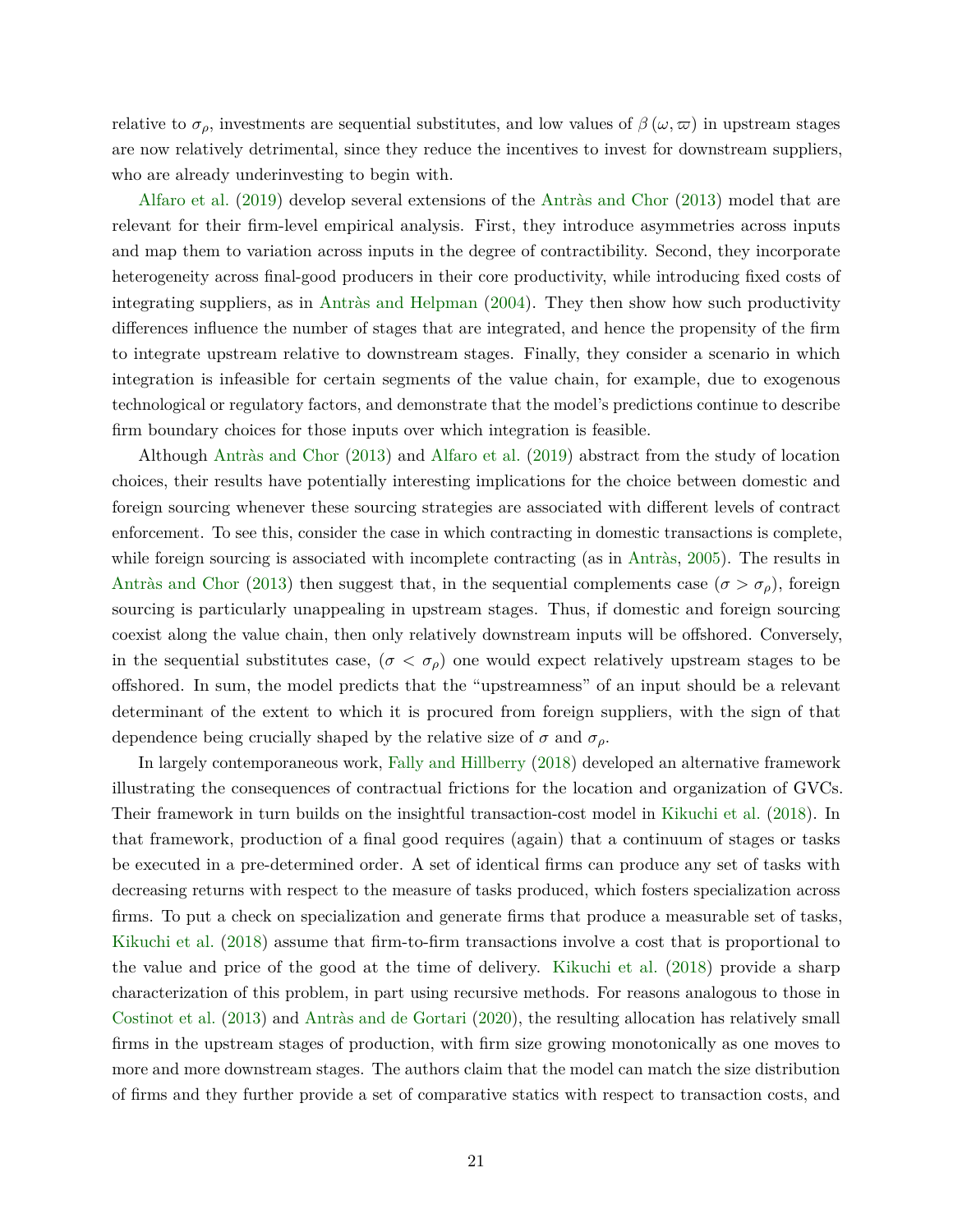relative to $\sigma_\rho$, investments are sequential substitutes, and low values of $\beta(\omega, \varpi)$ in upstream stages are now relatively detrimental, since they reduce the incentives to invest for downstream suppliers, who are already underinvesting to begin with.

Alfaro et al. (2019) develop several extensions of the Antràs and Chor (2013) model that are relevant for their firm-level empirical analysis. First, they introduce asymmetries across inputs and map them to variation across inputs in the degree of contractibility. Second, they incorporate heterogeneity across final-good producers in their core productivity, while introducing fixed costs of integrating suppliers, as in Antràs and Helpman (2004). They then show how such productivity differences influence the number of stages that are integrated, and hence the propensity of the firm to integrate upstream relative to downstream stages. Finally, they consider a scenario in which integration is infeasible for certain segments of the value chain, for example, due to exogenous technological or regulatory factors, and demonstrate that the model's predictions continue to describe firm boundary choices for those inputs over which integration is feasible.

Although Antràs and Chor (2013) and Alfaro et al. (2019) abstract from the study of location choices, their results have potentially interesting implications for the choice between domestic and foreign sourcing whenever these sourcing strategies are associated with different levels of contract enforcement. To see this, consider the case in which contracting in domestic transactions is complete, while foreign sourcing is associated with incomplete contracting (as in Antràs, 2005). The results in Antràs and Chor (2013) then suggest that, in the sequential complements case ($\sigma > \sigma_\rho$), foreign sourcing is particularly unappealing in upstream stages. Thus, if domestic and foreign sourcing coexist along the value chain, then only relatively downstream inputs will be offshored. Conversely, in the sequential substitutes case, ($\sigma < \sigma_\rho$) one would expect relatively upstream stages to be offshored. In sum, the model predicts that the "upstreamness" of an input should be a relevant determinant of the extent to which it is procured from foreign suppliers, with the sign of that dependence being crucially shaped by the relative size of $\sigma$ and $\sigma_\rho$.

In largely contemporaneous work, Fally and Hillberry (2018) developed an alternative framework illustrating the consequences of contractual frictions for the location and organization of GVCs. Their framework in turn builds on the insightful transaction-cost model in Kikuchi et al. (2018). In that framework, production of a final good requires (again) that a continuum of stages or tasks be executed in a pre-determined order. A set of identical firms can produce any set of tasks with decreasing returns with respect to the measure of tasks produced, which fosters specialization across firms. To put a check on specialization and generate firms that produce a measurable set of tasks, Kikuchi et al. (2018) assume that firm-to-firm transactions involve a cost that is proportional to the value and price of the good at the time of delivery. Kikuchi et al. (2018) provide a sharp characterization of this problem, in part using recursive methods. For reasons analogous to those in Costinot et al. (2013) and Antràs and de Gortari (2020), the resulting allocation has relatively small firms in the upstream stages of production, with firm size growing monotonically as one moves to more and more downstream stages. The authors claim that the model can match the size distribution of firms and they further provide a set of comparative statics with respect to transaction costs, and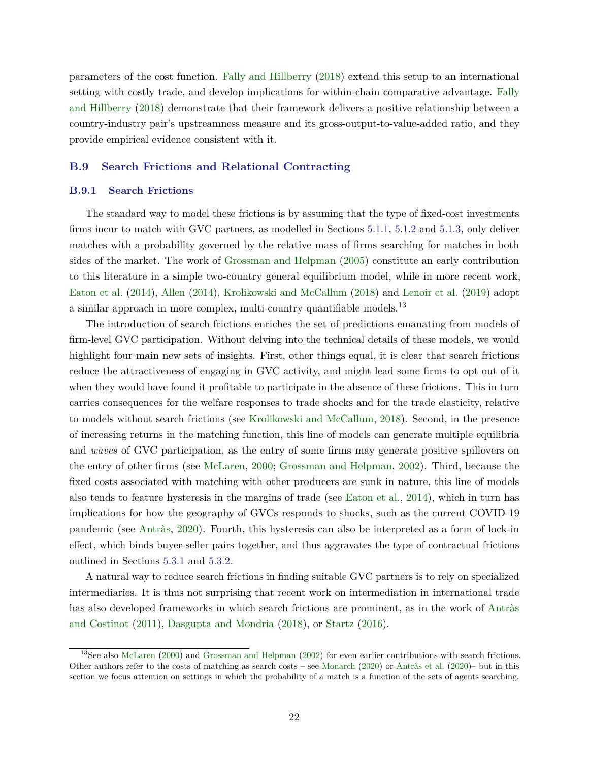parameters of the cost function. Fally and Hillberry (2018) extend this setup to an international setting with costly trade, and develop implications for within-chain comparative advantage. Fally and Hillberry (2018) demonstrate that their framework delivers a positive relationship between a country-industry pair's upstreamness measure and its gross-output-to-value-added ratio, and they provide empirical evidence consistent with it.

## B.9 Search Frictions and Relational Contracting

### B.9.1 Search Frictions

The standard way to model these frictions is by assuming that the type of fixed-cost investments firms incur to match with GVC partners, as modelled in Sections 5.1.1, 5.1.2 and 5.1.3, only deliver matches with a probability governed by the relative mass of firms searching for matches in both sides of the market. The work of Grossman and Helpman (2005) constitute an early contribution to this literature in a simple two-country general equilibrium model, while in more recent work, Eaton et al. (2014), Allen (2014), Krolikowski and McCallum (2018) and Lenoir et al. (2019) adopt a similar approach in more complex, multi-country quantifiable models.[13]

The introduction of search frictions enriches the set of predictions emanating from models of firm-level GVC participation. Without delving into the technical details of these models, we would highlight four main new sets of insights. First, other things equal, it is clear that search frictions reduce the attractiveness of engaging in GVC activity, and might lead some firms to opt out of it when they would have found it profitable to participate in the absence of these frictions. This in turn carries consequences for the welfare responses to trade shocks and for the trade elasticity, relative to models without search frictions (see Krolikowski and McCallum, 2018). Second, in the presence of increasing returns in the matching function, this line of models can generate multiple equilibria and *waves* of GVC participation, as the entry of some firms may generate positive spillovers on the entry of other firms (see McLaren, 2000; Grossman and Helpman, 2002). Third, because the fixed costs associated with matching with other producers are sunk in nature, this line of models also tends to feature hysteresis in the margins of trade (see Eaton et al., 2014), which in turn has implications for how the geography of GVCs responds to shocks, such as the current COVID-19 pandemic (see Antràs, 2020). Fourth, this hysteresis can also be interpreted as a form of lock-in effect, which binds buyer-seller pairs together, and thus aggravates the type of contractual frictions outlined in Sections 5.3.1 and 5.3.2.

A natural way to reduce search frictions in finding suitable GVC partners is to rely on specialized intermediaries. It is thus not surprising that recent work on intermediation in international trade has also developed frameworks in which search frictions are prominent, as in the work of Antràs and Costinot (2011), Dasgupta and Mondria (2018), or Startz (2016).

[13] See also McLaren (2000) and Grossman and Helpman (2002) for even earlier contributions with search frictions. Other authors refer to the costs of matching as search costs – see Monarch (2020) or Antràs et al. (2020)– but in this section we focus attention on settings in which the probability of a match is a function of the sets of agents searching.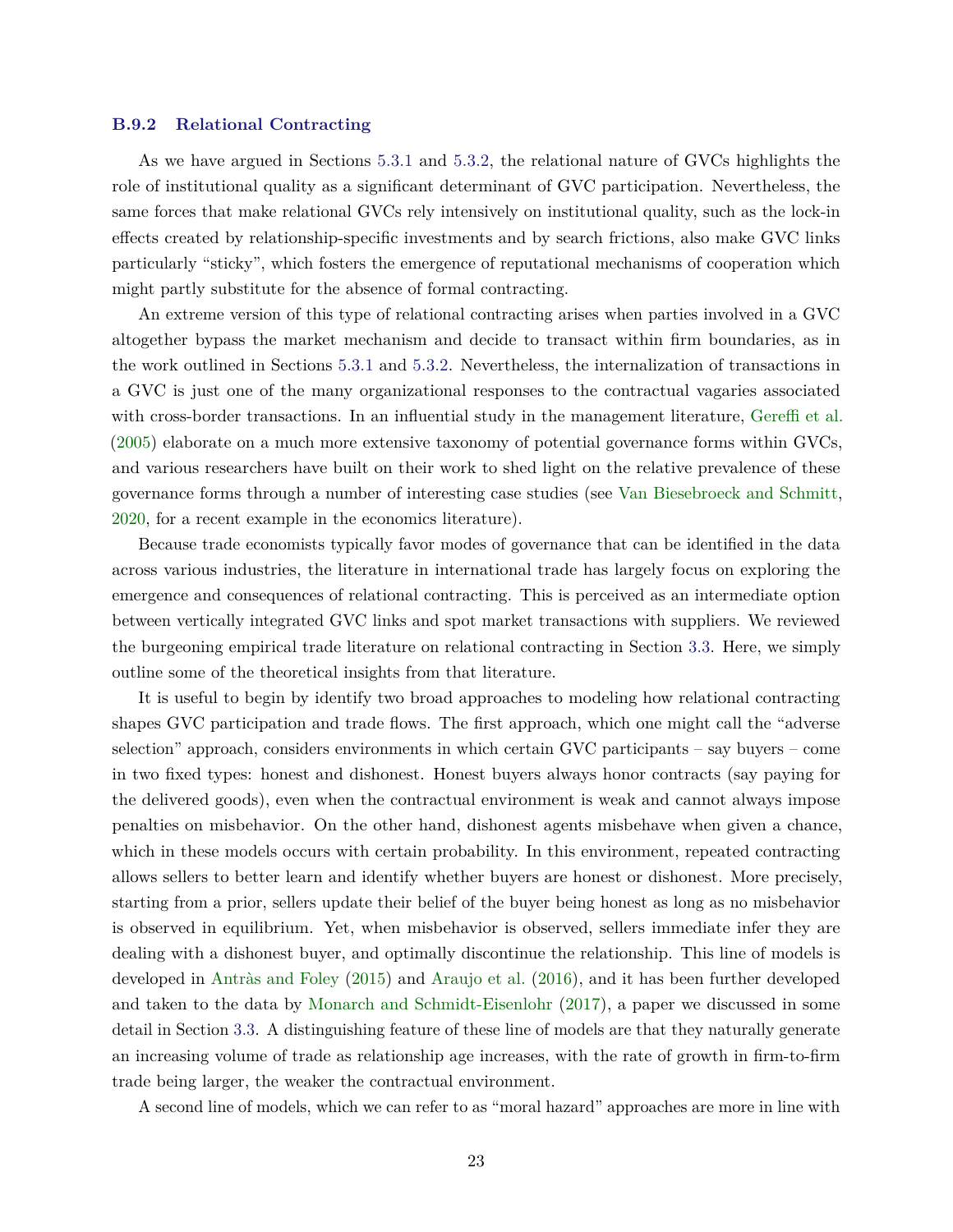### B.9.2 Relational Contracting

As we have argued in Sections 5.3.1 and 5.3.2, the relational nature of GVCs highlights the role of institutional quality as a significant determinant of GVC participation. Nevertheless, the same forces that make relational GVCs rely intensively on institutional quality, such as the lock-in effects created by relationship-specific investments and by search frictions, also make GVC links particularly "sticky", which fosters the emergence of reputational mechanisms of cooperation which might partly substitute for the absence of formal contracting.

An extreme version of this type of relational contracting arises when parties involved in a GVC altogether bypass the market mechanism and decide to transact within firm boundaries, as in the work outlined in Sections 5.3.1 and 5.3.2. Nevertheless, the internalization of transactions in a GVC is just one of the many organizational responses to the contractual vagaries associated with cross-border transactions. In an influential study in the management literature, Gereffi et al. (2005) elaborate on a much more extensive taxonomy of potential governance forms within GVCs, and various researchers have built on their work to shed light on the relative prevalence of these governance forms through a number of interesting case studies (see Van Biesebroeck and Schmitt, 2020, for a recent example in the economics literature).

Because trade economists typically favor modes of governance that can be identified in the data across various industries, the literature in international trade has largely focus on exploring the emergence and consequences of relational contracting. This is perceived as an intermediate option between vertically integrated GVC links and spot market transactions with suppliers. We reviewed the burgeoning empirical trade literature on relational contracting in Section 3.3. Here, we simply outline some of the theoretical insights from that literature.

It is useful to begin by identify two broad approaches to modeling how relational contracting shapes GVC participation and trade flows. The first approach, which one might call the "adverse selection" approach, considers environments in which certain GVC participants – say buyers – come in two fixed types: honest and dishonest. Honest buyers always honor contracts (say paying for the delivered goods), even when the contractual environment is weak and cannot always impose penalties on misbehavior. On the other hand, dishonest agents misbehave when given a chance, which in these models occurs with certain probability. In this environment, repeated contracting allows sellers to better learn and identify whether buyers are honest or dishonest. More precisely, starting from a prior, sellers update their belief of the buyer being honest as long as no misbehavior is observed in equilibrium. Yet, when misbehavior is observed, sellers immediate infer they are dealing with a dishonest buyer, and optimally discontinue the relationship. This line of models is developed in Antràs and Foley (2015) and Araujo et al. (2016), and it has been further developed and taken to the data by Monarch and Schmidt-Eisenlohr (2017), a paper we discussed in some detail in Section 3.3. A distinguishing feature of these line of models are that they naturally generate an increasing volume of trade as relationship age increases, with the rate of growth in firm-to-firm trade being larger, the weaker the contractual environment.

A second line of models, which we can refer to as "moral hazard" approaches are more in line with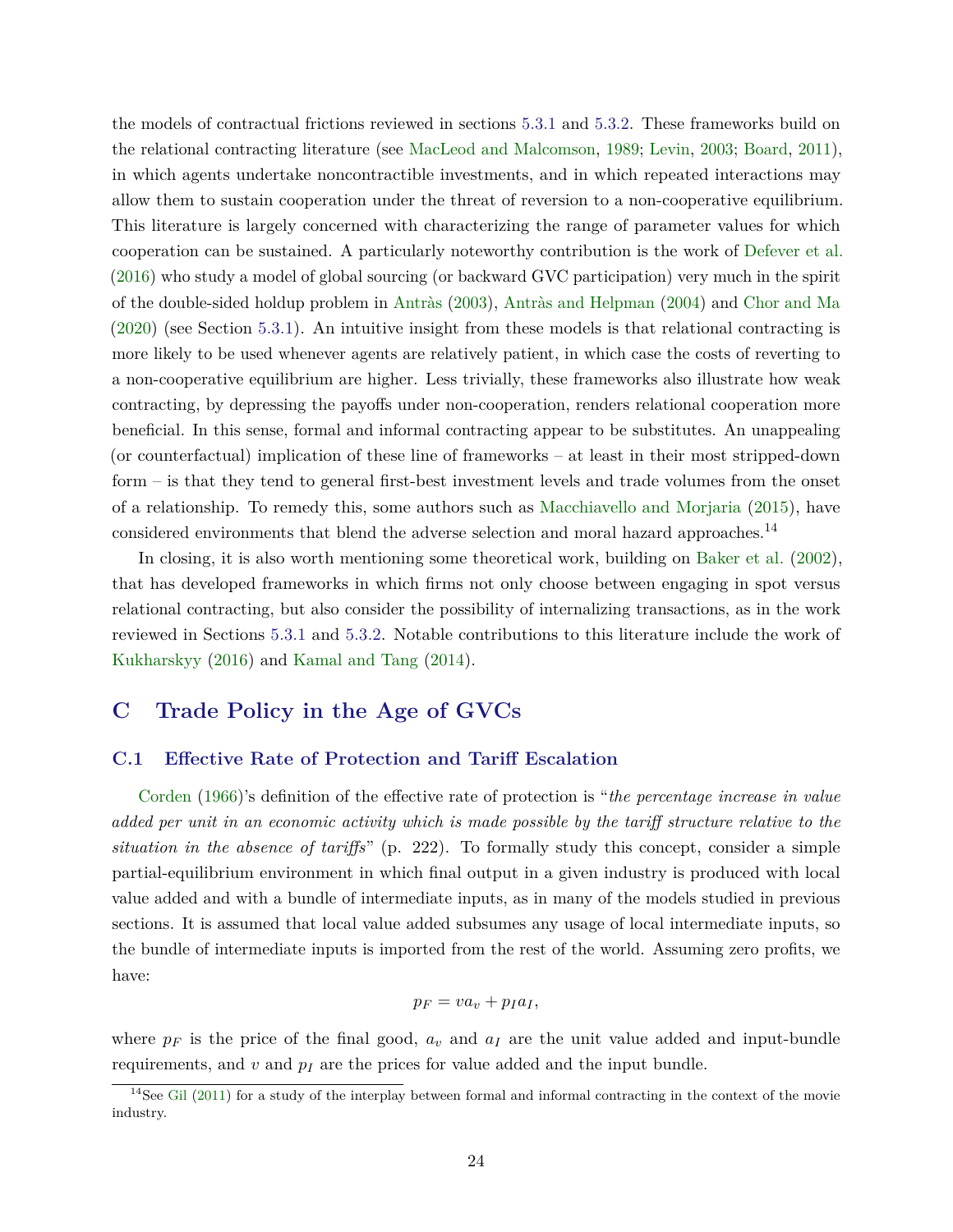the models of contractual frictions reviewed in sections 5.3.1 and 5.3.2. These frameworks build on the relational contracting literature (see MacLeod and Malcomson, 1989; Levin, 2003; Board, 2011), in which agents undertake noncontractible investments, and in which repeated interactions may allow them to sustain cooperation under the threat of reversion to a non-cooperative equilibrium. This literature is largely concerned with characterizing the range of parameter values for which cooperation can be sustained. A particularly noteworthy contribution is the work of Defever et al. (2016) who study a model of global sourcing (or backward GVC participation) very much in the spirit of the double-sided holdup problem in Antràs (2003), Antràs and Helpman (2004) and Chor and Ma (2020) (see Section 5.3.1). An intuitive insight from these models is that relational contracting is more likely to be used whenever agents are relatively patient, in which case the costs of reverting to a non-cooperative equilibrium are higher. Less trivially, these frameworks also illustrate how weak contracting, by depressing the payoffs under non-cooperation, renders relational cooperation more beneficial. In this sense, formal and informal contracting appear to be substitutes. An unappealing (or counterfactual) implication of these line of frameworks – at least in their most stripped-down form – is that they tend to general first-best investment levels and trade volumes from the onset of a relationship. To remedy this, some authors such as Macchiavello and Morjaria (2015), have considered environments that blend the adverse selection and moral hazard approaches.[14]

In closing, it is also worth mentioning some theoretical work, building on Baker et al. (2002), that has developed frameworks in which firms not only choose between engaging in spot versus relational contracting, but also consider the possibility of internalizing transactions, as in the work reviewed in Sections 5.3.1 and 5.3.2. Notable contributions to this literature include the work of Kukharskyy (2016) and Kamal and Tang (2014).

# C Trade Policy in the Age of GVCs

## C.1 Effective Rate of Protection and Tariff Escalation

Corden (1966)'s definition of the effective rate of protection is "*the percentage increase in value added per unit in an economic activity which is made possible by the tariff structure relative to the situation in the absence of tariffs*" (p. 222). To formally study this concept, consider a simple partial-equilibrium environment in which final output in a given industry is produced with local value added and with a bundle of intermediate inputs, as in many of the models studied in previous sections. It is assumed that local value added subsumes any usage of local intermediate inputs, so the bundle of intermediate inputs is imported from the rest of the world. Assuming zero profits, we have:

$$p_F = va_v + p_I a_I,$$

where $p_F$ is the price of the final good, $a_v$ and $a_I$ are the unit value added and input-bundle requirements, and $v$ and $p_I$ are the prices for value added and the input bundle.

[14] See Gil (2011) for a study of the interplay between formal and informal contracting in the context of the movie industry.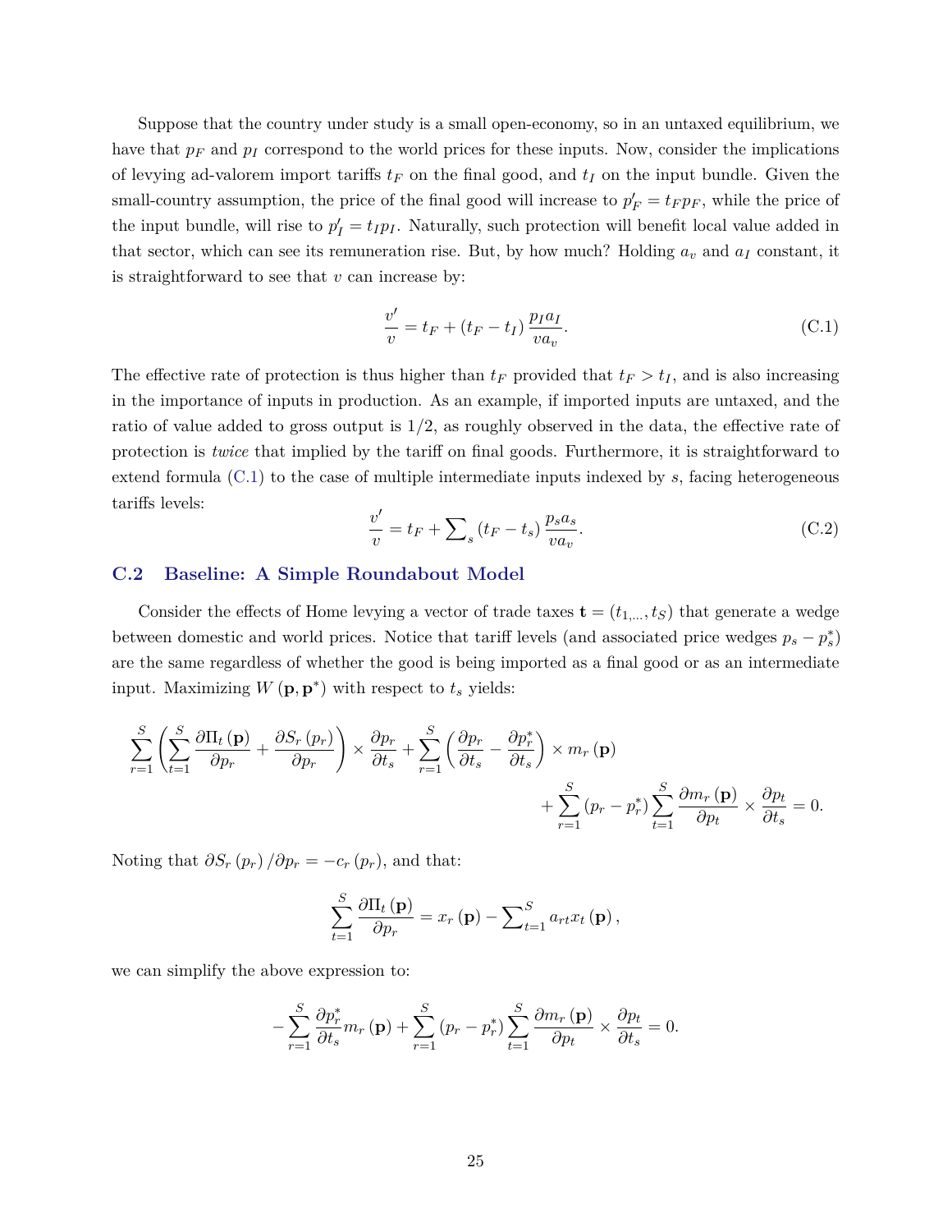Suppose that the country under study is a small open-economy, so in an untaxed equilibrium, we have that $p_F$ and $p_I$ correspond to the world prices for these inputs. Now, consider the implications of levying ad-valorem import tariffs $t_F$ on the final good, and $t_I$ on the input bundle. Given the small-country assumption, the price of the final good will increase to $p_F' = t_F p_F$, while the price of the input bundle, will rise to $p_I' = t_I p_I$. Naturally, such protection will benefit local value added in that sector, which can see its remuneration rise. But, by how much? Holding $a_v$ and $a_I$ constant, it is straightforward to see that $v$ can increase by:

$$\frac{v'}{v} = t_F + (t_F - t_I)\,\frac{p_I a_I}{v a_v}. \tag{C.1}$$

The effective rate of protection is thus higher than $t_F$ provided that $t_F > t_I$, and is also increasing in the importance of inputs in production. As an example, if imported inputs are untaxed, and the ratio of value added to gross output is 1/2, as roughly observed in the data, the effective rate of protection is *twice* that implied by the tariff on final goods. Furthermore, it is straightforward to extend formula (C.1) to the case of multiple intermediate inputs indexed by $s$, facing heterogeneous tariffs levels:

$$\frac{v'}{v} = t_F + \sum\nolimits_s (t_F - t_s)\,\frac{p_s a_s}{v a_v}. \tag{C.2}$$

## C.2 Baseline: A Simple Roundabout Model

Consider the effects of Home levying a vector of trade taxes $\mathbf{t} = (t_{1,\ldots}, t_S)$ that generate a wedge between domestic and world prices. Notice that tariff levels (and associated price wedges $p_s - p_s^*$) are the same regardless of whether the good is being imported as a final good or as an intermediate input. Maximizing $W(\mathbf{p}, \mathbf{p}^*)$ with respect to $t_s$ yields:

$$\sum_{r=1}^{S}\left(\sum_{t=1}^{S}\frac{\partial \Pi_t(\mathbf{p})}{\partial p_r} + \frac{\partial S_r(p_r)}{\partial p_r}\right) \times \frac{\partial p_r}{\partial t_s} + \sum_{r=1}^{S}\left(\frac{\partial p_r}{\partial t_s} - \frac{\partial p_r^*}{\partial t_s}\right) \times m_r(\mathbf{p}) + \sum_{r=1}^{S}(p_r - p_r^*)\sum_{t=1}^{S}\frac{\partial m_r(\mathbf{p})}{\partial p_t} \times \frac{\partial p_t}{\partial t_s} = 0.$$

Noting that $\partial S_r(p_r)/\partial p_r = -c_r(p_r)$, and that:

$$\sum_{t=1}^{S}\frac{\partial \Pi_t(\mathbf{p})}{\partial p_r} = x_r(\mathbf{p}) - \sum\nolimits_{t=1}^{S} a_{rt} x_t(\mathbf{p}),$$

we can simplify the above expression to:

$$-\sum_{r=1}^{S}\frac{\partial p_r^*}{\partial t_s} m_r(\mathbf{p}) + \sum_{r=1}^{S}(p_r - p_r^*)\sum_{t=1}^{S}\frac{\partial m_r(\mathbf{p})}{\partial p_t} \times \frac{\partial p_t}{\partial t_s} = 0.$$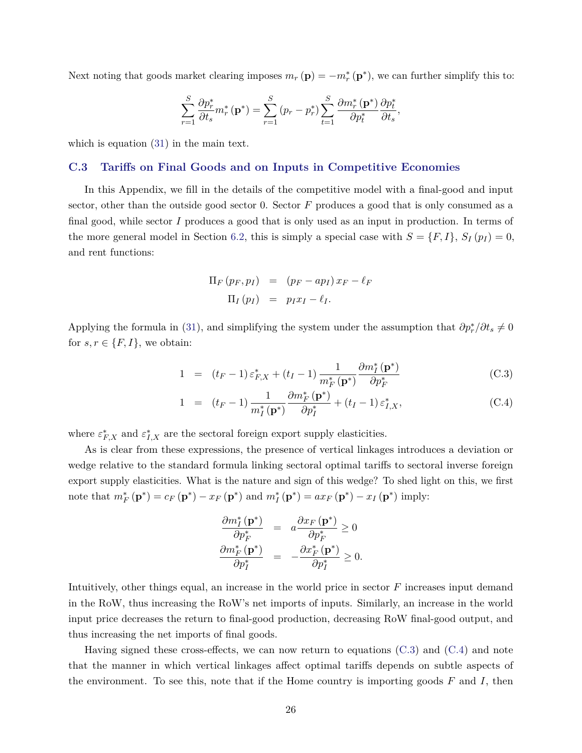Next noting that goods market clearing imposes $m_r(\mathbf{p}) = -m_r^*(\mathbf{p}^*)$, we can further simplify this to:

$$\sum_{r=1}^{S} \frac{\partial p_r^*}{\partial t_s} m_r^*(\mathbf{p}^*) = \sum_{r=1}^{S} (p_r - p_r^*) \sum_{t=1}^{S} \frac{\partial m_r^*(\mathbf{p}^*)}{\partial p_t^*} \frac{\partial p_t^*}{\partial t_s},$$

which is equation (31) in the main text.

### C.3 Tariffs on Final Goods and on Inputs in Competitive Economies

In this Appendix, we fill in the details of the competitive model with a final-good and input sector, other than the outside good sector 0. Sector $F$ produces a good that is only consumed as a final good, while sector $I$ produces a good that is only used as an input in production. In terms of the more general model in Section 6.2, this is simply a special case with $S = \{F, I\}$, $S_I(p_I) = 0$, and rent functions:

$$\begin{aligned}
\Pi_F(p_F, p_I) &= (p_F - a p_I) x_F - \ell_F \\
\Pi_I(p_I) &= p_I x_I - \ell_I.
\end{aligned}$$

Applying the formula in (31), and simplifying the system under the assumption that $\partial p_r^* / \partial t_s \neq 0$ for $s, r \in \{F, I\}$, we obtain:

$$1 = (t_F - 1)\varepsilon_{F,X}^* + (t_I - 1)\frac{1}{m_F^*(\mathbf{p}^*)}\frac{\partial m_I^*(\mathbf{p}^*)}{\partial p_F^*} \tag{C.3}$$

$$1 = (t_F - 1)\frac{1}{m_I^*(\mathbf{p}^*)}\frac{\partial m_F^*(\mathbf{p}^*)}{\partial p_I^*} + (t_I - 1)\varepsilon_{I,X}^*, \tag{C.4}$$

where $\varepsilon_{F,X}^*$ and $\varepsilon_{I,X}^*$ are the sectoral foreign export supply elasticities.

As is clear from these expressions, the presence of vertical linkages introduces a deviation or wedge relative to the standard formula linking sectoral optimal tariffs to sectoral inverse foreign export supply elasticities. What is the nature and sign of this wedge? To shed light on this, we first note that $m_F^*(\mathbf{p}^*) = c_F(\mathbf{p}^*) - x_F(\mathbf{p}^*)$ and $m_I^*(\mathbf{p}^*) = a x_F(\mathbf{p}^*) - x_I(\mathbf{p}^*)$ imply:

$$\begin{aligned}
\frac{\partial m_I^*(\mathbf{p}^*)}{\partial p_F^*} &= a\frac{\partial x_F(\mathbf{p}^*)}{\partial p_F^*} \geq 0 \\
\frac{\partial m_F^*(\mathbf{p}^*)}{\partial p_I^*} &= -\frac{\partial x_F^*(\mathbf{p}^*)}{\partial p_I^*} \geq 0.
\end{aligned}$$

Intuitively, other things equal, an increase in the world price in sector $F$ increases input demand in the RoW, thus increasing the RoW's net imports of inputs. Similarly, an increase in the world input price decreases the return to final-good production, decreasing RoW final-good output, and thus increasing the net imports of final goods.

Having signed these cross-effects, we can now return to equations (C.3) and (C.4) and note that the manner in which vertical linkages affect optimal tariffs depends on subtle aspects of the environment. To see this, note that if the Home country is importing goods $F$ and $I$, then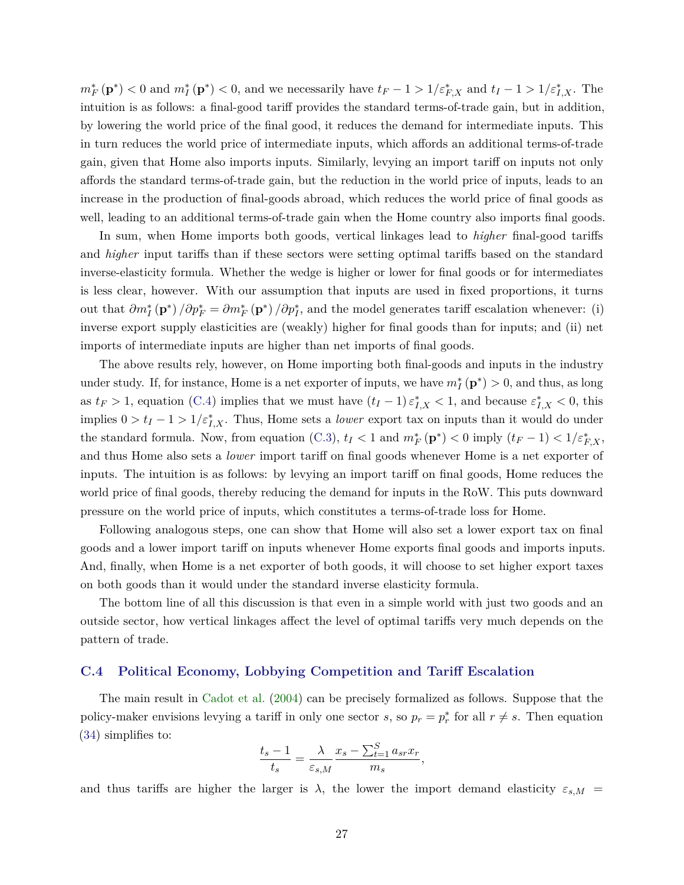$m_F^*(\mathbf{p}^*) < 0$ and $m_I^*(\mathbf{p}^*) < 0$, and we necessarily have $t_F - 1 > 1/\varepsilon_{F,X}^*$ and $t_I - 1 > 1/\varepsilon_{I,X}^*$. The intuition is as follows: a final-good tariff provides the standard terms-of-trade gain, but in addition, by lowering the world price of the final good, it reduces the demand for intermediate inputs. This in turn reduces the world price of intermediate inputs, which affords an additional terms-of-trade gain, given that Home also imports inputs. Similarly, levying an import tariff on inputs not only affords the standard terms-of-trade gain, but the reduction in the world price of inputs, leads to an increase in the production of final-goods abroad, which reduces the world price of final goods as well, leading to an additional terms-of-trade gain when the Home country also imports final goods.

In sum, when Home imports both goods, vertical linkages lead to *higher* final-good tariffs and *higher* input tariffs than if these sectors were setting optimal tariffs based on the standard inverse-elasticity formula. Whether the wedge is higher or lower for final goods or for intermediates is less clear, however. With our assumption that inputs are used in fixed proportions, it turns out that $\partial m_I^*(\mathbf{p}^*)/\partial p_F^* = \partial m_F^*(\mathbf{p}^*)/\partial p_I^*$, and the model generates tariff escalation whenever: (i) inverse export supply elasticities are (weakly) higher for final goods than for inputs; and (ii) net imports of intermediate inputs are higher than net imports of final goods.

The above results rely, however, on Home importing both final-goods and inputs in the industry under study. If, for instance, Home is a net exporter of inputs, we have $m_I^*(\mathbf{p}^*) > 0$, and thus, as long as $t_F > 1$, equation (C.4) implies that we must have $(t_I - 1)\,\varepsilon_{I,X}^* < 1$, and because $\varepsilon_{I,X}^* < 0$, this implies $0 > t_I - 1 > 1/\varepsilon_{I,X}^*$. Thus, Home sets a *lower* export tax on inputs than it would do under the standard formula. Now, from equation (C.3), $t_I < 1$ and $m_F^*(\mathbf{p}^*) < 0$ imply $(t_F - 1) < 1/\varepsilon_{F,X}^*$, and thus Home also sets a *lower* import tariff on final goods whenever Home is a net exporter of inputs. The intuition is as follows: by levying an import tariff on final goods, Home reduces the world price of final goods, thereby reducing the demand for inputs in the RoW. This puts downward pressure on the world price of inputs, which constitutes a terms-of-trade loss for Home.

Following analogous steps, one can show that Home will also set a lower export tax on final goods and a lower import tariff on inputs whenever Home exports final goods and imports inputs. And, finally, when Home is a net exporter of both goods, it will choose to set higher export taxes on both goods than it would under the standard inverse elasticity formula.

The bottom line of all this discussion is that even in a simple world with just two goods and an outside sector, how vertical linkages affect the level of optimal tariffs very much depends on the pattern of trade.

### C.4 Political Economy, Lobbying Competition and Tariff Escalation

The main result in Cadot et al. (2004) can be precisely formalized as follows. Suppose that the policy-maker envisions levying a tariff in only one sector $s$, so $p_r = p_r^*$ for all $r \neq s$. Then equation (34) simplifies to:

$$\frac{t_s - 1}{t_s} = \frac{\lambda}{\varepsilon_{s,M}} \frac{x_s - \sum_{t=1}^{S} a_{sr} x_r}{m_s},$$

and thus tariffs are higher the larger is $\lambda$, the lower the import demand elasticity $\varepsilon_{s,M}$ =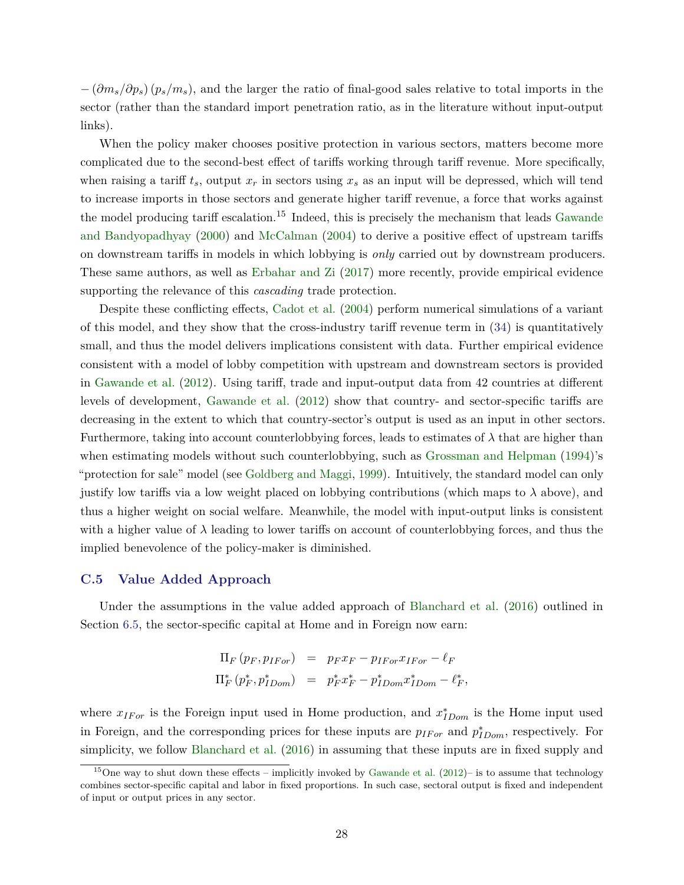$-(\partial m_s/\partial p_s)(p_s/m_s)$, and the larger the ratio of final-good sales relative to total imports in the sector (rather than the standard import penetration ratio, as in the literature without input-output links).

When the policy maker chooses positive protection in various sectors, matters become more complicated due to the second-best effect of tariffs working through tariff revenue. More specifically, when raising a tariff $t_s$, output $x_r$ in sectors using $x_s$ as an input will be depressed, which will tend to increase imports in those sectors and generate higher tariff revenue, a force that works against the model producing tariff escalation.[15] Indeed, this is precisely the mechanism that leads Gawande and Bandyopadhyay (2000) and McCalman (2004) to derive a positive effect of upstream tariffs on downstream tariffs in models in which lobbying is *only* carried out by downstream producers. These same authors, as well as Erbahar and Zi (2017) more recently, provide empirical evidence supporting the relevance of this *cascading* trade protection.

Despite these conflicting effects, Cadot et al. (2004) perform numerical simulations of a variant of this model, and they show that the cross-industry tariff revenue term in (34) is quantitatively small, and thus the model delivers implications consistent with data. Further empirical evidence consistent with a model of lobby competition with upstream and downstream sectors is provided in Gawande et al. (2012). Using tariff, trade and input-output data from 42 countries at different levels of development, Gawande et al. (2012) show that country- and sector-specific tariffs are decreasing in the extent to which that country-sector's output is used as an input in other sectors. Furthermore, taking into account counterlobbying forces, leads to estimates of $\lambda$ that are higher than when estimating models without such counterlobbying, such as Grossman and Helpman (1994)'s "protection for sale" model (see Goldberg and Maggi, 1999). Intuitively, the standard model can only justify low tariffs via a low weight placed on lobbying contributions (which maps to $\lambda$ above), and thus a higher weight on social welfare. Meanwhile, the model with input-output links is consistent with a higher value of $\lambda$ leading to lower tariffs on account of counterlobbying forces, and thus the implied benevolence of the policy-maker is diminished.

### C.5 Value Added Approach

Under the assumptions in the value added approach of Blanchard et al. (2016) outlined in Section 6.5, the sector-specific capital at Home and in Foreign now earn:

$$
\begin{aligned}
\Pi_F(p_F, p_{IFor}) &= p_F x_F - p_{IFor} x_{IFor} - \ell_F \\
\Pi_F^*(p_F^*, p_{IDom}^*) &= p_F^* x_F^* - p_{IDom}^* x_{IDom}^* - \ell_F^*,
\end{aligned}
$$

where $x_{IFor}$ is the Foreign input used in Home production, and $x_{IDom}^*$ is the Home input used in Foreign, and the corresponding prices for these inputs are $p_{IFor}$ and $p_{IDom}^*$, respectively. For simplicity, we follow Blanchard et al. (2016) in assuming that these inputs are in fixed supply and

[15] One way to shut down these effects – implicitly invoked by Gawande et al. (2012)– is to assume that technology combines sector-specific capital and labor in fixed proportions. In such case, sectoral output is fixed and independent of input or output prices in any sector.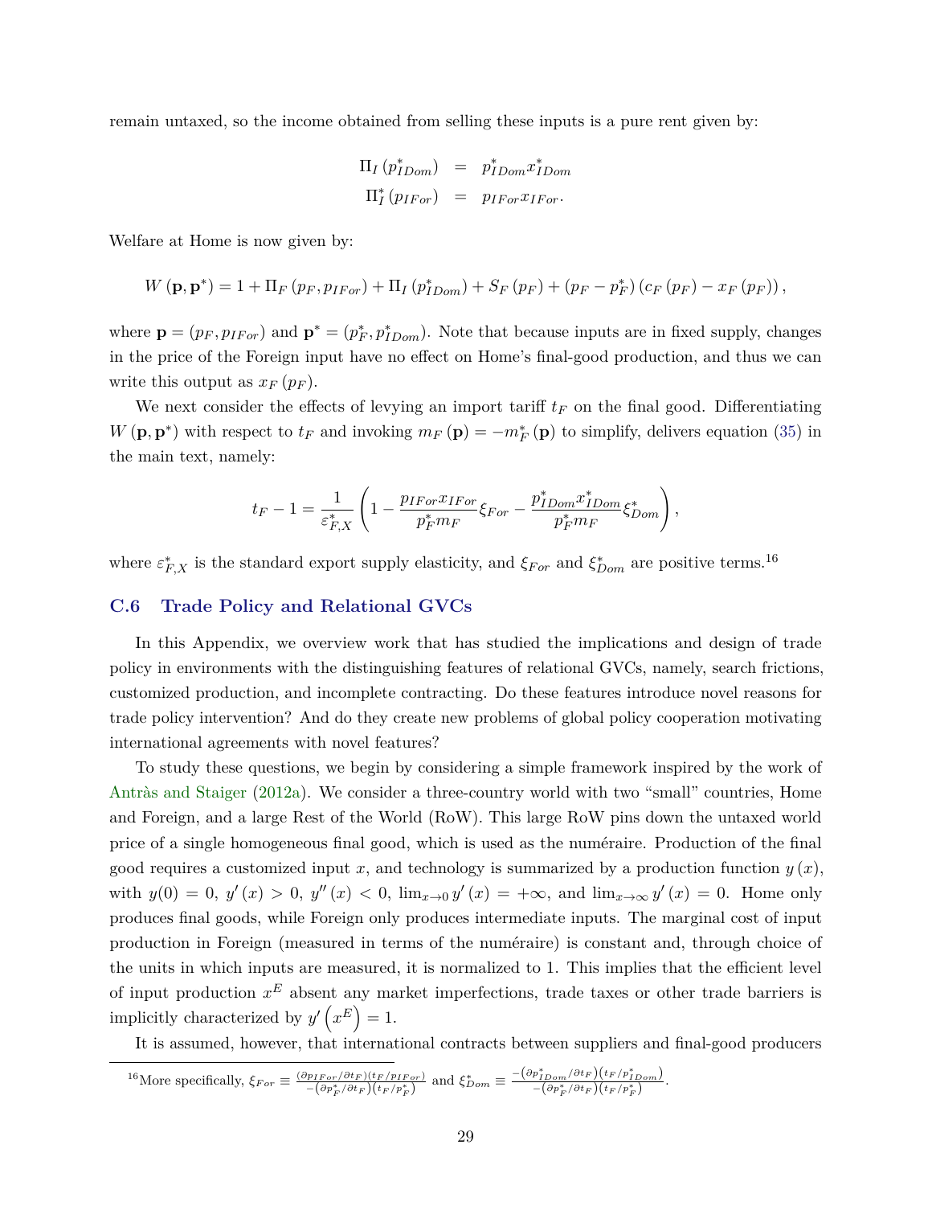remain untaxed, so the income obtained from selling these inputs is a pure rent given by:

$$
\begin{aligned}
\Pi_I\left(p_{IDom}^*\right) &= p_{IDom}^* x_{IDom}^* \\
\Pi_I^*\left(p_{IFor}\right) &= p_{IFor} x_{IFor}.
\end{aligned}
$$

Welfare at Home is now given by:

$$
W\left(\mathbf{p}, \mathbf{p}^*\right) = 1 + \Pi_F\left(p_F, p_{IFor}\right) + \Pi_I\left(p_{IDom}^*\right) + S_F\left(p_F\right) + \left(p_F - p_F^*\right)\left(c_F\left(p_F\right) - x_F\left(p_F\right)\right),
$$

where $\mathbf{p} = \left(p_F, p_{IFor}\right)$ and $\mathbf{p}^* = \left(p_F^*, p_{IDom}^*\right)$. Note that because inputs are in fixed supply, changes in the price of the Foreign input have no effect on Home's final-good production, and thus we can write this output as $x_F\left(p_F\right)$.

We next consider the effects of levying an import tariff $t_F$ on the final good. Differentiating $W\left(\mathbf{p}, \mathbf{p}^*\right)$ with respect to $t_F$ and invoking $m_F\left(\mathbf{p}\right) = -m_F^*\left(\mathbf{p}\right)$ to simplify, delivers equation (35) in the main text, namely:

$$
t_F - 1 = \frac{1}{\varepsilon_{F,X}^*}\left(1 - \frac{p_{IFor} x_{IFor}}{p_F^* m_F}\xi_{For} - \frac{p_{IDom}^* x_{IDom}^*}{p_F^* m_F}\xi_{Dom}^*\right),
$$

where $\varepsilon_{F,X}^*$ is the standard export supply elasticity, and $\xi_{For}$ and $\xi_{Dom}^*$ are positive terms.[16]

### C.6 Trade Policy and Relational GVCs

In this Appendix, we overview work that has studied the implications and design of trade policy in environments with the distinguishing features of relational GVCs, namely, search frictions, customized production, and incomplete contracting. Do these features introduce novel reasons for trade policy intervention? And do they create new problems of global policy cooperation motivating international agreements with novel features?

To study these questions, we begin by considering a simple framework inspired by the work of Antràs and Staiger (2012a). We consider a three-country world with two "small" countries, Home and Foreign, and a large Rest of the World (RoW). This large RoW pins down the untaxed world price of a single homogeneous final good, which is used as the numéraire. Production of the final good requires a customized input $x$, and technology is summarized by a production function $y\left(x\right)$, with $y(0) = 0$, $y'\left(x\right) > 0$, $y''\left(x\right) < 0$, $\lim_{x\to 0} y'\left(x\right) = +\infty$, and $\lim_{x\to\infty} y'\left(x\right) = 0$. Home only produces final goods, while Foreign only produces intermediate inputs. The marginal cost of input production in Foreign (measured in terms of the numéraire) is constant and, through choice of the units in which inputs are measured, it is normalized to 1. This implies that the efficient level of input production $x^E$ absent any market imperfections, trade taxes or other trade barriers is implicitly characterized by $y'\left(x^E\right) = 1$.

It is assumed, however, that international contracts between suppliers and final-good producers

[16] More specifically, $\xi_{For} \equiv \frac{\left(\partial p_{IFor}/\partial t_F\right)\left(t_F/p_{IFor}\right)}{-\left(\partial p_F^*/\partial t_F\right)\left(t_F/p_F^*\right)}$ and $\xi_{Dom}^* \equiv \frac{-\left(\partial p_{IDom}^*/\partial t_F\right)\left(t_F/p_{IDom}^*\right)}{-\left(\partial p_F^*/\partial t_F\right)\left(t_F/p_F^*\right)}$.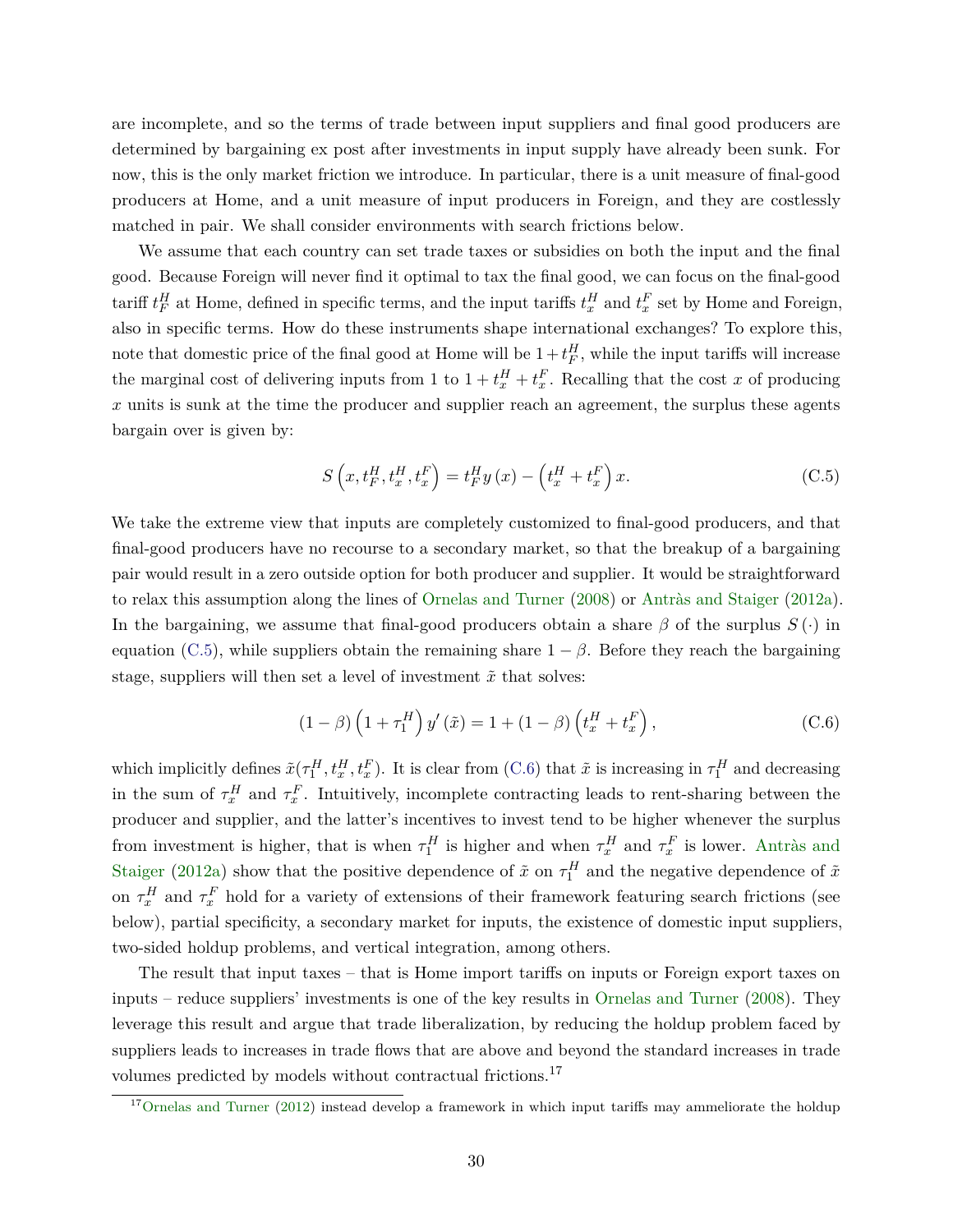are incomplete, and so the terms of trade between input suppliers and final good producers are determined by bargaining ex post after investments in input supply have already been sunk. For now, this is the only market friction we introduce. In particular, there is a unit measure of final-good producers at Home, and a unit measure of input producers in Foreign, and they are costlessly matched in pair. We shall consider environments with search frictions below.

We assume that each country can set trade taxes or subsidies on both the input and the final good. Because Foreign will never find it optimal to tax the final good, we can focus on the final-good tariff $t_F^H$ at Home, defined in specific terms, and the input tariffs $t_x^H$ and $t_x^F$ set by Home and Foreign, also in specific terms. How do these instruments shape international exchanges? To explore this, note that domestic price of the final good at Home will be $1 + t_F^H$, while the input tariffs will increase the marginal cost of delivering inputs from 1 to $1 + t_x^H + t_x^F$. Recalling that the cost $x$ of producing $x$ units is sunk at the time the producer and supplier reach an agreement, the surplus these agents bargain over is given by:

$$S\left(x, t_F^H, t_x^H, t_x^F\right) = t_F^H y\left(x\right) - \left(t_x^H + t_x^F\right) x. \tag{C.5}$$

We take the extreme view that inputs are completely customized to final-good producers, and that final-good producers have no recourse to a secondary market, so that the breakup of a bargaining pair would result in a zero outside option for both producer and supplier. It would be straightforward to relax this assumption along the lines of Ornelas and Turner (2008) or Antràs and Staiger (2012a). In the bargaining, we assume that final-good producers obtain a share $\beta$ of the surplus $S(\cdot)$ in equation (C.5), while suppliers obtain the remaining share $1 - \beta$. Before they reach the bargaining stage, suppliers will then set a level of investment $\tilde{x}$ that solves:

$$(1 - \beta)\left(1 + \tau_1^H\right) y'\left(\tilde{x}\right) = 1 + (1 - \beta)\left(t_x^H + t_x^F\right), \tag{C.6}$$

which implicitly defines $\tilde{x}(\tau_1^H, t_x^H, t_x^F)$. It is clear from (C.6) that $\tilde{x}$ is increasing in $\tau_1^H$ and decreasing in the sum of $\tau_x^H$ and $\tau_x^F$. Intuitively, incomplete contracting leads to rent-sharing between the producer and supplier, and the latter's incentives to invest tend to be higher whenever the surplus from investment is higher, that is when $\tau_1^H$ is higher and when $\tau_x^H$ and $\tau_x^F$ is lower. Antràs and Staiger (2012a) show that the positive dependence of $\tilde{x}$ on $\tau_1^H$ and the negative dependence of $\tilde{x}$ on $\tau_x^H$ and $\tau_x^F$ hold for a variety of extensions of their framework featuring search frictions (see below), partial specificity, a secondary market for inputs, the existence of domestic input suppliers, two-sided holdup problems, and vertical integration, among others.

The result that input taxes – that is Home import tariffs on inputs or Foreign export taxes on inputs – reduce suppliers' investments is one of the key results in Ornelas and Turner (2008). They leverage this result and argue that trade liberalization, by reducing the holdup problem faced by suppliers leads to increases in trade flows that are above and beyond the standard increases in trade volumes predicted by models without contractual frictions.[17]

[17] Ornelas and Turner (2012) instead develop a framework in which input tariffs may ammeliorate the holdup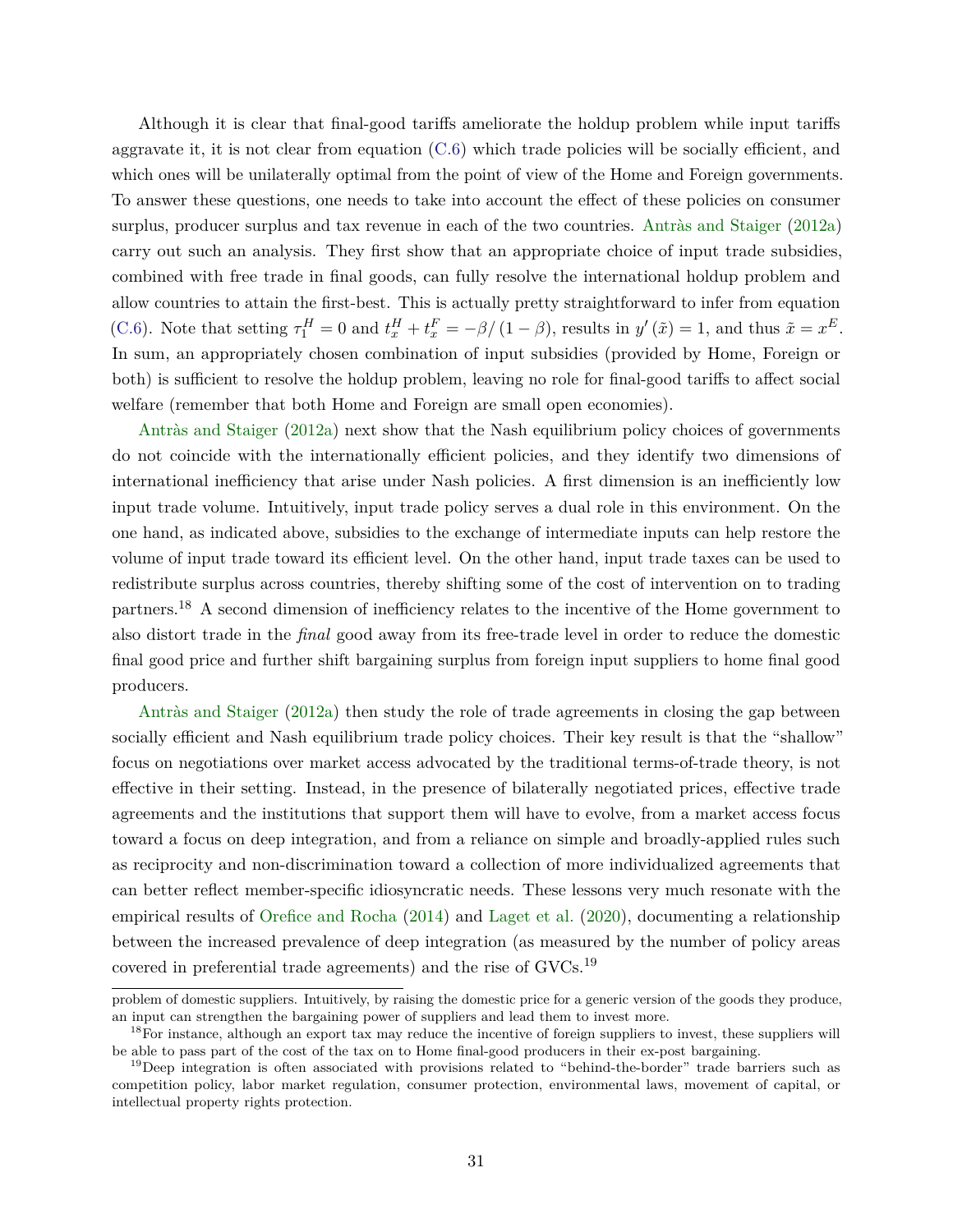Although it is clear that final-good tariffs ameliorate the holdup problem while input tariffs aggravate it, it is not clear from equation (C.6) which trade policies will be socially efficient, and which ones will be unilaterally optimal from the point of view of the Home and Foreign governments. To answer these questions, one needs to take into account the effect of these policies on consumer surplus, producer surplus and tax revenue in each of the two countries. Antràs and Staiger (2012a) carry out such an analysis. They first show that an appropriate choice of input trade subsidies, combined with free trade in final goods, can fully resolve the international holdup problem and allow countries to attain the first-best. This is actually pretty straightforward to infer from equation (C.6). Note that setting $\tau_1^H = 0$ and $t_x^H + t_x^F = -\beta/(1-\beta)$, results in $y'(\tilde{x}) = 1$, and thus $\tilde{x} = x^E$. In sum, an appropriately chosen combination of input subsidies (provided by Home, Foreign or both) is sufficient to resolve the holdup problem, leaving no role for final-good tariffs to affect social welfare (remember that both Home and Foreign are small open economies).

Antràs and Staiger (2012a) next show that the Nash equilibrium policy choices of governments do not coincide with the internationally efficient policies, and they identify two dimensions of international inefficiency that arise under Nash policies. A first dimension is an inefficiently low input trade volume. Intuitively, input trade policy serves a dual role in this environment. On the one hand, as indicated above, subsidies to the exchange of intermediate inputs can help restore the volume of input trade toward its efficient level. On the other hand, input trade taxes can be used to redistribute surplus across countries, thereby shifting some of the cost of intervention on to trading partners.[18] A second dimension of inefficiency relates to the incentive of the Home government to also distort trade in the *final* good away from its free-trade level in order to reduce the domestic final good price and further shift bargaining surplus from foreign input suppliers to home final good producers.

Antràs and Staiger (2012a) then study the role of trade agreements in closing the gap between socially efficient and Nash equilibrium trade policy choices. Their key result is that the "shallow" focus on negotiations over market access advocated by the traditional terms-of-trade theory, is not effective in their setting. Instead, in the presence of bilaterally negotiated prices, effective trade agreements and the institutions that support them will have to evolve, from a market access focus toward a focus on deep integration, and from a reliance on simple and broadly-applied rules such as reciprocity and non-discrimination toward a collection of more individualized agreements that can better reflect member-specific idiosyncratic needs. These lessons very much resonate with the empirical results of Orefice and Rocha (2014) and Laget et al. (2020), documenting a relationship between the increased prevalence of deep integration (as measured by the number of policy areas covered in preferential trade agreements) and the rise of GVCs.[19]

problem of domestic suppliers. Intuitively, by raising the domestic price for a generic version of the goods they produce, an input can strengthen the bargaining power of suppliers and lead them to invest more.

[18] For instance, although an export tax may reduce the incentive of foreign suppliers to invest, these suppliers will be able to pass part of the cost of the tax on to Home final-good producers in their ex-post bargaining.

[19] Deep integration is often associated with provisions related to "behind-the-border" trade barriers such as competition policy, labor market regulation, consumer protection, environmental laws, movement of capital, or intellectual property rights protection.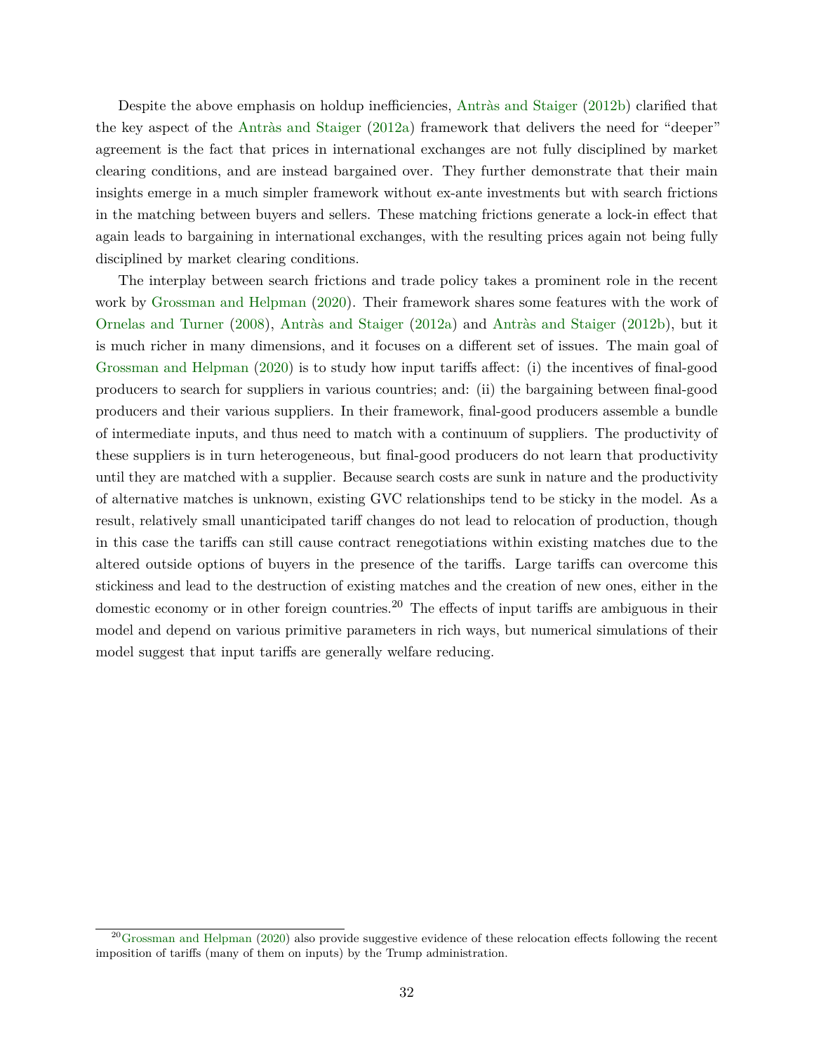Despite the above emphasis on holdup inefficiencies, Antràs and Staiger (2012b) clarified that the key aspect of the Antràs and Staiger (2012a) framework that delivers the need for "deeper" agreement is the fact that prices in international exchanges are not fully disciplined by market clearing conditions, and are instead bargained over. They further demonstrate that their main insights emerge in a much simpler framework without ex-ante investments but with search frictions in the matching between buyers and sellers. These matching frictions generate a lock-in effect that again leads to bargaining in international exchanges, with the resulting prices again not being fully disciplined by market clearing conditions.

The interplay between search frictions and trade policy takes a prominent role in the recent work by Grossman and Helpman (2020). Their framework shares some features with the work of Ornelas and Turner (2008), Antràs and Staiger (2012a) and Antràs and Staiger (2012b), but it is much richer in many dimensions, and it focuses on a different set of issues. The main goal of Grossman and Helpman (2020) is to study how input tariffs affect: (i) the incentives of final-good producers to search for suppliers in various countries; and: (ii) the bargaining between final-good producers and their various suppliers. In their framework, final-good producers assemble a bundle of intermediate inputs, and thus need to match with a continuum of suppliers. The productivity of these suppliers is in turn heterogeneous, but final-good producers do not learn that productivity until they are matched with a supplier. Because search costs are sunk in nature and the productivity of alternative matches is unknown, existing GVC relationships tend to be sticky in the model. As a result, relatively small unanticipated tariff changes do not lead to relocation of production, though in this case the tariffs can still cause contract renegotiations within existing matches due to the altered outside options of buyers in the presence of the tariffs. Large tariffs can overcome this stickiness and lead to the destruction of existing matches and the creation of new ones, either in the domestic economy or in other foreign countries.[20] The effects of input tariffs are ambiguous in their model and depend on various primitive parameters in rich ways, but numerical simulations of their model suggest that input tariffs are generally welfare reducing.

[20] Grossman and Helpman (2020) also provide suggestive evidence of these relocation effects following the recent imposition of tariffs (many of them on inputs) by the Trump administration.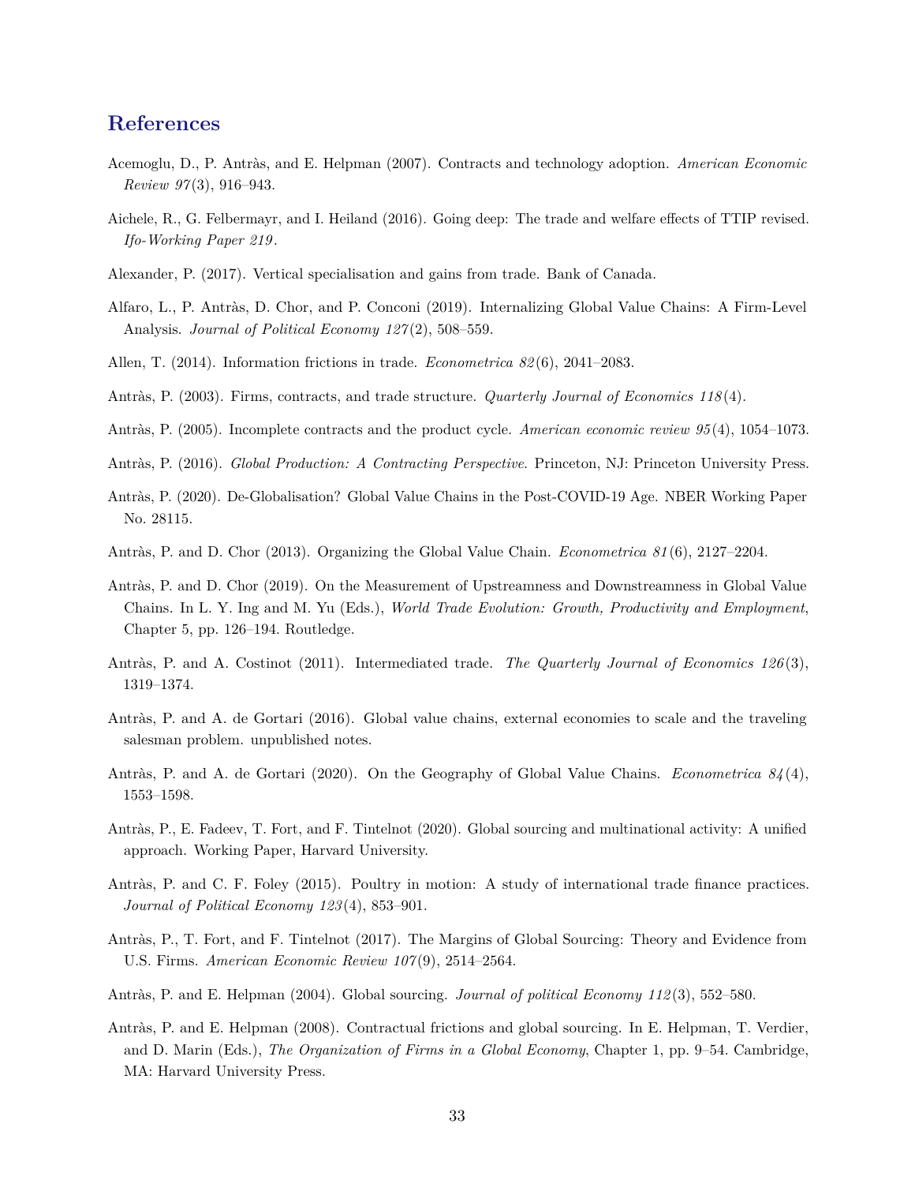## References

Acemoglu, D., P. Antràs, and E. Helpman (2007). Contracts and technology adoption. *American Economic Review 97*(3), 916–943.

Aichele, R., G. Felbermayr, and I. Heiland (2016). Going deep: The trade and welfare effects of TTIP revised. *Ifo-Working Paper 219*.

Alexander, P. (2017). Vertical specialisation and gains from trade. Bank of Canada.

Alfaro, L., P. Antràs, D. Chor, and P. Conconi (2019). Internalizing Global Value Chains: A Firm-Level Analysis. *Journal of Political Economy 127*(2), 508–559.

Allen, T. (2014). Information frictions in trade. *Econometrica 82*(6), 2041–2083.

Antràs, P. (2003). Firms, contracts, and trade structure. *Quarterly Journal of Economics 118*(4).

Antràs, P. (2005). Incomplete contracts and the product cycle. *American economic review 95*(4), 1054–1073.

Antràs, P. (2016). *Global Production: A Contracting Perspective*. Princeton, NJ: Princeton University Press.

Antràs, P. (2020). De-Globalisation? Global Value Chains in the Post-COVID-19 Age. NBER Working Paper No. 28115.

Antràs, P. and D. Chor (2013). Organizing the Global Value Chain. *Econometrica 81*(6), 2127–2204.

Antràs, P. and D. Chor (2019). On the Measurement of Upstreamness and Downstreamness in Global Value Chains. In L. Y. Ing and M. Yu (Eds.), *World Trade Evolution: Growth, Productivity and Employment*, Chapter 5, pp. 126–194. Routledge.

Antràs, P. and A. Costinot (2011). Intermediated trade. *The Quarterly Journal of Economics 126*(3), 1319–1374.

Antràs, P. and A. de Gortari (2016). Global value chains, external economies to scale and the traveling salesman problem. unpublished notes.

Antràs, P. and A. de Gortari (2020). On the Geography of Global Value Chains. *Econometrica 84*(4), 1553–1598.

Antràs, P., E. Fadeev, T. Fort, and F. Tintelnot (2020). Global sourcing and multinational activity: A unified approach. Working Paper, Harvard University.

Antràs, P. and C. F. Foley (2015). Poultry in motion: A study of international trade finance practices. *Journal of Political Economy 123*(4), 853–901.

Antràs, P., T. Fort, and F. Tintelnot (2017). The Margins of Global Sourcing: Theory and Evidence from U.S. Firms. *American Economic Review 107*(9), 2514–2564.

Antràs, P. and E. Helpman (2004). Global sourcing. *Journal of political Economy 112*(3), 552–580.

Antràs, P. and E. Helpman (2008). Contractual frictions and global sourcing. In E. Helpman, T. Verdier, and D. Marin (Eds.), *The Organization of Firms in a Global Economy*, Chapter 1, pp. 9–54. Cambridge, MA: Harvard University Press.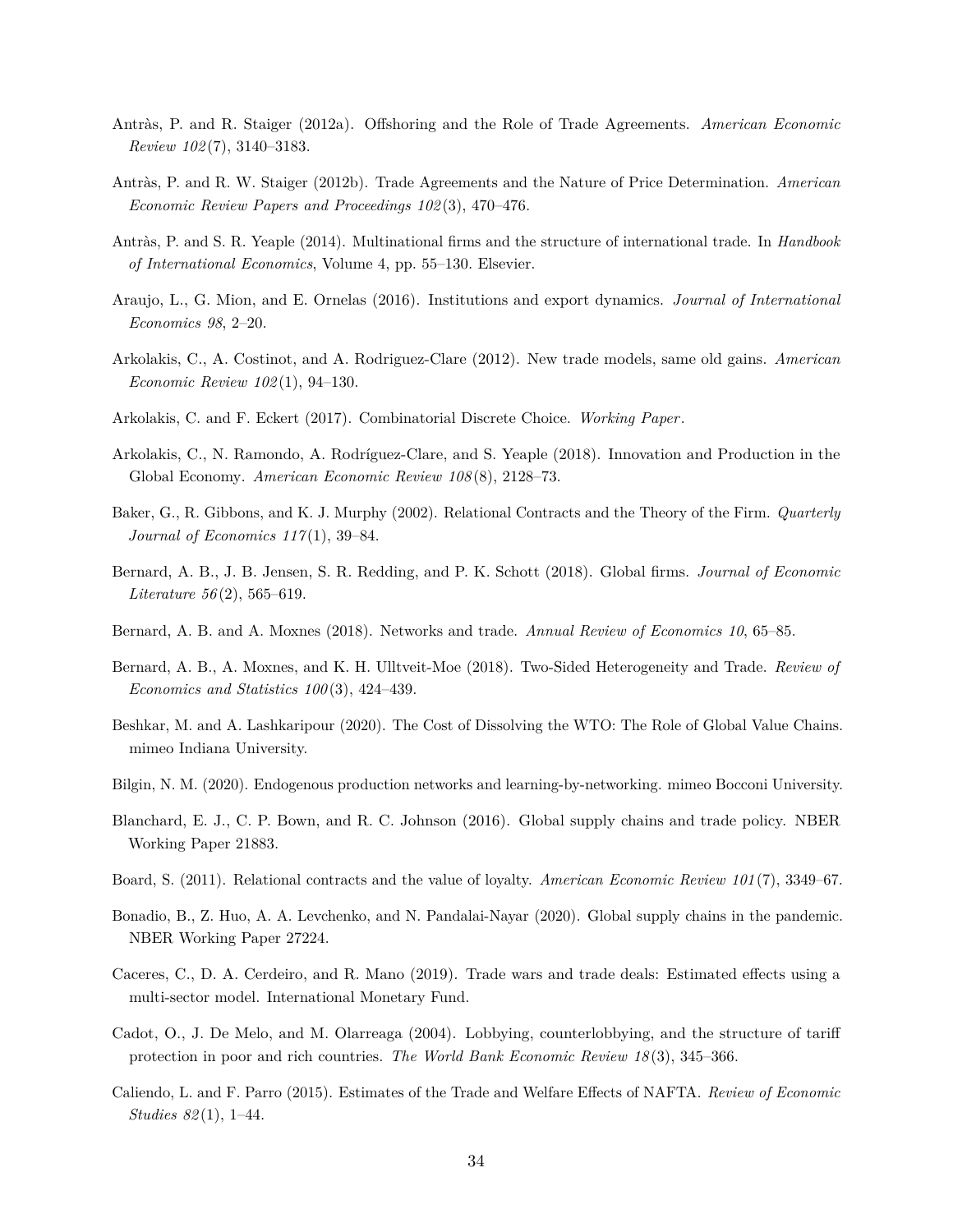Antràs, P. and R. Staiger (2012a). Offshoring and the Role of Trade Agreements. *American Economic Review 102*(7), 3140–3183.

Antràs, P. and R. W. Staiger (2012b). Trade Agreements and the Nature of Price Determination. *American Economic Review Papers and Proceedings 102*(3), 470–476.

Antràs, P. and S. R. Yeaple (2014). Multinational firms and the structure of international trade. In *Handbook of International Economics*, Volume 4, pp. 55–130. Elsevier.

Araujo, L., G. Mion, and E. Ornelas (2016). Institutions and export dynamics. *Journal of International Economics 98*, 2–20.

Arkolakis, C., A. Costinot, and A. Rodriguez-Clare (2012). New trade models, same old gains. *American Economic Review 102*(1), 94–130.

Arkolakis, C. and F. Eckert (2017). Combinatorial Discrete Choice. *Working Paper*.

Arkolakis, C., N. Ramondo, A. Rodríguez-Clare, and S. Yeaple (2018). Innovation and Production in the Global Economy. *American Economic Review 108*(8), 2128–73.

Baker, G., R. Gibbons, and K. J. Murphy (2002). Relational Contracts and the Theory of the Firm. *Quarterly Journal of Economics 117*(1), 39–84.

Bernard, A. B., J. B. Jensen, S. R. Redding, and P. K. Schott (2018). Global firms. *Journal of Economic Literature 56*(2), 565–619.

Bernard, A. B. and A. Moxnes (2018). Networks and trade. *Annual Review of Economics 10*, 65–85.

Bernard, A. B., A. Moxnes, and K. H. Ulltveit-Moe (2018). Two-Sided Heterogeneity and Trade. *Review of Economics and Statistics 100*(3), 424–439.

Beshkar, M. and A. Lashkaripour (2020). The Cost of Dissolving the WTO: The Role of Global Value Chains. mimeo Indiana University.

Bilgin, N. M. (2020). Endogenous production networks and learning-by-networking. mimeo Bocconi University.

Blanchard, E. J., C. P. Bown, and R. C. Johnson (2016). Global supply chains and trade policy. NBER Working Paper 21883.

Board, S. (2011). Relational contracts and the value of loyalty. *American Economic Review 101*(7), 3349–67.

Bonadio, B., Z. Huo, A. A. Levchenko, and N. Pandalai-Nayar (2020). Global supply chains in the pandemic. NBER Working Paper 27224.

Caceres, C., D. A. Cerdeiro, and R. Mano (2019). Trade wars and trade deals: Estimated effects using a multi-sector model. International Monetary Fund.

Cadot, O., J. De Melo, and M. Olarreaga (2004). Lobbying, counterlobbying, and the structure of tariff protection in poor and rich countries. *The World Bank Economic Review 18*(3), 345–366.

Caliendo, L. and F. Parro (2015). Estimates of the Trade and Welfare Effects of NAFTA. *Review of Economic Studies 82*(1), 1–44.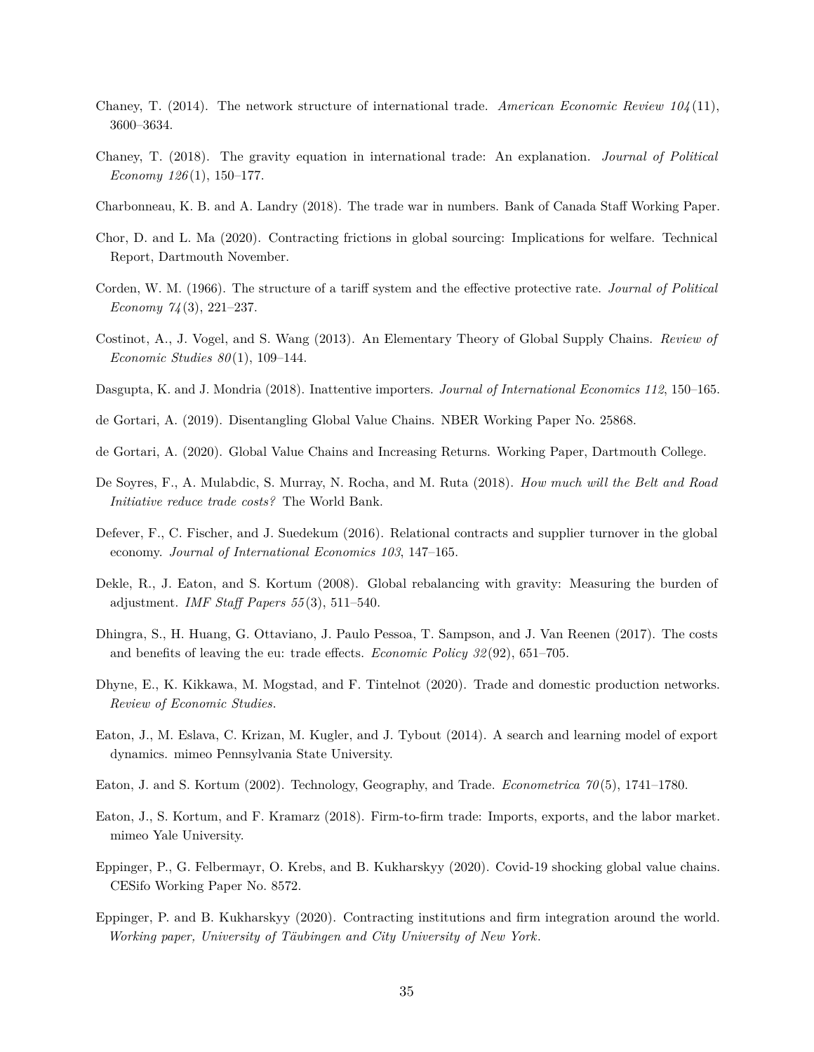Chaney, T. (2014). The network structure of international trade. *American Economic Review 104*(11), 3600–3634.

Chaney, T. (2018). The gravity equation in international trade: An explanation. *Journal of Political Economy 126*(1), 150–177.

Charbonneau, K. B. and A. Landry (2018). The trade war in numbers. Bank of Canada Staff Working Paper.

Chor, D. and L. Ma (2020). Contracting frictions in global sourcing: Implications for welfare. Technical Report, Dartmouth November.

Corden, W. M. (1966). The structure of a tariff system and the effective protective rate. *Journal of Political Economy 74*(3), 221–237.

Costinot, A., J. Vogel, and S. Wang (2013). An Elementary Theory of Global Supply Chains. *Review of Economic Studies 80*(1), 109–144.

Dasgupta, K. and J. Mondria (2018). Inattentive importers. *Journal of International Economics 112*, 150–165.

de Gortari, A. (2019). Disentangling Global Value Chains. NBER Working Paper No. 25868.

de Gortari, A. (2020). Global Value Chains and Increasing Returns. Working Paper, Dartmouth College.

De Soyres, F., A. Mulabdic, S. Murray, N. Rocha, and M. Ruta (2018). *How much will the Belt and Road Initiative reduce trade costs?* The World Bank.

Defever, F., C. Fischer, and J. Suedekum (2016). Relational contracts and supplier turnover in the global economy. *Journal of International Economics 103*, 147–165.

Dekle, R., J. Eaton, and S. Kortum (2008). Global rebalancing with gravity: Measuring the burden of adjustment. *IMF Staff Papers 55*(3), 511–540.

Dhingra, S., H. Huang, G. Ottaviano, J. Paulo Pessoa, T. Sampson, and J. Van Reenen (2017). The costs and benefits of leaving the eu: trade effects. *Economic Policy 32*(92), 651–705.

Dhyne, E., K. Kikkawa, M. Mogstad, and F. Tintelnot (2020). Trade and domestic production networks. *Review of Economic Studies*.

Eaton, J., M. Eslava, C. Krizan, M. Kugler, and J. Tybout (2014). A search and learning model of export dynamics. mimeo Pennsylvania State University.

Eaton, J. and S. Kortum (2002). Technology, Geography, and Trade. *Econometrica 70*(5), 1741–1780.

Eaton, J., S. Kortum, and F. Kramarz (2018). Firm-to-firm trade: Imports, exports, and the labor market. mimeo Yale University.

Eppinger, P., G. Felbermayr, O. Krebs, and B. Kukharskyy (2020). Covid-19 shocking global value chains. CESifo Working Paper No. 8572.

Eppinger, P. and B. Kukharskyy (2020). Contracting institutions and firm integration around the world. *Working paper, University of Täubingen and City University of New York.*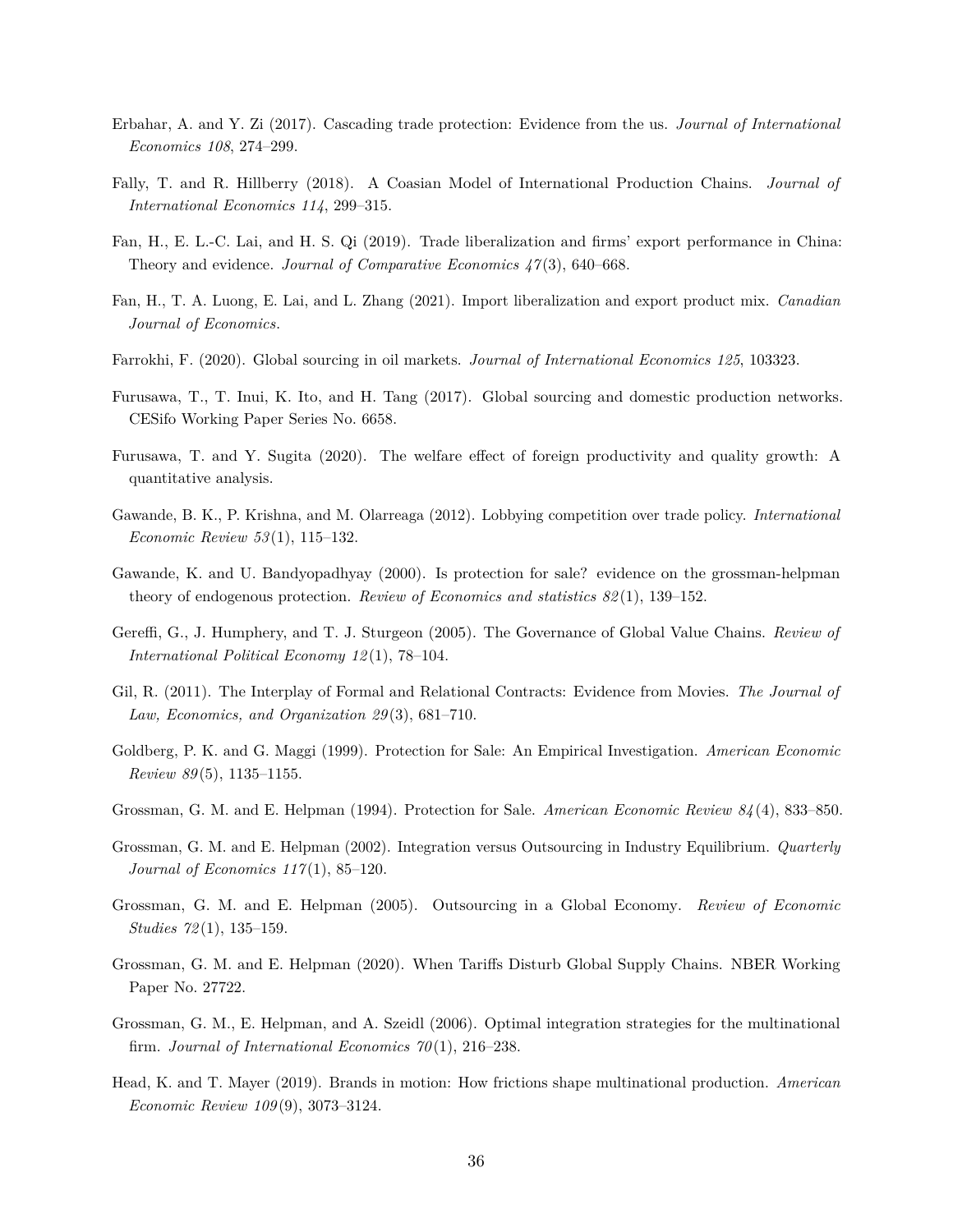Erbahar, A. and Y. Zi (2017). Cascading trade protection: Evidence from the us. *Journal of International Economics 108*, 274–299.

Fally, T. and R. Hillberry (2018). A Coasian Model of International Production Chains. *Journal of International Economics 114*, 299–315.

Fan, H., E. L.-C. Lai, and H. S. Qi (2019). Trade liberalization and firms' export performance in China: Theory and evidence. *Journal of Comparative Economics 47*(3), 640–668.

Fan, H., T. A. Luong, E. Lai, and L. Zhang (2021). Import liberalization and export product mix. *Canadian Journal of Economics*.

Farrokhi, F. (2020). Global sourcing in oil markets. *Journal of International Economics 125*, 103323.

Furusawa, T., T. Inui, K. Ito, and H. Tang (2017). Global sourcing and domestic production networks. CESifo Working Paper Series No. 6658.

Furusawa, T. and Y. Sugita (2020). The welfare effect of foreign productivity and quality growth: A quantitative analysis.

Gawande, B. K., P. Krishna, and M. Olarreaga (2012). Lobbying competition over trade policy. *International Economic Review 53*(1), 115–132.

Gawande, K. and U. Bandyopadhyay (2000). Is protection for sale? evidence on the grossman-helpman theory of endogenous protection. *Review of Economics and statistics 82*(1), 139–152.

Gereffi, G., J. Humphery, and T. J. Sturgeon (2005). The Governance of Global Value Chains. *Review of International Political Economy 12*(1), 78–104.

Gil, R. (2011). The Interplay of Formal and Relational Contracts: Evidence from Movies. *The Journal of Law, Economics, and Organization 29*(3), 681–710.

Goldberg, P. K. and G. Maggi (1999). Protection for Sale: An Empirical Investigation. *American Economic Review 89*(5), 1135–1155.

Grossman, G. M. and E. Helpman (1994). Protection for Sale. *American Economic Review 84*(4), 833–850.

Grossman, G. M. and E. Helpman (2002). Integration versus Outsourcing in Industry Equilibrium. *Quarterly Journal of Economics 117*(1), 85–120.

Grossman, G. M. and E. Helpman (2005). Outsourcing in a Global Economy. *Review of Economic Studies 72*(1), 135–159.

Grossman, G. M. and E. Helpman (2020). When Tariffs Disturb Global Supply Chains. NBER Working Paper No. 27722.

Grossman, G. M., E. Helpman, and A. Szeidl (2006). Optimal integration strategies for the multinational firm. *Journal of International Economics 70*(1), 216–238.

Head, K. and T. Mayer (2019). Brands in motion: How frictions shape multinational production. *American Economic Review 109*(9), 3073–3124.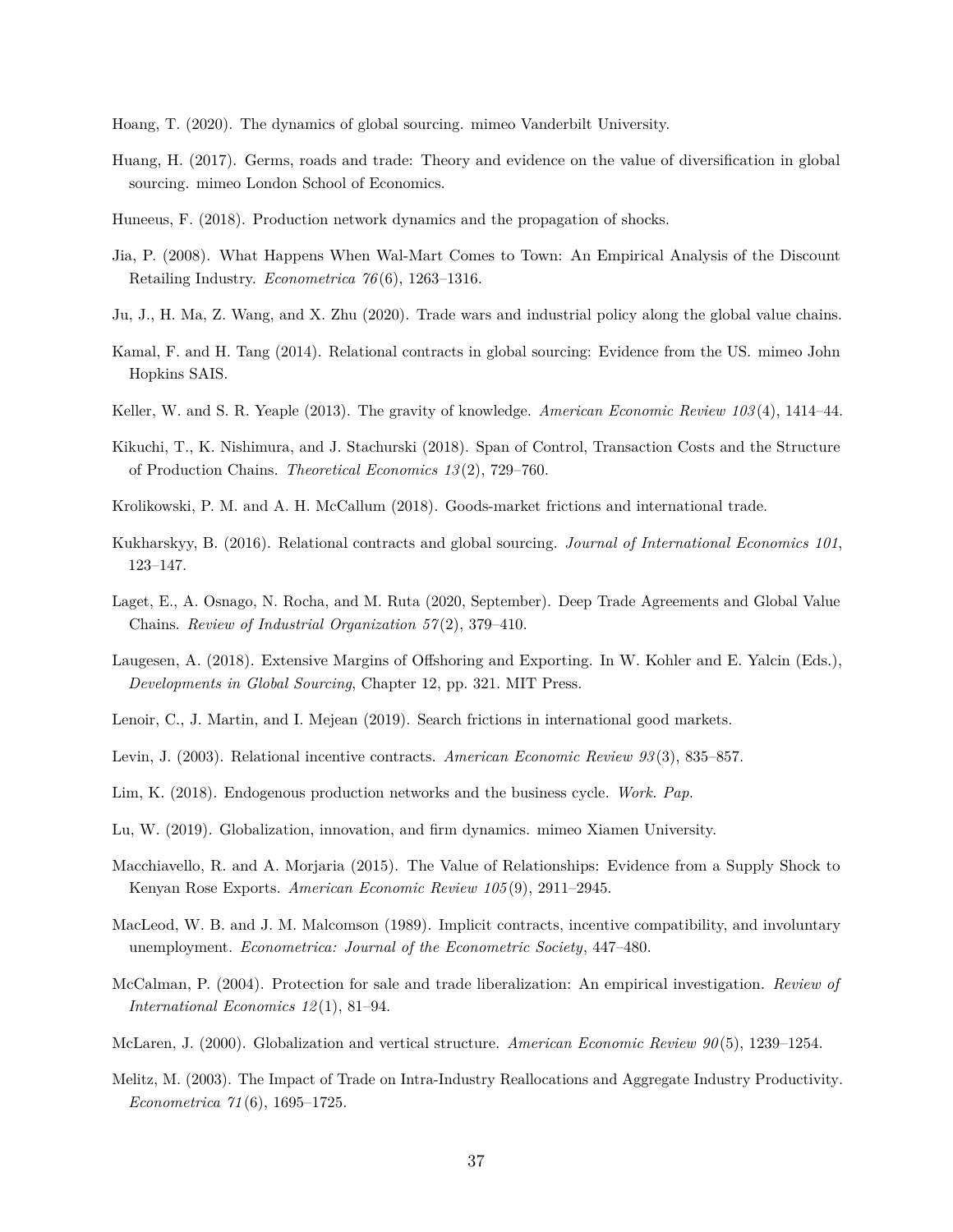Hoang, T. (2020). The dynamics of global sourcing. mimeo Vanderbilt University.

Huang, H. (2017). Germs, roads and trade: Theory and evidence on the value of diversification in global sourcing. mimeo London School of Economics.

Huneeus, F. (2018). Production network dynamics and the propagation of shocks.

Jia, P. (2008). What Happens When Wal-Mart Comes to Town: An Empirical Analysis of the Discount Retailing Industry. *Econometrica 76*(6), 1263–1316.

Ju, J., H. Ma, Z. Wang, and X. Zhu (2020). Trade wars and industrial policy along the global value chains.

Kamal, F. and H. Tang (2014). Relational contracts in global sourcing: Evidence from the US. mimeo John Hopkins SAIS.

Keller, W. and S. R. Yeaple (2013). The gravity of knowledge. *American Economic Review 103*(4), 1414–44.

Kikuchi, T., K. Nishimura, and J. Stachurski (2018). Span of Control, Transaction Costs and the Structure of Production Chains. *Theoretical Economics 13*(2), 729–760.

Krolikowski, P. M. and A. H. McCallum (2018). Goods-market frictions and international trade.

Kukharskyy, B. (2016). Relational contracts and global sourcing. *Journal of International Economics 101*, 123–147.

Laget, E., A. Osnago, N. Rocha, and M. Ruta (2020, September). Deep Trade Agreements and Global Value Chains. *Review of Industrial Organization 57*(2), 379–410.

Laugesen, A. (2018). Extensive Margins of Offshoring and Exporting. In W. Kohler and E. Yalcin (Eds.), *Developments in Global Sourcing*, Chapter 12, pp. 321. MIT Press.

Lenoir, C., J. Martin, and I. Mejean (2019). Search frictions in international good markets.

Levin, J. (2003). Relational incentive contracts. *American Economic Review 93*(3), 835–857.

Lim, K. (2018). Endogenous production networks and the business cycle. *Work. Pap.*

Lu, W. (2019). Globalization, innovation, and firm dynamics. mimeo Xiamen University.

Macchiavello, R. and A. Morjaria (2015). The Value of Relationships: Evidence from a Supply Shock to Kenyan Rose Exports. *American Economic Review 105*(9), 2911–2945.

MacLeod, W. B. and J. M. Malcomson (1989). Implicit contracts, incentive compatibility, and involuntary unemployment. *Econometrica: Journal of the Econometric Society*, 447–480.

McCalman, P. (2004). Protection for sale and trade liberalization: An empirical investigation. *Review of International Economics 12*(1), 81–94.

McLaren, J. (2000). Globalization and vertical structure. *American Economic Review 90*(5), 1239–1254.

Melitz, M. (2003). The Impact of Trade on Intra-Industry Reallocations and Aggregate Industry Productivity. *Econometrica 71*(6), 1695–1725.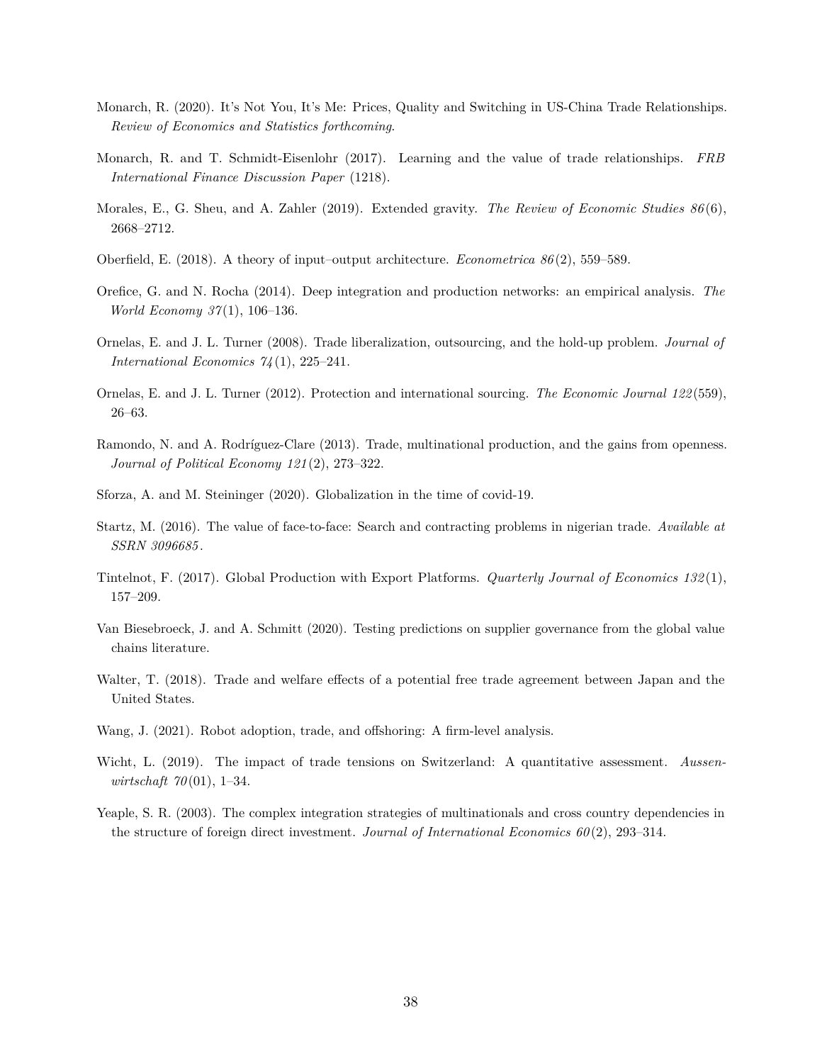Monarch, R. (2020). It's Not You, It's Me: Prices, Quality and Switching in US-China Trade Relationships. *Review of Economics and Statistics forthcoming*.

Monarch, R. and T. Schmidt-Eisenlohr (2017). Learning and the value of trade relationships. *FRB International Finance Discussion Paper* (1218).

Morales, E., G. Sheu, and A. Zahler (2019). Extended gravity. *The Review of Economic Studies 86*(6), 2668–2712.

Oberfield, E. (2018). A theory of input–output architecture. *Econometrica 86*(2), 559–589.

Orefice, G. and N. Rocha (2014). Deep integration and production networks: an empirical analysis. *The World Economy 37*(1), 106–136.

Ornelas, E. and J. L. Turner (2008). Trade liberalization, outsourcing, and the hold-up problem. *Journal of International Economics 74*(1), 225–241.

Ornelas, E. and J. L. Turner (2012). Protection and international sourcing. *The Economic Journal 122*(559), 26–63.

Ramondo, N. and A. Rodríguez-Clare (2013). Trade, multinational production, and the gains from openness. *Journal of Political Economy 121*(2), 273–322.

Sforza, A. and M. Steininger (2020). Globalization in the time of covid-19.

Startz, M. (2016). The value of face-to-face: Search and contracting problems in nigerian trade. *Available at SSRN 3096685*.

Tintelnot, F. (2017). Global Production with Export Platforms. *Quarterly Journal of Economics 132*(1), 157–209.

Van Biesebroeck, J. and A. Schmitt (2020). Testing predictions on supplier governance from the global value chains literature.

Walter, T. (2018). Trade and welfare effects of a potential free trade agreement between Japan and the United States.

Wang, J. (2021). Robot adoption, trade, and offshoring: A firm-level analysis.

Wicht, L. (2019). The impact of trade tensions on Switzerland: A quantitative assessment. *Aussenwirtschaft 70*(01), 1–34.

Yeaple, S. R. (2003). The complex integration strategies of multinationals and cross country dependencies in the structure of foreign direct investment. *Journal of International Economics 60*(2), 293–314.